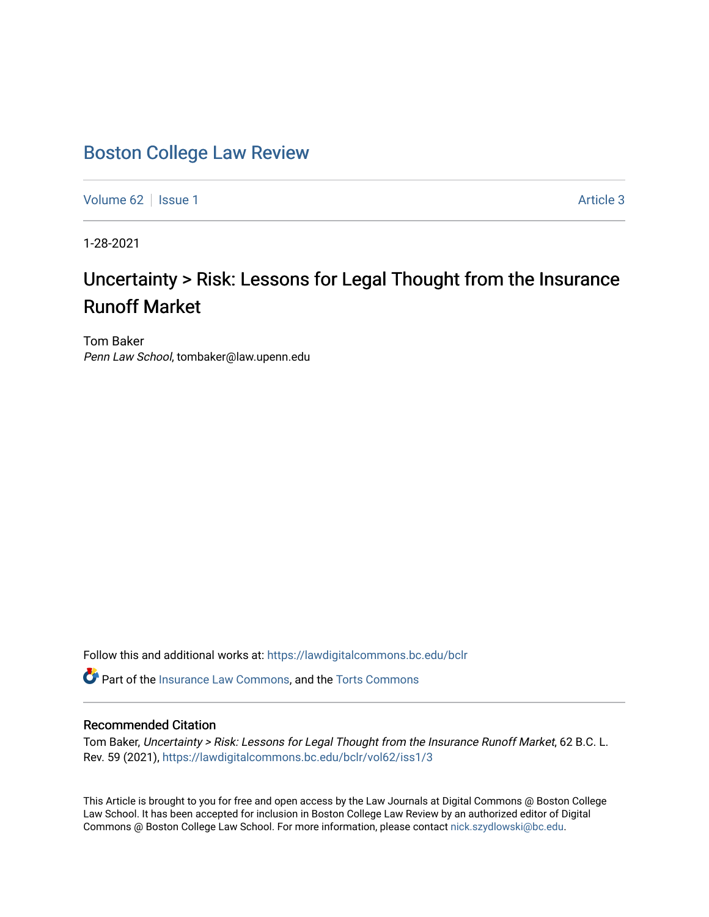# Boston College Law Review

Volume 62 | Issue 1 | Article 3

1-28-2021

## Uncertainty > Risk: Lessons for Legal Thought from the Insurance Runoff Market

Tom Baker
*Penn Law School*, tombaker@law.upenn.edu

Follow this and additional works at: https://lawdigitalcommons.bc.edu/bclr

Part of the Insurance Law Commons, and the Torts Commons

### Recommended Citation

Tom Baker, *Uncertainty > Risk: Lessons for Legal Thought from the Insurance Runoff Market*, 62 B.C. L. Rev. 59 (2021), https://lawdigitalcommons.bc.edu/bclr/vol62/iss1/3

This Article is brought to you for free and open access by the Law Journals at Digital Commons @ Boston College Law School. It has been accepted for inclusion in Boston College Law Review by an authorized editor of Digital Commons @ Boston College Law School. For more information, please contact nick.szydlowski@bc.edu.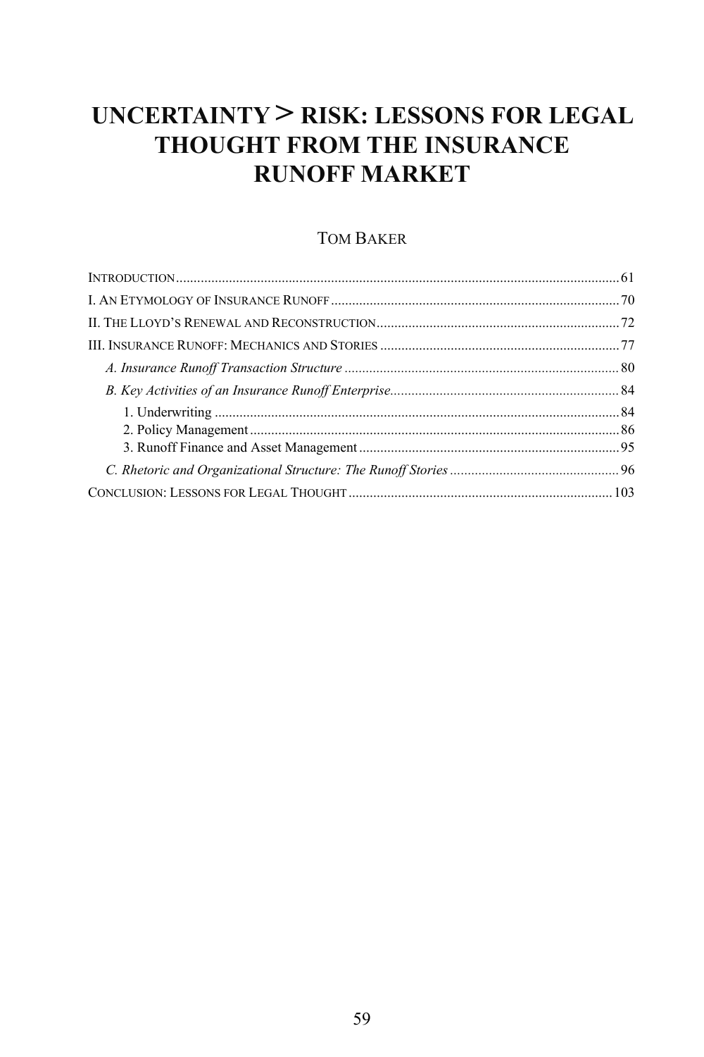# UNCERTAINTY > RISK: LESSONS FOR LEGAL THOUGHT FROM THE INSURANCE RUNOFF MARKET

TOM BAKER

INTRODUCTION ........................................................................................................ 61

I. AN ETYMOLOGY OF INSURANCE RUNOFF ............................................................ 70

II. THE LLOYD'S RENEWAL AND RECONSTRUCTION ................................................ 72

III. INSURANCE RUNOFF: MECHANICS AND STORIES ............................................... 77

- *A. Insurance Runoff Transaction Structure* ........................................................ 80
- *B. Key Activities of an Insurance Runoff Enterprise* ........................................... 84
  - 1. Underwriting ............................................................................................ 84
  - 2. Policy Management .................................................................................. 86
  - 3. Runoff Finance and Asset Management ....................................................... 95
- *C. Rhetoric and Organizational Structure: The Runoff Stories* ............................. 96

CONCLUSION: LESSONS FOR LEGAL THOUGHT ....................................................... 103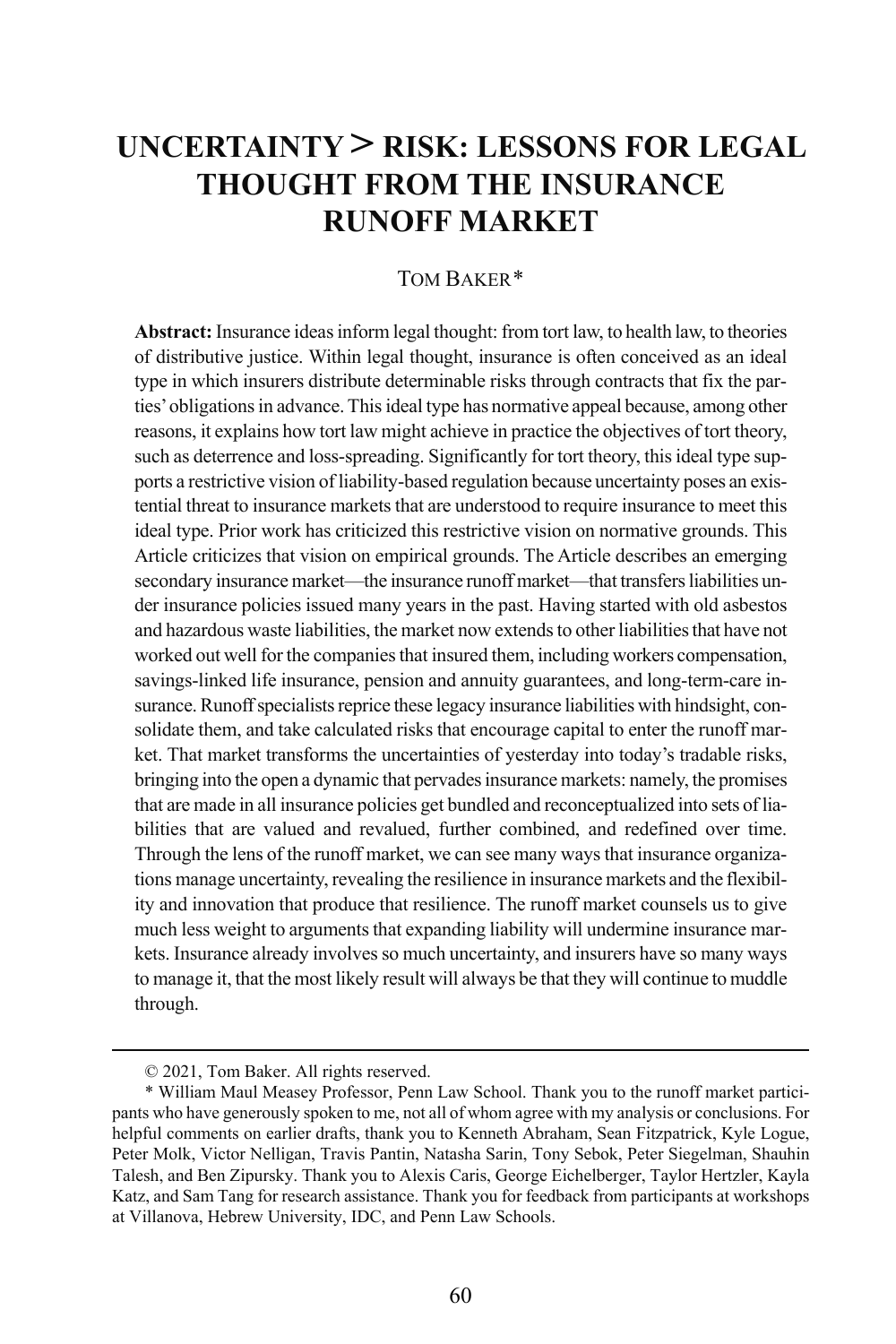# UNCERTAINTY > RISK: LESSONS FOR LEGAL THOUGHT FROM THE INSURANCE RUNOFF MARKET

TOM BAKER*

**Abstract:** Insurance ideas inform legal thought: from tort law, to health law, to theories of distributive justice. Within legal thought, insurance is often conceived as an ideal type in which insurers distribute determinable risks through contracts that fix the parties' obligations in advance. This ideal type has normative appeal because, among other reasons, it explains how tort law might achieve in practice the objectives of tort theory, such as deterrence and loss-spreading. Significantly for tort theory, this ideal type supports a restrictive vision of liability-based regulation because uncertainty poses an existential threat to insurance markets that are understood to require insurance to meet this ideal type. Prior work has criticized this restrictive vision on normative grounds. This Article criticizes that vision on empirical grounds. The Article describes an emerging secondary insurance market—the insurance runoff market—that transfers liabilities under insurance policies issued many years in the past. Having started with old asbestos and hazardous waste liabilities, the market now extends to other liabilities that have not worked out well for the companies that insured them, including workers compensation, savings-linked life insurance, pension and annuity guarantees, and long-term-care insurance. Runoff specialists reprice these legacy insurance liabilities with hindsight, consolidate them, and take calculated risks that encourage capital to enter the runoff market. That market transforms the uncertainties of yesterday into today's tradable risks, bringing into the open a dynamic that pervades insurance markets: namely, the promises that are made in all insurance policies get bundled and reconceptualized into sets of liabilities that are valued and revalued, further combined, and redefined over time. Through the lens of the runoff market, we can see many ways that insurance organizations manage uncertainty, revealing the resilience in insurance markets and the flexibility and innovation that produce that resilience. The runoff market counsels us to give much less weight to arguments that expanding liability will undermine insurance markets. Insurance already involves so much uncertainty, and insurers have so many ways to manage it, that the most likely result will always be that they will continue to muddle through.

---

© 2021, Tom Baker. All rights reserved.

* William Maul Measey Professor, Penn Law School. Thank you to the runoff market participants who have generously spoken to me, not all of whom agree with my analysis or conclusions. For helpful comments on earlier drafts, thank you to Kenneth Abraham, Sean Fitzpatrick, Kyle Logue, Peter Molk, Victor Nelligan, Travis Pantin, Natasha Sarin, Tony Sebok, Peter Siegelman, Shauhin Talesh, and Ben Zipursky. Thank you to Alexis Caris, George Eichelberger, Taylor Hertzler, Kayla Katz, and Sam Tang for research assistance. Thank you for feedback from participants at workshops at Villanova, Hebrew University, IDC, and Penn Law Schools.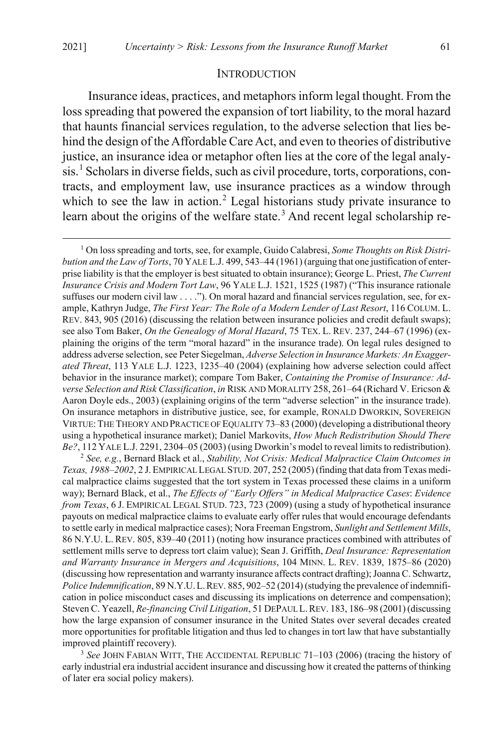## INTRODUCTION

Insurance ideas, practices, and metaphors inform legal thought. From the loss spreading that powered the expansion of tort liability, to the moral hazard that haunts financial services regulation, to the adverse selection that lies behind the design of the Affordable Care Act, and even to theories of distributive justice, an insurance idea or metaphor often lies at the core of the legal analysis.[1] Scholars in diverse fields, such as civil procedure, torts, corporations, contracts, and employment law, use insurance practices as a window through which to see the law in action.[2] Legal historians study private insurance to learn about the origins of the welfare state.[3] And recent legal scholarship re-

[1] On loss spreading and torts, see, for example, Guido Calabresi, *Some Thoughts on Risk Distribution and the Law of Torts*, 70 YALE L.J. 499, 543–44 (1961) (arguing that one justification of enterprise liability is that the employer is best situated to obtain insurance); George L. Priest, *The Current Insurance Crisis and Modern Tort Law*, 96 YALE L.J. 1521, 1525 (1987) ("This insurance rationale suffuses our modern civil law . . . ."). On moral hazard and financial services regulation, see, for example, Kathryn Judge, *The First Year: The Role of a Modern Lender of Last Resort*, 116 COLUM. L. REV. 843, 905 (2016) (discussing the relation between insurance policies and credit default swaps); see also Tom Baker, *On the Genealogy of Moral Hazard*, 75 TEX. L. REV. 237, 244–67 (1996) (explaining the origins of the term "moral hazard" in the insurance trade). On legal rules designed to address adverse selection, see Peter Siegelman, *Adverse Selection in Insurance Markets: An Exaggerated Threat*, 113 YALE L.J. 1223, 1235–40 (2004) (explaining how adverse selection could affect behavior in the insurance market); compare Tom Baker, *Containing the Promise of Insurance: Adverse Selection and Risk Classification*, *in* RISK AND MORALITY 258, 261–64 (Richard V. Ericson & Aaron Doyle eds., 2003) (explaining origins of the term "adverse selection" in the insurance trade). On insurance metaphors in distributive justice, see, for example, RONALD DWORKIN, SOVEREIGN VIRTUE: THE THEORY AND PRACTICE OF EQUALITY 73–83 (2000) (developing a distributional theory using a hypothetical insurance market); Daniel Markovits, *How Much Redistribution Should There Be?*, 112 YALE L.J. 2291, 2304–05 (2003) (using Dworkin's model to reveal limits to redistribution).

[2] *See, e.g.*, Bernard Black et al., *Stability, Not Crisis: Medical Malpractice Claim Outcomes in Texas, 1988–2002*, 2 J. EMPIRICAL LEGAL STUD. 207, 252 (2005) (finding that data from Texas medical malpractice claims suggested that the tort system in Texas processed these claims in a uniform way); Bernard Black, et al., *The Effects of "Early Offers" in Medical Malpractice Cases*: *Evidence from Texas*, 6 J. EMPIRICAL LEGAL STUD. 723, 723 (2009) (using a study of hypothetical insurance payouts on medical malpractice claims to evaluate early offer rules that would encourage defendants to settle early in medical malpractice cases); Nora Freeman Engstrom, *Sunlight and Settlement Mills*, 86 N.Y.U. L. REV. 805, 839–40 (2011) (noting how insurance practices combined with attributes of settlement mills serve to depress tort claim value); Sean J. Griffith, *Deal Insurance: Representation and Warranty Insurance in Mergers and Acquisitions*, 104 MINN. L. REV. 1839, 1875–86 (2020) (discussing how representation and warranty insurance affects contract drafting); Joanna C. Schwartz, *Police Indemnification*, 89 N.Y.U. L. REV. 885, 902–52 (2014) (studying the prevalence of indemnification in police misconduct cases and discussing its implications on deterrence and compensation); Steven C. Yeazell, *Re-financing Civil Litigation*, 51 DEPAUL L. REV. 183, 186–98 (2001) (discussing how the large expansion of consumer insurance in the United States over several decades created more opportunities for profitable litigation and thus led to changes in tort law that have substantially improved plaintiff recovery).

[3] *See* JOHN FABIAN WITT, THE ACCIDENTAL REPUBLIC 71–103 (2006) (tracing the history of early industrial era industrial accident insurance and discussing how it created the patterns of thinking of later era social policy makers).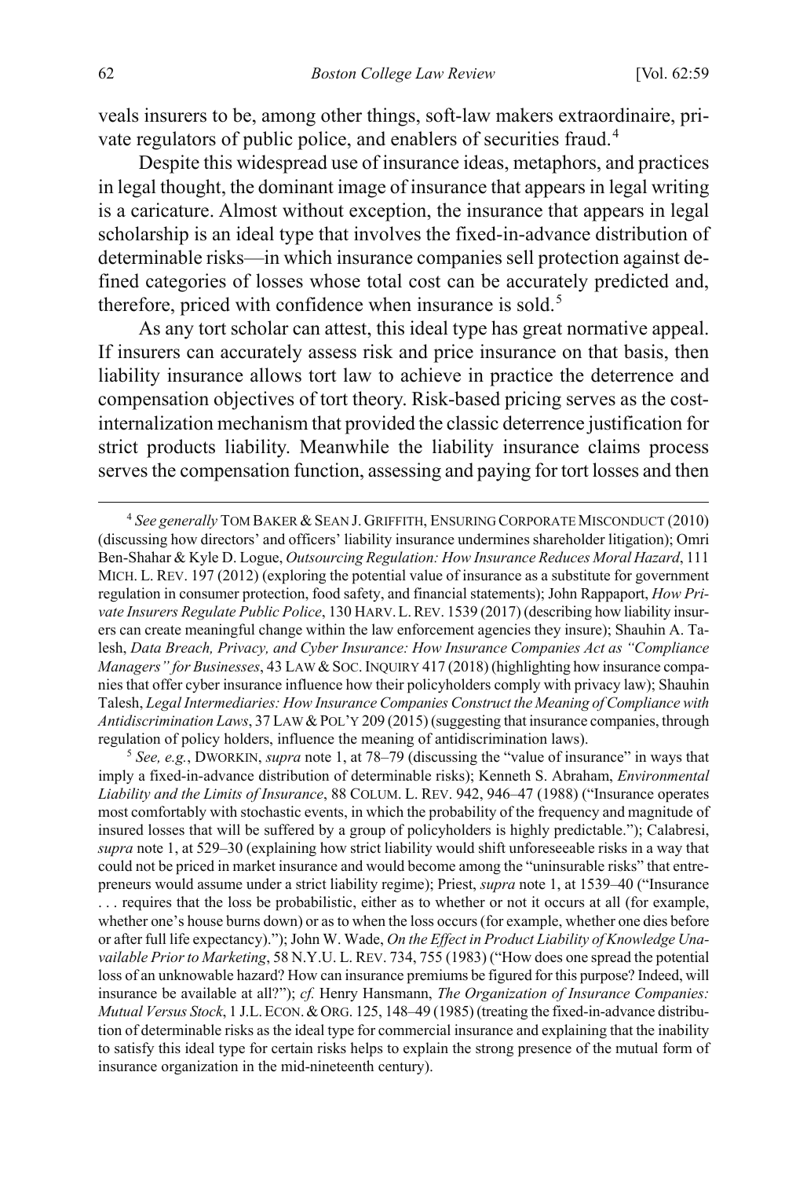veals insurers to be, among other things, soft-law makers extraordinaire, private regulators of public police, and enablers of securities fraud.[4]

Despite this widespread use of insurance ideas, metaphors, and practices in legal thought, the dominant image of insurance that appears in legal writing is a caricature. Almost without exception, the insurance that appears in legal scholarship is an ideal type that involves the fixed-in-advance distribution of determinable risks—in which insurance companies sell protection against defined categories of losses whose total cost can be accurately predicted and, therefore, priced with confidence when insurance is sold.[5]

As any tort scholar can attest, this ideal type has great normative appeal. If insurers can accurately assess risk and price insurance on that basis, then liability insurance allows tort law to achieve in practice the deterrence and compensation objectives of tort theory. Risk-based pricing serves as the cost-internalization mechanism that provided the classic deterrence justification for strict products liability. Meanwhile the liability insurance claims process serves the compensation function, assessing and paying for tort losses and then

---

[4] *See generally* TOM BAKER & SEAN J. GRIFFITH, ENSURING CORPORATE MISCONDUCT (2010) (discussing how directors' and officers' liability insurance undermines shareholder litigation); Omri Ben-Shahar & Kyle D. Logue, *Outsourcing Regulation: How Insurance Reduces Moral Hazard*, 111 MICH. L. REV. 197 (2012) (exploring the potential value of insurance as a substitute for government regulation in consumer protection, food safety, and financial statements); John Rappaport, *How Private Insurers Regulate Public Police*, 130 HARV. L. REV. 1539 (2017) (describing how liability insurers can create meaningful change within the law enforcement agencies they insure); Shauhin A. Talesh, *Data Breach, Privacy, and Cyber Insurance: How Insurance Companies Act as "Compliance Managers" for Businesses*, 43 LAW & SOC. INQUIRY 417 (2018) (highlighting how insurance companies that offer cyber insurance influence how their policyholders comply with privacy law); Shauhin Talesh, *Legal Intermediaries: How Insurance Companies Construct the Meaning of Compliance with Antidiscrimination Laws*, 37 LAW & POL'Y 209 (2015) (suggesting that insurance companies, through regulation of policy holders, influence the meaning of antidiscrimination laws).

[5] *See, e.g.*, DWORKIN, *supra* note 1, at 78–79 (discussing the "value of insurance" in ways that imply a fixed-in-advance distribution of determinable risks); Kenneth S. Abraham, *Environmental Liability and the Limits of Insurance*, 88 COLUM. L. REV. 942, 946–47 (1988) ("Insurance operates most comfortably with stochastic events, in which the probability of the frequency and magnitude of insured losses that will be suffered by a group of policyholders is highly predictable."); Calabresi, *supra* note 1, at 529–30 (explaining how strict liability would shift unforeseeable risks in a way that could not be priced in market insurance and would become among the "uninsurable risks" that entrepreneurs would assume under a strict liability regime); Priest, *supra* note 1, at 1539–40 ("Insurance . . . requires that the loss be probabilistic, either as to whether or not it occurs at all (for example, whether one's house burns down) or as to when the loss occurs (for example, whether one dies before or after full life expectancy)."); John W. Wade, *On the Effect in Product Liability of Knowledge Unavailable Prior to Marketing*, 58 N.Y.U. L. REV. 734, 755 (1983) ("How does one spread the potential loss of an unknowable hazard? How can insurance premiums be figured for this purpose? Indeed, will insurance be available at all?"); *cf.* Henry Hansmann, *The Organization of Insurance Companies: Mutual Versus Stock*, 1 J.L. ECON. & ORG. 125, 148–49 (1985) (treating the fixed-in-advance distribution of determinable risks as the ideal type for commercial insurance and explaining that the inability to satisfy this ideal type for certain risks helps to explain the strong presence of the mutual form of insurance organization in the mid-nineteenth century).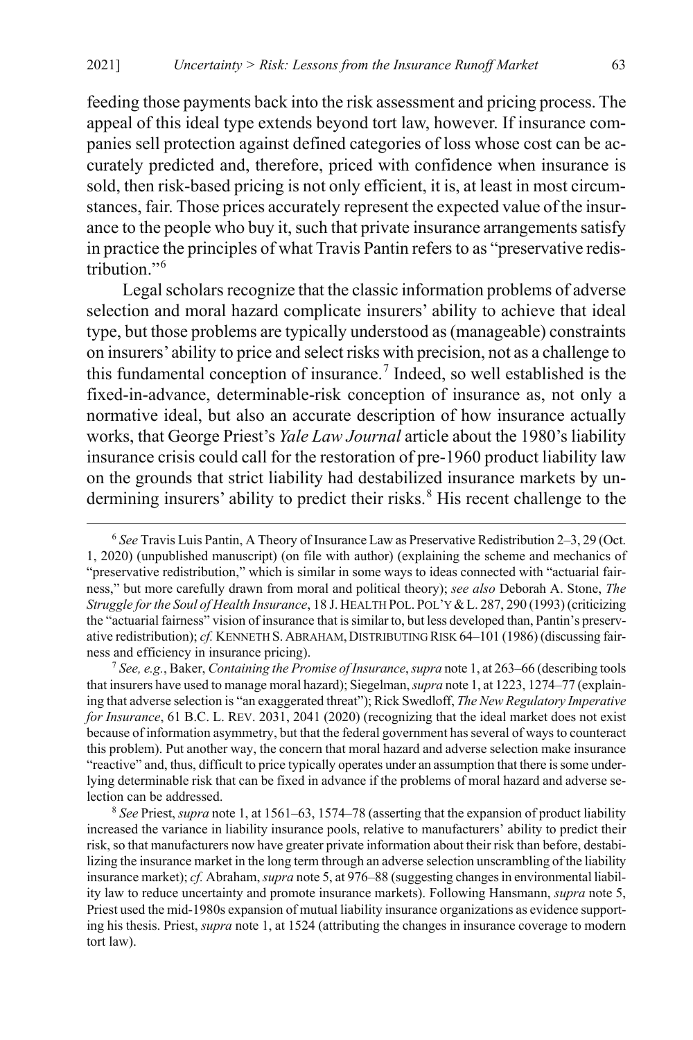feeding those payments back into the risk assessment and pricing process. The appeal of this ideal type extends beyond tort law, however. If insurance companies sell protection against defined categories of loss whose cost can be accurately predicted and, therefore, priced with confidence when insurance is sold, then risk-based pricing is not only efficient, it is, at least in most circumstances, fair. Those prices accurately represent the expected value of the insurance to the people who buy it, such that private insurance arrangements satisfy in practice the principles of what Travis Pantin refers to as "preservative redistribution."[6]

Legal scholars recognize that the classic information problems of adverse selection and moral hazard complicate insurers' ability to achieve that ideal type, but those problems are typically understood as (manageable) constraints on insurers' ability to price and select risks with precision, not as a challenge to this fundamental conception of insurance.[7] Indeed, so well established is the fixed-in-advance, determinable-risk conception of insurance as, not only a normative ideal, but also an accurate description of how insurance actually works, that George Priest's *Yale Law Journal* article about the 1980's liability insurance crisis could call for the restoration of pre-1960 product liability law on the grounds that strict liability had destabilized insurance markets by undermining insurers' ability to predict their risks.[8] His recent challenge to the

---

[6] *See* Travis Luis Pantin, A Theory of Insurance Law as Preservative Redistribution 2–3, 29 (Oct. 1, 2020) (unpublished manuscript) (on file with author) (explaining the scheme and mechanics of "preservative redistribution," which is similar in some ways to ideas connected with "actuarial fairness," but more carefully drawn from moral and political theory); *see also* Deborah A. Stone, *The Struggle for the Soul of Health Insurance*, 18 J. HEALTH POL. POL'Y & L. 287, 290 (1993) (criticizing the "actuarial fairness" vision of insurance that is similar to, but less developed than, Pantin's preservative redistribution); *cf.* KENNETH S. ABRAHAM, DISTRIBUTING RISK 64–101 (1986) (discussing fairness and efficiency in insurance pricing).

[7] *See, e.g.*, Baker, *Containing the Promise of Insurance*, *supra* note 1, at 263–66 (describing tools that insurers have used to manage moral hazard); Siegelman, *supra* note 1, at 1223, 1274–77 (explaining that adverse selection is "an exaggerated threat"); Rick Swedloff, *The New Regulatory Imperative for Insurance*, 61 B.C. L. REV. 2031, 2041 (2020) (recognizing that the ideal market does not exist because of information asymmetry, but that the federal government has several of ways to counteract this problem). Put another way, the concern that moral hazard and adverse selection make insurance "reactive" and, thus, difficult to price typically operates under an assumption that there is some underlying determinable risk that can be fixed in advance if the problems of moral hazard and adverse selection can be addressed.

[8] *See* Priest, *supra* note 1, at 1561–63, 1574–78 (asserting that the expansion of product liability increased the variance in liability insurance pools, relative to manufacturers' ability to predict their risk, so that manufacturers now have greater private information about their risk than before, destabilizing the insurance market in the long term through an adverse selection unscrambling of the liability insurance market); *cf.* Abraham, *supra* note 5, at 976–88 (suggesting changes in environmental liability law to reduce uncertainty and promote insurance markets). Following Hansmann, *supra* note 5, Priest used the mid-1980s expansion of mutual liability insurance organizations as evidence supporting his thesis. Priest, *supra* note 1, at 1524 (attributing the changes in insurance coverage to modern tort law).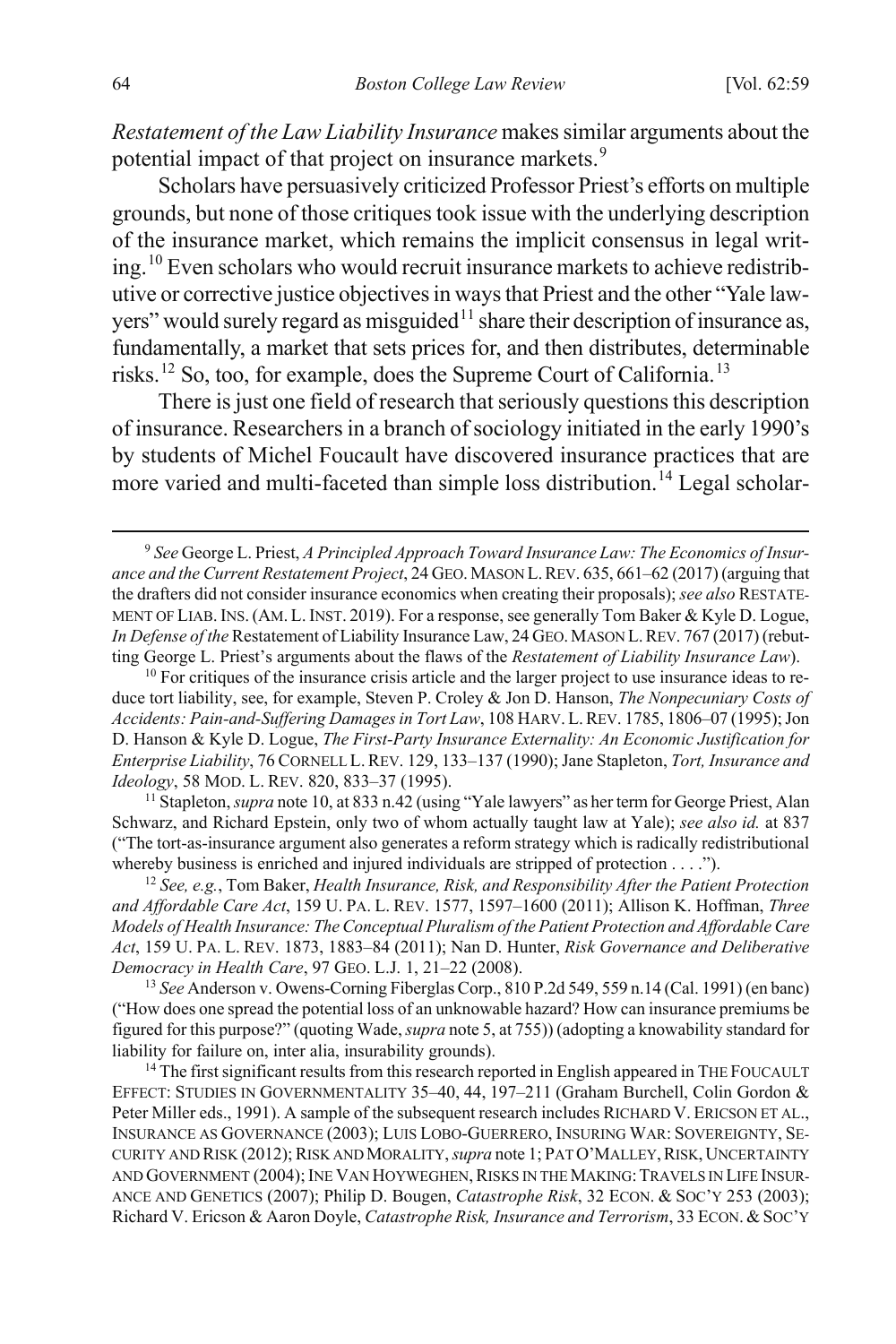*Restatement of the Law Liability Insurance* makes similar arguments about the potential impact of that project on insurance markets.[9]

Scholars have persuasively criticized Professor Priest's efforts on multiple grounds, but none of those critiques took issue with the underlying description of the insurance market, which remains the implicit consensus in legal writing.[10] Even scholars who would recruit insurance markets to achieve redistributive or corrective justice objectives in ways that Priest and the other "Yale lawyers" would surely regard as misguided[11] share their description of insurance as, fundamentally, a market that sets prices for, and then distributes, determinable risks.[12] So, too, for example, does the Supreme Court of California.[13]

There is just one field of research that seriously questions this description of insurance. Researchers in a branch of sociology initiated in the early 1990's by students of Michel Foucault have discovered insurance practices that are more varied and multi-faceted than simple loss distribution.[14] Legal scholar-

---

[9] *See* George L. Priest, *A Principled Approach Toward Insurance Law: The Economics of Insurance and the Current Restatement Project*, 24 GEO. MASON L. REV. 635, 661–62 (2017) (arguing that the drafters did not consider insurance economics when creating their proposals); *see also* RESTATEMENT OF LIAB. INS. (AM. L. INST. 2019). For a response, see generally Tom Baker & Kyle D. Logue, *In Defense of the* Restatement of Liability Insurance Law, 24 GEO. MASON L. REV. 767 (2017) (rebutting George L. Priest's arguments about the flaws of the *Restatement of Liability Insurance Law*).

[10] For critiques of the insurance crisis article and the larger project to use insurance ideas to reduce tort liability, see, for example, Steven P. Croley & Jon D. Hanson, *The Nonpecuniary Costs of Accidents: Pain-and-Suffering Damages in Tort Law*, 108 HARV. L. REV. 1785, 1806–07 (1995); Jon D. Hanson & Kyle D. Logue, *The First-Party Insurance Externality: An Economic Justification for Enterprise Liability*, 76 CORNELL L. REV. 129, 133–137 (1990); Jane Stapleton, *Tort, Insurance and Ideology*, 58 MOD. L. REV. 820, 833–37 (1995).

[11] Stapleton, *supra* note 10, at 833 n.42 (using "Yale lawyers" as her term for George Priest, Alan Schwarz, and Richard Epstein, only two of whom actually taught law at Yale); *see also id.* at 837 ("The tort-as-insurance argument also generates a reform strategy which is radically redistributional whereby business is enriched and injured individuals are stripped of protection . . . .").

[12] *See, e.g.*, Tom Baker, *Health Insurance, Risk, and Responsibility After the Patient Protection and Affordable Care Act*, 159 U. PA. L. REV. 1577, 1597–1600 (2011); Allison K. Hoffman, *Three Models of Health Insurance: The Conceptual Pluralism of the Patient Protection and Affordable Care Act*, 159 U. PA. L. REV. 1873, 1883–84 (2011); Nan D. Hunter, *Risk Governance and Deliberative Democracy in Health Care*, 97 GEO. L.J. 1, 21–22 (2008).

[13] *See* Anderson v. Owens-Corning Fiberglas Corp., 810 P.2d 549, 559 n.14 (Cal. 1991) (en banc) ("How does one spread the potential loss of an unknowable hazard? How can insurance premiums be figured for this purpose?" (quoting Wade, *supra* note 5, at 755)) (adopting a knowability standard for liability for failure on, inter alia, insurability grounds).

[14] The first significant results from this research reported in English appeared in THE FOUCAULT EFFECT: STUDIES IN GOVERNMENTALITY 35–40, 44, 197–211 (Graham Burchell, Colin Gordon & Peter Miller eds., 1991). A sample of the subsequent research includes RICHARD V. ERICSON ET AL., INSURANCE AS GOVERNANCE (2003); LUIS LOBO-GUERRERO, INSURING WAR: SOVEREIGNTY, SECURITY AND RISK (2012); RISK AND MORALITY, *supra* note 1; PAT O'MALLEY, RISK, UNCERTAINTY AND GOVERNMENT (2004); INE VAN HOYWEGHEN, RISKS IN THE MAKING: TRAVELS IN LIFE INSURANCE AND GENETICS (2007); Philip D. Bougen, *Catastrophe Risk*, 32 ECON. & SOC'Y 253 (2003); Richard V. Ericson & Aaron Doyle, *Catastrophe Risk, Insurance and Terrorism*, 33 ECON. & SOC'Y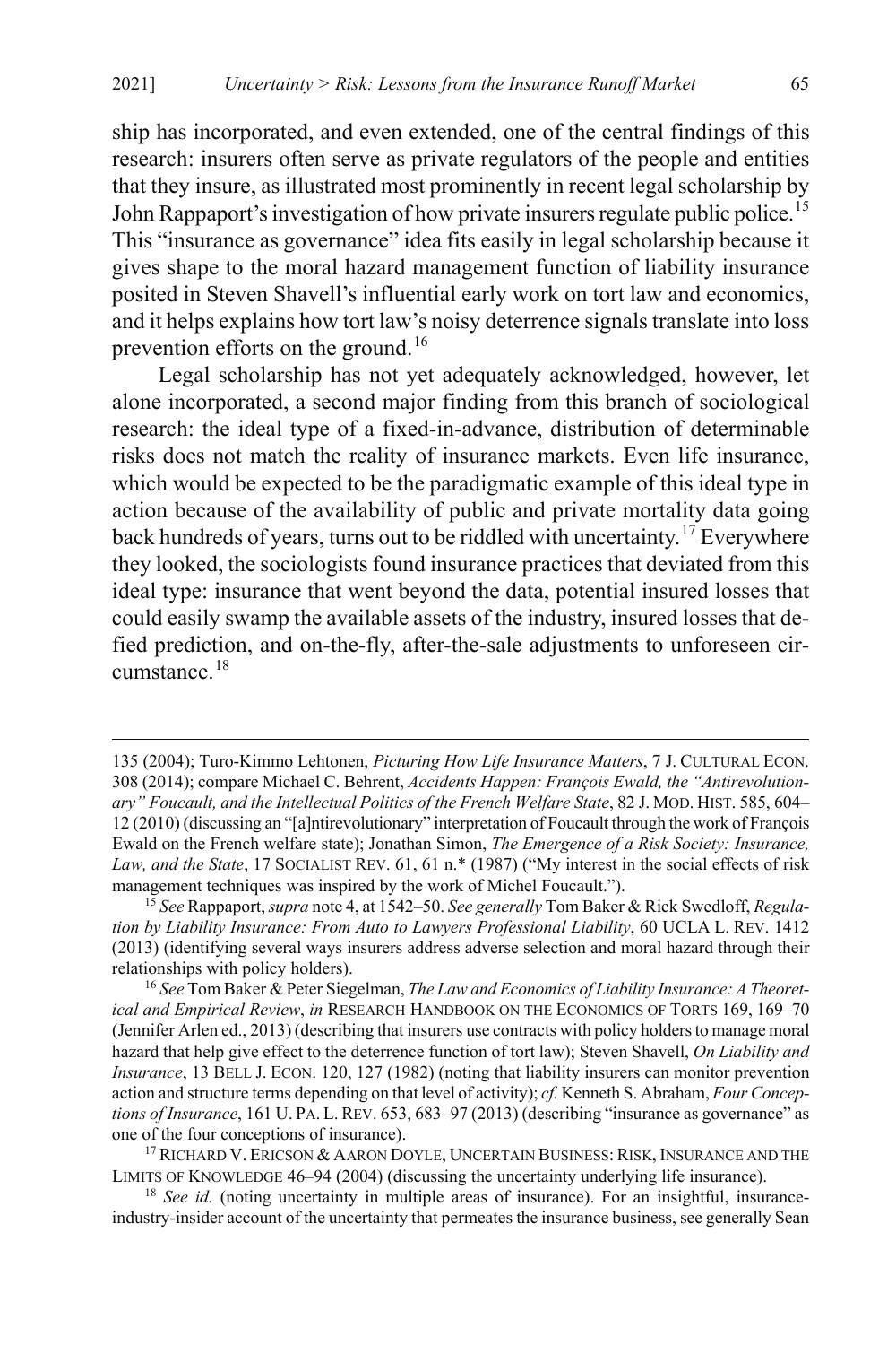ship has incorporated, and even extended, one of the central findings of this research: insurers often serve as private regulators of the people and entities that they insure, as illustrated most prominently in recent legal scholarship by John Rappaport's investigation of how private insurers regulate public police.[15] This "insurance as governance" idea fits easily in legal scholarship because it gives shape to the moral hazard management function of liability insurance posited in Steven Shavell's influential early work on tort law and economics, and it helps explains how tort law's noisy deterrence signals translate into loss prevention efforts on the ground.[16]

Legal scholarship has not yet adequately acknowledged, however, let alone incorporated, a second major finding from this branch of sociological research: the ideal type of a fixed-in-advance, distribution of determinable risks does not match the reality of insurance markets. Even life insurance, which would be expected to be the paradigmatic example of this ideal type in action because of the availability of public and private mortality data going back hundreds of years, turns out to be riddled with uncertainty.[17] Everywhere they looked, the sociologists found insurance practices that deviated from this ideal type: insurance that went beyond the data, potential insured losses that could easily swamp the available assets of the industry, insured losses that defied prediction, and on-the-fly, after-the-sale adjustments to unforeseen circumstance.[18]

---

135 (2004); Turo-Kimmo Lehtonen, *Picturing How Life Insurance Matters*, 7 J. CULTURAL ECON. 308 (2014); compare Michael C. Behrent, *Accidents Happen: François Ewald, the "Antirevolutionary" Foucault, and the Intellectual Politics of the French Welfare State*, 82 J. MOD. HIST. 585, 604–12 (2010) (discussing an "[a]ntirevolutionary" interpretation of Foucault through the work of François Ewald on the French welfare state); Jonathan Simon, *The Emergence of a Risk Society: Insurance, Law, and the State*, 17 SOCIALIST REV. 61, 61 n.* (1987) ("My interest in the social effects of risk management techniques was inspired by the work of Michel Foucault.").

[15] *See* Rappaport, *supra* note 4, at 1542–50. *See generally* Tom Baker & Rick Swedloff, *Regulation by Liability Insurance: From Auto to Lawyers Professional Liability*, 60 UCLA L. REV. 1412 (2013) (identifying several ways insurers address adverse selection and moral hazard through their relationships with policy holders).

[16] *See* Tom Baker & Peter Siegelman, *The Law and Economics of Liability Insurance: A Theoretical and Empirical Review*, *in* RESEARCH HANDBOOK ON THE ECONOMICS OF TORTS 169, 169–70 (Jennifer Arlen ed., 2013) (describing that insurers use contracts with policy holders to manage moral hazard that help give effect to the deterrence function of tort law); Steven Shavell, *On Liability and Insurance*, 13 BELL J. ECON. 120, 127 (1982) (noting that liability insurers can monitor prevention action and structure terms depending on that level of activity); *cf.* Kenneth S. Abraham, *Four Conceptions of Insurance*, 161 U. PA. L. REV. 653, 683–97 (2013) (describing "insurance as governance" as one of the four conceptions of insurance).

[17] RICHARD V. ERICSON & AARON DOYLE, UNCERTAIN BUSINESS: RISK, INSURANCE AND THE LIMITS OF KNOWLEDGE 46–94 (2004) (discussing the uncertainty underlying life insurance).

[18] *See id.* (noting uncertainty in multiple areas of insurance). For an insightful, insurance-industry-insider account of the uncertainty that permeates the insurance business, see generally Sean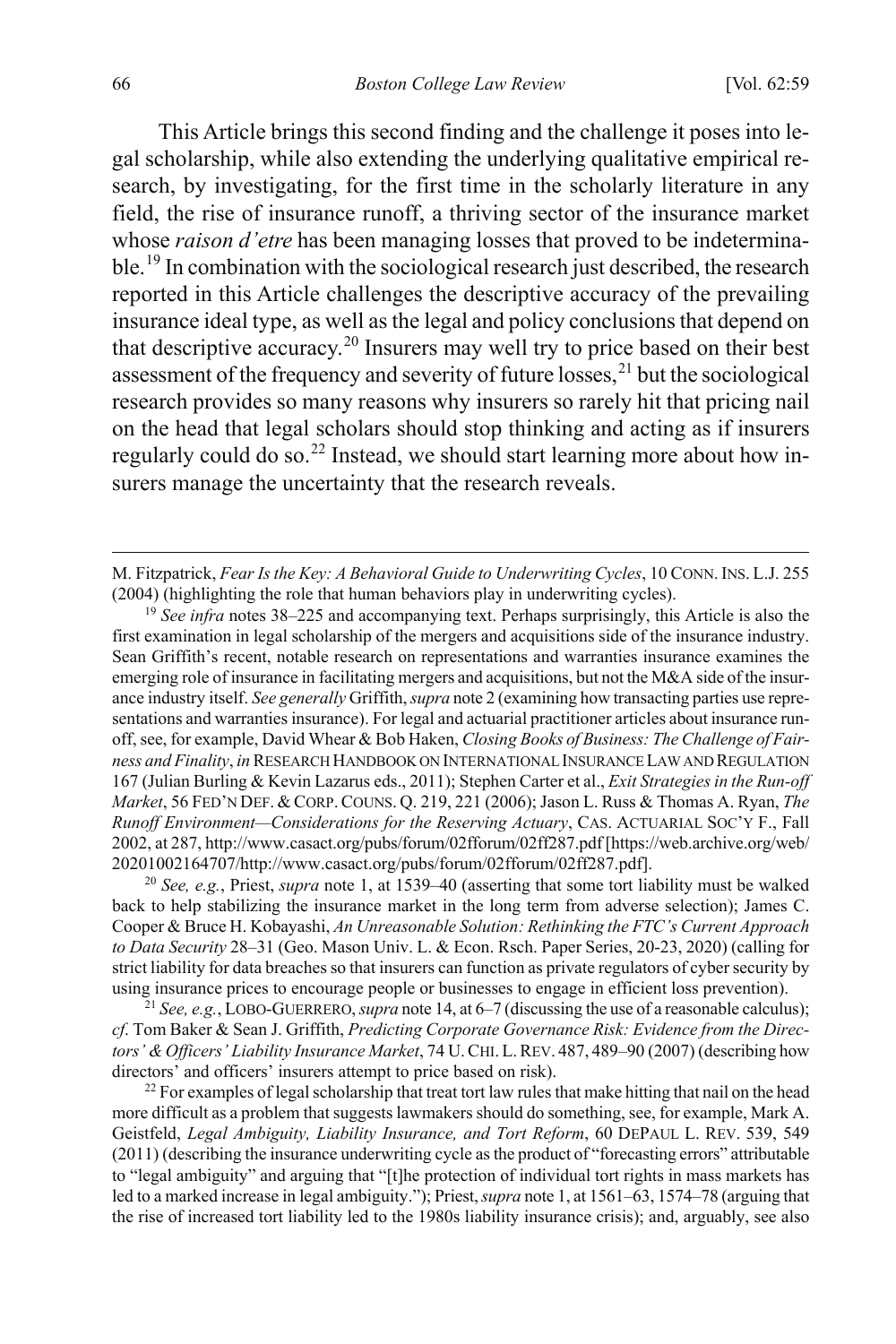This Article brings this second finding and the challenge it poses into legal scholarship, while also extending the underlying qualitative empirical research, by investigating, for the first time in the scholarly literature in any field, the rise of insurance runoff, a thriving sector of the insurance market whose *raison d'etre* has been managing losses that proved to be indeterminable.[19] In combination with the sociological research just described, the research reported in this Article challenges the descriptive accuracy of the prevailing insurance ideal type, as well as the legal and policy conclusions that depend on that descriptive accuracy.[20] Insurers may well try to price based on their best assessment of the frequency and severity of future losses,[21] but the sociological research provides so many reasons why insurers so rarely hit that pricing nail on the head that legal scholars should stop thinking and acting as if insurers regularly could do so.[22] Instead, we should start learning more about how insurers manage the uncertainty that the research reveals.

---

M. Fitzpatrick, *Fear Is the Key: A Behavioral Guide to Underwriting Cycles*, 10 CONN. INS. L.J. 255 (2004) (highlighting the role that human behaviors play in underwriting cycles).

[19] *See infra* notes 38–225 and accompanying text. Perhaps surprisingly, this Article is also the first examination in legal scholarship of the mergers and acquisitions side of the insurance industry. Sean Griffith's recent, notable research on representations and warranties insurance examines the emerging role of insurance in facilitating mergers and acquisitions, but not the M&A side of the insurance industry itself. *See generally* Griffith, *supra* note 2 (examining how transacting parties use representations and warranties insurance). For legal and actuarial practitioner articles about insurance runoff, see, for example, David Whear & Bob Haken, *Closing Books of Business: The Challenge of Fairness and Finality*, *in* RESEARCH HANDBOOK ON INTERNATIONAL INSURANCE LAW AND REGULATION 167 (Julian Burling & Kevin Lazarus eds., 2011); Stephen Carter et al., *Exit Strategies in the Run-off Market*, 56 FED'N DEF. & CORP. COUNS. Q. 219, 221 (2006); Jason L. Russ & Thomas A. Ryan, *The Runoff Environment—Considerations for the Reserving Actuary*, CAS. ACTUARIAL SOC'Y F., Fall 2002, at 287, http://www.casact.org/pubs/forum/02fforum/02ff287.pdf [https://web.archive.org/web/20201002164707/http://www.casact.org/pubs/forum/02fforum/02ff287.pdf].

[20] *See, e.g.*, Priest, *supra* note 1, at 1539–40 (asserting that some tort liability must be walked back to help stabilizing the insurance market in the long term from adverse selection); James C. Cooper & Bruce H. Kobayashi, *An Unreasonable Solution: Rethinking the FTC's Current Approach to Data Security* 28–31 (Geo. Mason Univ. L. & Econ. Rsch. Paper Series, 20-23, 2020) (calling for strict liability for data breaches so that insurers can function as private regulators of cyber security by using insurance prices to encourage people or businesses to engage in efficient loss prevention).

[21] *See, e.g.*, LOBO-GUERRERO, *supra* note 14, at 6–7 (discussing the use of a reasonable calculus); *cf.* Tom Baker & Sean J. Griffith, *Predicting Corporate Governance Risk: Evidence from the Directors' & Officers' Liability Insurance Market*, 74 U. CHI. L. REV. 487, 489–90 (2007) (describing how directors' and officers' insurers attempt to price based on risk).

[22] For examples of legal scholarship that treat tort law rules that make hitting that nail on the head more difficult as a problem that suggests lawmakers should do something, see, for example, Mark A. Geistfeld, *Legal Ambiguity, Liability Insurance, and Tort Reform*, 60 DEPAUL L. REV. 539, 549 (2011) (describing the insurance underwriting cycle as the product of "forecasting errors" attributable to "legal ambiguity" and arguing that "[t]he protection of individual tort rights in mass markets has led to a marked increase in legal ambiguity."); Priest, *supra* note 1, at 1561–63, 1574–78 (arguing that the rise of increased tort liability led to the 1980s liability insurance crisis); and, arguably, see also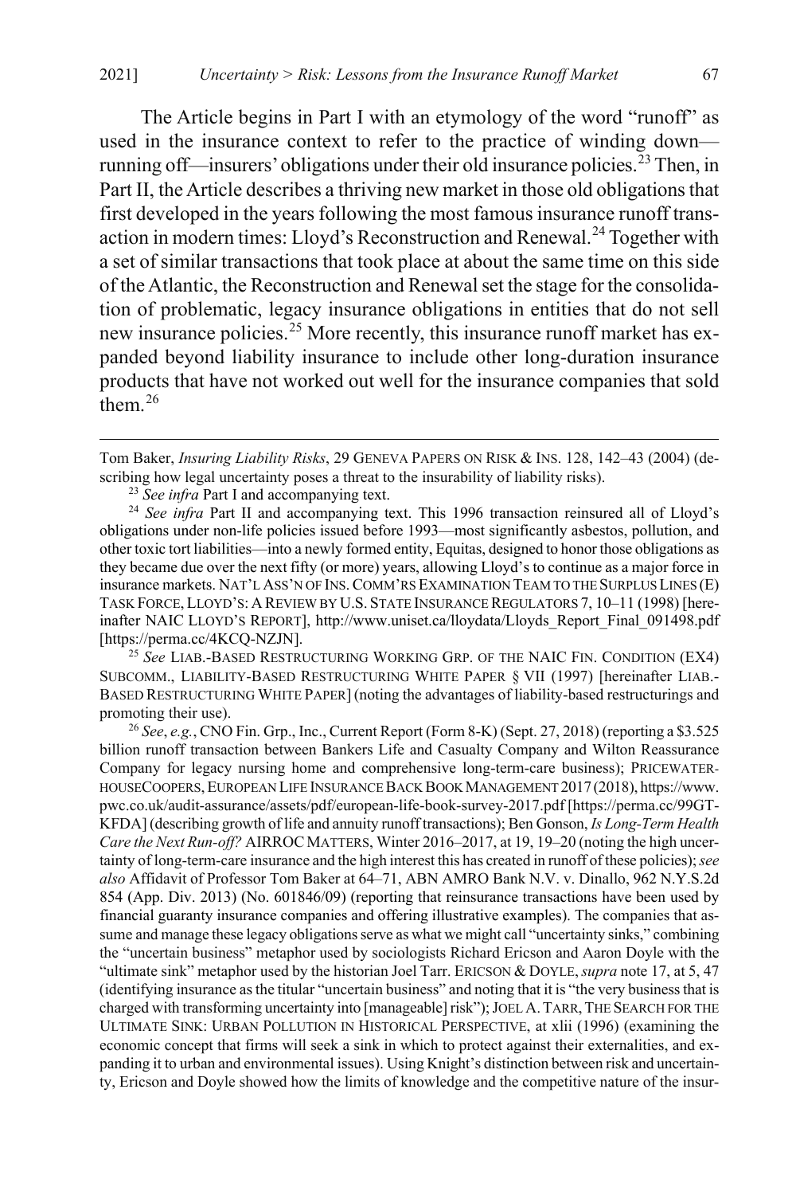The Article begins in Part I with an etymology of the word "runoff" as used in the insurance context to refer to the practice of winding down—running off—insurers' obligations under their old insurance policies.[23] Then, in Part II, the Article describes a thriving new market in those old obligations that first developed in the years following the most famous insurance runoff transaction in modern times: Lloyd's Reconstruction and Renewal.[24] Together with a set of similar transactions that took place at about the same time on this side of the Atlantic, the Reconstruction and Renewal set the stage for the consolidation of problematic, legacy insurance obligations in entities that do not sell new insurance policies.[25] More recently, this insurance runoff market has expanded beyond liability insurance to include other long-duration insurance products that have not worked out well for the insurance companies that sold them.[26]

---

Tom Baker, *Insuring Liability Risks*, 29 GENEVA PAPERS ON RISK & INS. 128, 142–43 (2004) (describing how legal uncertainty poses a threat to the insurability of liability risks).

[23] *See infra* Part I and accompanying text.

[24] *See infra* Part II and accompanying text. This 1996 transaction reinsured all of Lloyd's obligations under non-life policies issued before 1993—most significantly asbestos, pollution, and other toxic tort liabilities—into a newly formed entity, Equitas, designed to honor those obligations as they became due over the next fifty (or more) years, allowing Lloyd's to continue as a major force in insurance markets. NAT'L ASS'N OF INS. COMM'RS EXAMINATION TEAM TO THE SURPLUS LINES (E) TASK FORCE, LLOYD'S: A REVIEW BY U.S. STATE INSURANCE REGULATORS 7, 10–11 (1998) [hereinafter NAIC LLOYD'S REPORT], http://www.uniset.ca/lloydata/Lloyds_Report_Final_091498.pdf [https://perma.cc/4KCQ-NZJN].

[25] *See* LIAB.-BASED RESTRUCTURING WORKING GRP. OF THE NAIC FIN. CONDITION (EX4) SUBCOMM., LIABILITY-BASED RESTRUCTURING WHITE PAPER § VII (1997) [hereinafter LIAB.-BASED RESTRUCTURING WHITE PAPER] (noting the advantages of liability-based restructurings and promoting their use).

[26] *See*, *e.g.*, CNO Fin. Grp., Inc., Current Report (Form 8-K) (Sept. 27, 2018) (reporting a $3.525 billion runoff transaction between Bankers Life and Casualty Company and Wilton Reassurance Company for legacy nursing home and comprehensive long-term-care business); PRICEWATERHOUSECOOPERS, EUROPEAN LIFE INSURANCE BACK BOOK MANAGEMENT 2017 (2018), https://www.pwc.co.uk/audit-assurance/assets/pdf/european-life-book-survey-2017.pdf [https://perma.cc/99GT-KFDA] (describing growth of life and annuity runoff transactions); Ben Gonson, *Is Long-Term Health Care the Next Run-off?* AIRROC MATTERS, Winter 2016–2017, at 19, 19–20 (noting the high uncertainty of long-term-care insurance and the high interest this has created in runoff of these policies); *see also* Affidavit of Professor Tom Baker at 64–71, ABN AMRO Bank N.V. v. Dinallo, 962 N.Y.S.2d 854 (App. Div. 2013) (No. 601846/09) (reporting that reinsurance transactions have been used by financial guaranty insurance companies and offering illustrative examples). The companies that assume and manage these legacy obligations serve as what we might call "uncertainty sinks," combining the "uncertain business" metaphor used by sociologists Richard Ericson and Aaron Doyle with the "ultimate sink" metaphor used by the historian Joel Tarr. ERICSON & DOYLE, *supra* note 17, at 5, 47 (identifying insurance as the titular "uncertain business" and noting that it is "the very business that is charged with transforming uncertainty into [manageable] risk"); JOEL A. TARR, THE SEARCH FOR THE ULTIMATE SINK: URBAN POLLUTION IN HISTORICAL PERSPECTIVE, at xlii (1996) (examining the economic concept that firms will seek a sink in which to protect against their externalities, and expanding it to urban and environmental issues). Using Knight's distinction between risk and uncertainty, Ericson and Doyle showed how the limits of knowledge and the competitive nature of the insur-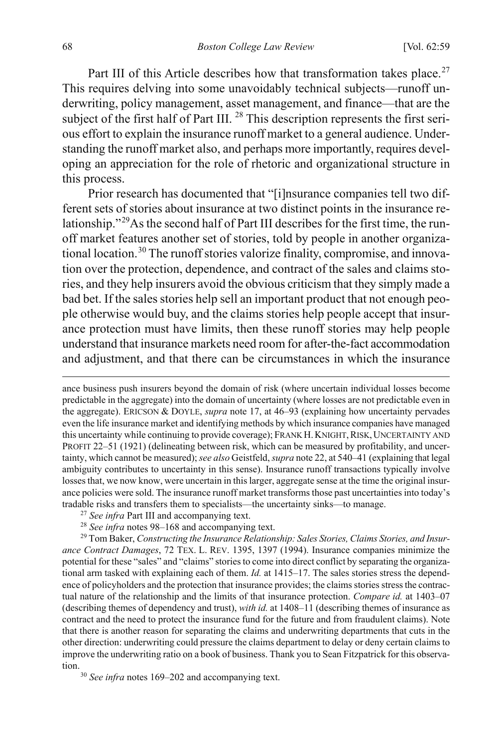Part III of this Article describes how that transformation takes place.[27] This requires delving into some unavoidably technical subjects—runoff underwriting, policy management, asset management, and finance—that are the subject of the first half of Part III. [28] This description represents the first serious effort to explain the insurance runoff market to a general audience. Understanding the runoff market also, and perhaps more importantly, requires developing an appreciation for the role of rhetoric and organizational structure in this process.

Prior research has documented that "[i]nsurance companies tell two different sets of stories about insurance at two distinct points in the insurance relationship."[29] As the second half of Part III describes for the first time, the runoff market features another set of stories, told by people in another organizational location.[30] The runoff stories valorize finality, compromise, and innovation over the protection, dependence, and contract of the sales and claims stories, and they help insurers avoid the obvious criticism that they simply made a bad bet. If the sales stories help sell an important product that not enough people otherwise would buy, and the claims stories help people accept that insurance protection must have limits, then these runoff stories may help people understand that insurance markets need room for after-the-fact accommodation and adjustment, and that there can be circumstances in which the insurance

---

ance business push insurers beyond the domain of risk (where uncertain individual losses become predictable in the aggregate) into the domain of uncertainty (where losses are not predictable even in the aggregate). ERICSON & DOYLE, *supra* note 17, at 46–93 (explaining how uncertainty pervades even the life insurance market and identifying methods by which insurance companies have managed this uncertainty while continuing to provide coverage); FRANK H. KNIGHT, RISK, UNCERTAINTY AND PROFIT 22–51 (1921) (delineating between risk, which can be measured by profitability, and uncertainty, which cannot be measured); *see also* Geistfeld, *supra* note 22, at 540–41 (explaining that legal ambiguity contributes to uncertainty in this sense). Insurance runoff transactions typically involve losses that, we now know, were uncertain in this larger, aggregate sense at the time the original insurance policies were sold. The insurance runoff market transforms those past uncertainties into today's tradable risks and transfers them to specialists—the uncertainty sinks—to manage.

[27] *See infra* Part III and accompanying text.

[28] *See infra* notes 98–168 and accompanying text.

[29] Tom Baker, *Constructing the Insurance Relationship: Sales Stories, Claims Stories, and Insurance Contract Damages*, 72 TEX. L. REV. 1395, 1397 (1994). Insurance companies minimize the potential for these "sales" and "claims" stories to come into direct conflict by separating the organizational arm tasked with explaining each of them. *Id.* at 1415–17. The sales stories stress the dependence of policyholders and the protection that insurance provides; the claims stories stress the contractual nature of the relationship and the limits of that insurance protection. *Compare id.* at 1403–07 (describing themes of dependency and trust), *with id.* at 1408–11 (describing themes of insurance as contract and the need to protect the insurance fund for the future and from fraudulent claims). Note that there is another reason for separating the claims and underwriting departments that cuts in the other direction: underwriting could pressure the claims department to delay or deny certain claims to improve the underwriting ratio on a book of business. Thank you to Sean Fitzpatrick for this observation.

[30] *See infra* notes 169–202 and accompanying text.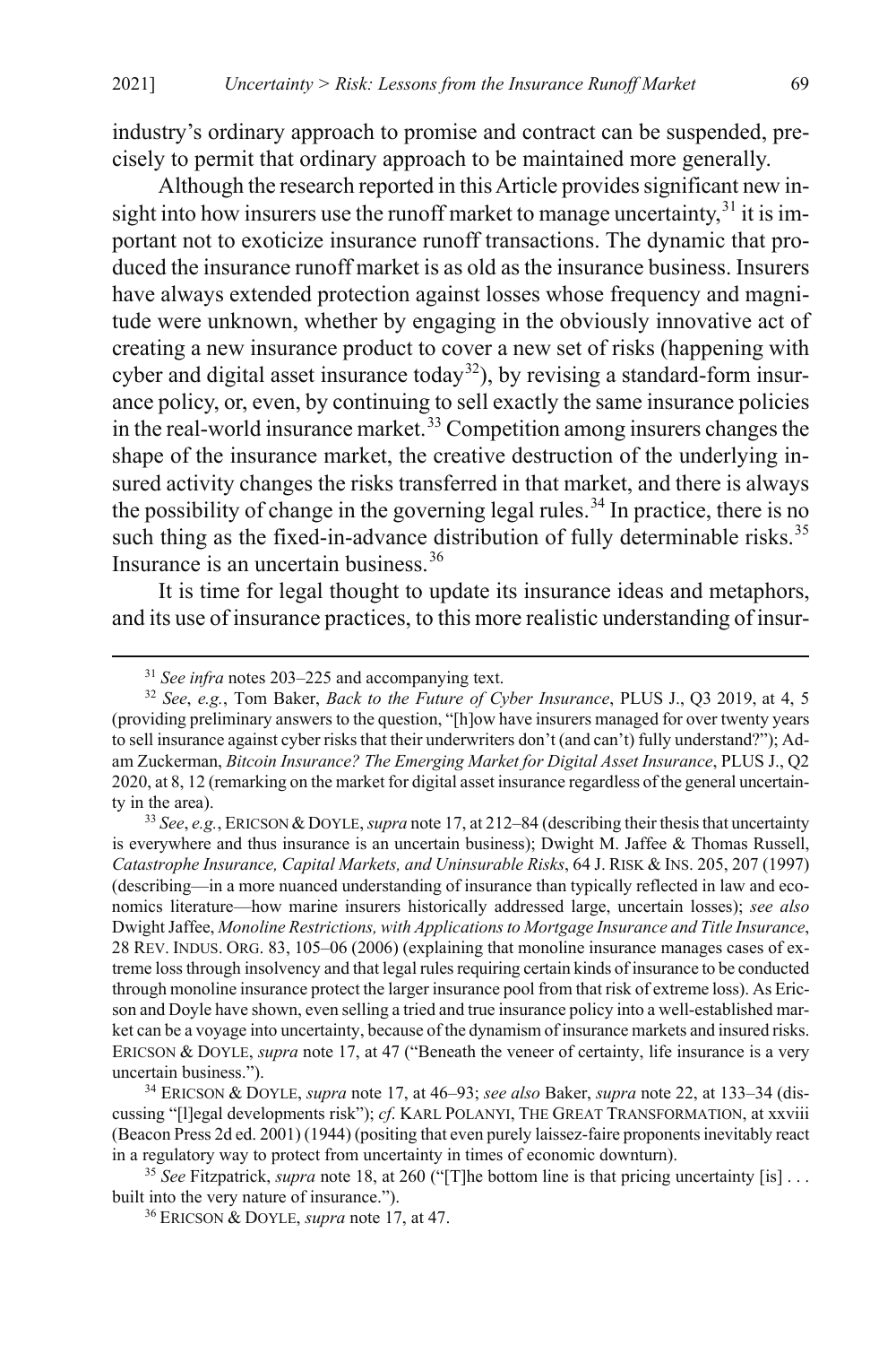industry's ordinary approach to promise and contract can be suspended, precisely to permit that ordinary approach to be maintained more generally.

Although the research reported in this Article provides significant new insight into how insurers use the runoff market to manage uncertainty,[31] it is important not to exoticize insurance runoff transactions. The dynamic that produced the insurance runoff market is as old as the insurance business. Insurers have always extended protection against losses whose frequency and magnitude were unknown, whether by engaging in the obviously innovative act of creating a new insurance product to cover a new set of risks (happening with cyber and digital asset insurance today[32]), by revising a standard-form insurance policy, or, even, by continuing to sell exactly the same insurance policies in the real-world insurance market.[33] Competition among insurers changes the shape of the insurance market, the creative destruction of the underlying insured activity changes the risks transferred in that market, and there is always the possibility of change in the governing legal rules.[34] In practice, there is no such thing as the fixed-in-advance distribution of fully determinable risks.[35] Insurance is an uncertain business.[36]

It is time for legal thought to update its insurance ideas and metaphors, and its use of insurance practices, to this more realistic understanding of insur-

---

[31] *See infra* notes 203–225 and accompanying text.

[32] *See*, *e.g.*, Tom Baker, *Back to the Future of Cyber Insurance*, PLUS J., Q3 2019, at 4, 5 (providing preliminary answers to the question, "[h]ow have insurers managed for over twenty years to sell insurance against cyber risks that their underwriters don't (and can't) fully understand?"); Adam Zuckerman, *Bitcoin Insurance? The Emerging Market for Digital Asset Insurance*, PLUS J., Q2 2020, at 8, 12 (remarking on the market for digital asset insurance regardless of the general uncertainty in the area).

[33] *See*, *e.g.*, ERICSON & DOYLE, *supra* note 17, at 212–84 (describing their thesis that uncertainty is everywhere and thus insurance is an uncertain business); Dwight M. Jaffee & Thomas Russell, *Catastrophe Insurance, Capital Markets, and Uninsurable Risks*, 64 J. RISK & INS. 205, 207 (1997) (describing—in a more nuanced understanding of insurance than typically reflected in law and economics literature—how marine insurers historically addressed large, uncertain losses); *see also* Dwight Jaffee, *Monoline Restrictions, with Applications to Mortgage Insurance and Title Insurance*, 28 REV. INDUS. ORG. 83, 105–06 (2006) (explaining that monoline insurance manages cases of extreme loss through insolvency and that legal rules requiring certain kinds of insurance to be conducted through monoline insurance protect the larger insurance pool from that risk of extreme loss). As Ericson and Doyle have shown, even selling a tried and true insurance policy into a well-established market can be a voyage into uncertainty, because of the dynamism of insurance markets and insured risks. ERICSON & DOYLE, *supra* note 17, at 47 ("Beneath the veneer of certainty, life insurance is a very uncertain business.").

[34] ERICSON & DOYLE, *supra* note 17, at 46–93; *see also* Baker, *supra* note 22, at 133–34 (discussing "[l]egal developments risk"); *cf.* KARL POLANYI, THE GREAT TRANSFORMATION, at xxviii (Beacon Press 2d ed. 2001) (1944) (positing that even purely laissez-faire proponents inevitably react in a regulatory way to protect from uncertainty in times of economic downturn).

[35] *See* Fitzpatrick, *supra* note 18, at 260 ("[T]he bottom line is that pricing uncertainty [is] . . . built into the very nature of insurance.").

[36] ERICSON & DOYLE, *supra* note 17, at 47.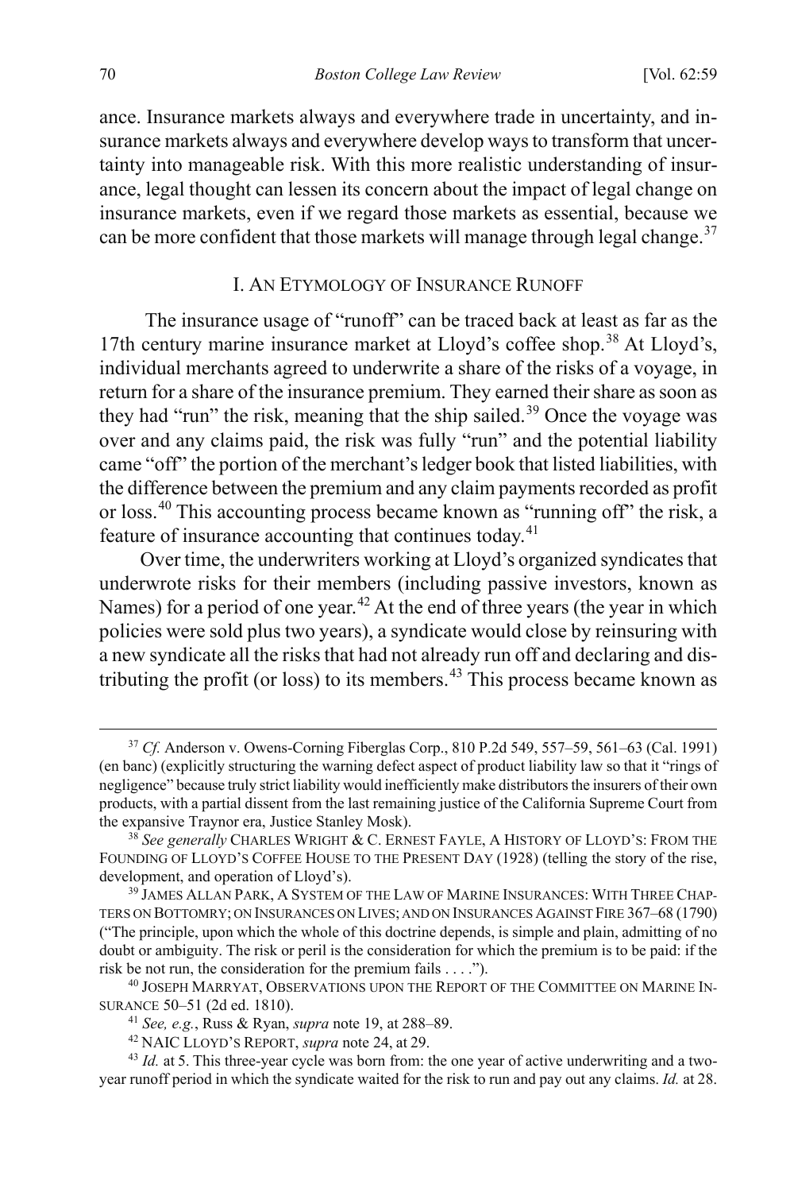ance. Insurance markets always and everywhere trade in uncertainty, and insurance markets always and everywhere develop ways to transform that uncertainty into manageable risk. With this more realistic understanding of insurance, legal thought can lessen its concern about the impact of legal change on insurance markets, even if we regard those markets as essential, because we can be more confident that those markets will manage through legal change.[37]

## I. AN ETYMOLOGY OF INSURANCE RUNOFF

The insurance usage of "runoff" can be traced back at least as far as the 17th century marine insurance market at Lloyd's coffee shop.[38] At Lloyd's, individual merchants agreed to underwrite a share of the risks of a voyage, in return for a share of the insurance premium. They earned their share as soon as they had "run" the risk, meaning that the ship sailed.[39] Once the voyage was over and any claims paid, the risk was fully "run" and the potential liability came "off" the portion of the merchant's ledger book that listed liabilities, with the difference between the premium and any claim payments recorded as profit or loss.[40] This accounting process became known as "running off" the risk, a feature of insurance accounting that continues today.[41]

Over time, the underwriters working at Lloyd's organized syndicates that underwrote risks for their members (including passive investors, known as Names) for a period of one year.[42] At the end of three years (the year in which policies were sold plus two years), a syndicate would close by reinsuring with a new syndicate all the risks that had not already run off and declaring and distributing the profit (or loss) to its members.[43] This process became known as

---

[37] *Cf.* Anderson v. Owens-Corning Fiberglas Corp., 810 P.2d 549, 557–59, 561–63 (Cal. 1991) (en banc) (explicitly structuring the warning defect aspect of product liability law so that it "rings of negligence" because truly strict liability would inefficiently make distributors the insurers of their own products, with a partial dissent from the last remaining justice of the California Supreme Court from the expansive Traynor era, Justice Stanley Mosk).

[38] *See generally* CHARLES WRIGHT & C. ERNEST FAYLE, A HISTORY OF LLOYD'S: FROM THE FOUNDING OF LLOYD'S COFFEE HOUSE TO THE PRESENT DAY (1928) (telling the story of the rise, development, and operation of Lloyd's).

[39] JAMES ALLAN PARK, A SYSTEM OF THE LAW OF MARINE INSURANCES: WITH THREE CHAPTERS ON BOTTOMRY; ON INSURANCES ON LIVES; AND ON INSURANCES AGAINST FIRE 367–68 (1790) ("The principle, upon which the whole of this doctrine depends, is simple and plain, admitting of no doubt or ambiguity. The risk or peril is the consideration for which the premium is to be paid: if the risk be not run, the consideration for the premium fails . . . .").

[40] JOSEPH MARRYAT, OBSERVATIONS UPON THE REPORT OF THE COMMITTEE ON MARINE INSURANCE 50–51 (2d ed. 1810).

[41] *See, e.g.*, Russ & Ryan, *supra* note 19, at 288–89.

[42] NAIC LLOYD'S REPORT, *supra* note 24, at 29.

[43] *Id.* at 5. This three-year cycle was born from: the one year of active underwriting and a two-year runoff period in which the syndicate waited for the risk to run and pay out any claims. *Id.* at 28.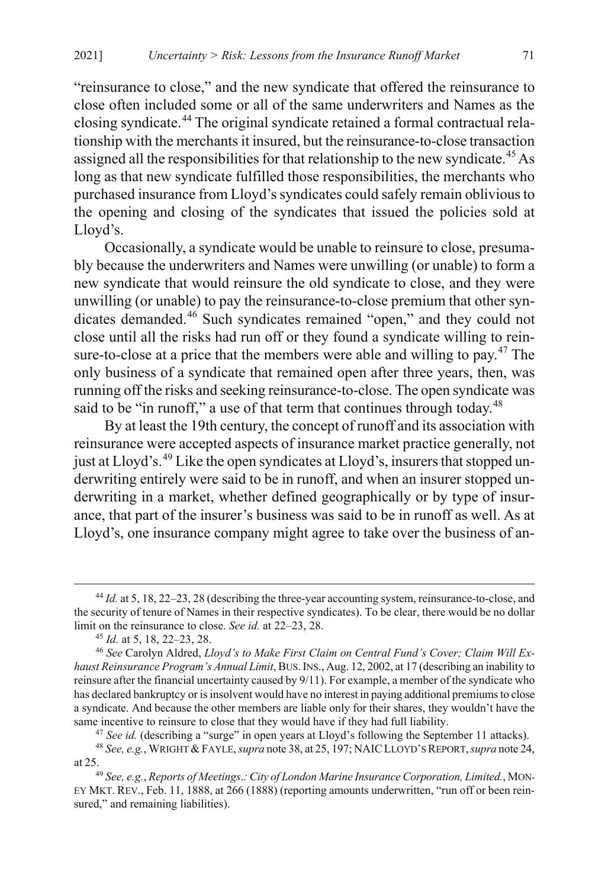"reinsurance to close," and the new syndicate that offered the reinsurance to close often included some or all of the same underwriters and Names as the closing syndicate.[44] The original syndicate retained a formal contractual relationship with the merchants it insured, but the reinsurance-to-close transaction assigned all the responsibilities for that relationship to the new syndicate.[45] As long as that new syndicate fulfilled those responsibilities, the merchants who purchased insurance from Lloyd's syndicates could safely remain oblivious to the opening and closing of the syndicates that issued the policies sold at Lloyd's.

Occasionally, a syndicate would be unable to reinsure to close, presumably because the underwriters and Names were unwilling (or unable) to form a new syndicate that would reinsure the old syndicate to close, and they were unwilling (or unable) to pay the reinsurance-to-close premium that other syndicates demanded.[46] Such syndicates remained "open," and they could not close until all the risks had run off or they found a syndicate willing to reinsure-to-close at a price that the members were able and willing to pay.[47] The only business of a syndicate that remained open after three years, then, was running off the risks and seeking reinsurance-to-close. The open syndicate was said to be "in runoff," a use of that term that continues through today.[48]

By at least the 19th century, the concept of runoff and its association with reinsurance were accepted aspects of insurance market practice generally, not just at Lloyd's.[49] Like the open syndicates at Lloyd's, insurers that stopped underwriting entirely were said to be in runoff, and when an insurer stopped underwriting in a market, whether defined geographically or by type of insurance, that part of the insurer's business was said to be in runoff as well. As at Lloyd's, one insurance company might agree to take over the business of an-

---

[44] *Id.* at 5, 18, 22–23, 28 (describing the three-year accounting system, reinsurance-to-close, and the security of tenure of Names in their respective syndicates). To be clear, there would be no dollar limit on the reinsurance to close. *See id.* at 22–23, 28.

[45] *Id.* at 5, 18, 22–23, 28.

[46] *See* Carolyn Aldred, *Lloyd's to Make First Claim on Central Fund's Cover; Claim Will Exhaust Reinsurance Program's Annual Limit*, BUS. INS., Aug. 12, 2002, at 17 (describing an inability to reinsure after the financial uncertainty caused by 9/11). For example, a member of the syndicate who has declared bankruptcy or is insolvent would have no interest in paying additional premiums to close a syndicate. And because the other members are liable only for their shares, they wouldn't have the same incentive to reinsure to close that they would have if they had full liability.

[47] *See id.* (describing a "surge" in open years at Lloyd's following the September 11 attacks).

[48] *See, e.g.*, WRIGHT & FAYLE, *supra* note 38, at 25, 197; NAIC LLOYD'S REPORT, *supra* note 24, at 25.

[49] *See, e.g.*, *Reports of Meetings.: City of London Marine Insurance Corporation, Limited.*, MONEY MKT. REV., Feb. 11, 1888, at 266 (1888) (reporting amounts underwritten, "run off or been reinsured," and remaining liabilities).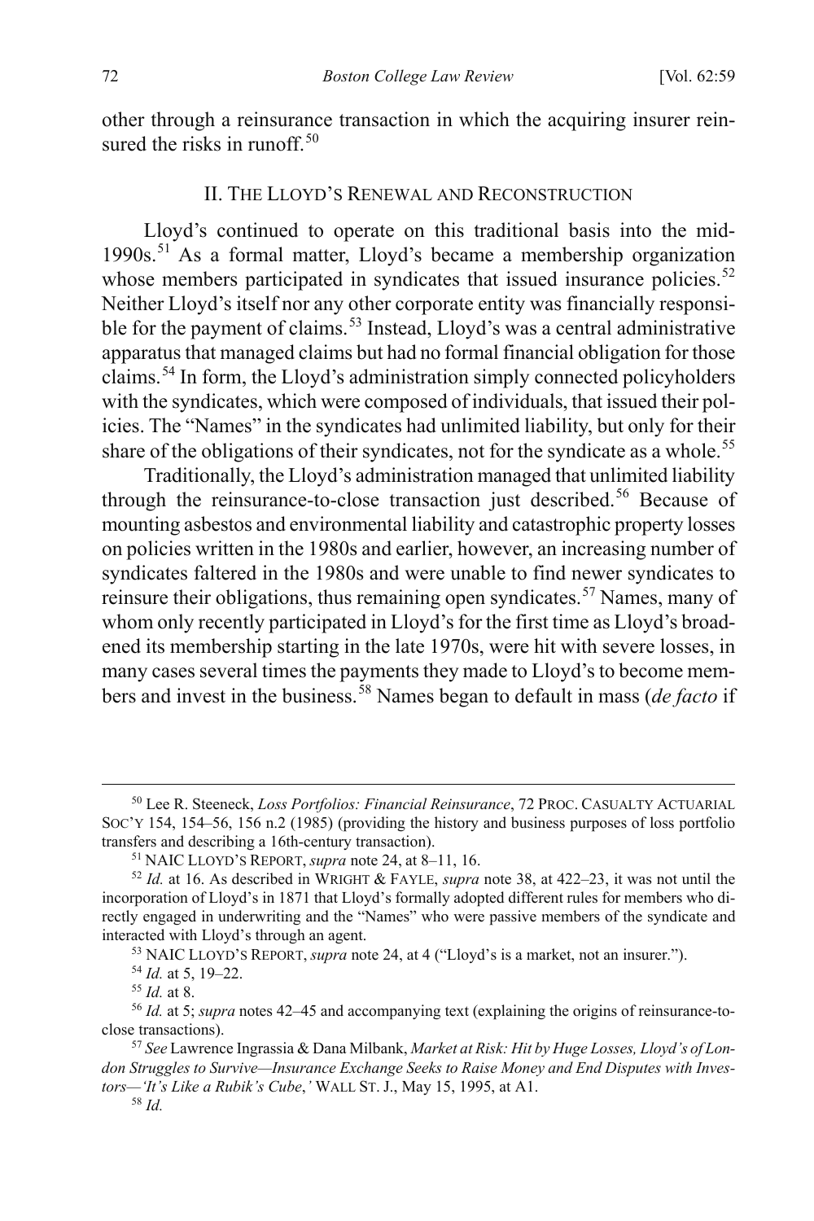other through a reinsurance transaction in which the acquiring insurer reinsured the risks in runoff.[50]

## II. THE LLOYD'S RENEWAL AND RECONSTRUCTION

Lloyd's continued to operate on this traditional basis into the mid-1990s.[51] As a formal matter, Lloyd's became a membership organization whose members participated in syndicates that issued insurance policies.[52] Neither Lloyd's itself nor any other corporate entity was financially responsible for the payment of claims.[53] Instead, Lloyd's was a central administrative apparatus that managed claims but had no formal financial obligation for those claims.[54] In form, the Lloyd's administration simply connected policyholders with the syndicates, which were composed of individuals, that issued their policies. The "Names" in the syndicates had unlimited liability, but only for their share of the obligations of their syndicates, not for the syndicate as a whole.[55]

Traditionally, the Lloyd's administration managed that unlimited liability through the reinsurance-to-close transaction just described.[56] Because of mounting asbestos and environmental liability and catastrophic property losses on policies written in the 1980s and earlier, however, an increasing number of syndicates faltered in the 1980s and were unable to find newer syndicates to reinsure their obligations, thus remaining open syndicates.[57] Names, many of whom only recently participated in Lloyd's for the first time as Lloyd's broadened its membership starting in the late 1970s, were hit with severe losses, in many cases several times the payments they made to Lloyd's to become members and invest in the business.[58] Names began to default in mass (*de facto* if

---

[50] Lee R. Steeneck, *Loss Portfolios: Financial Reinsurance*, 72 PROC. CASUALTY ACTUARIAL SOC'Y 154, 154–56, 156 n.2 (1985) (providing the history and business purposes of loss portfolio transfers and describing a 16th-century transaction).

[51] NAIC LLOYD'S REPORT, *supra* note 24, at 8–11, 16.

[52] *Id.* at 16. As described in WRIGHT & FAYLE, *supra* note 38, at 422–23, it was not until the incorporation of Lloyd's in 1871 that Lloyd's formally adopted different rules for members who directly engaged in underwriting and the "Names" who were passive members of the syndicate and interacted with Lloyd's through an agent.

[53] NAIC LLOYD'S REPORT, *supra* note 24, at 4 ("Lloyd's is a market, not an insurer.").

[54] *Id.* at 5, 19–22.

[55] *Id.* at 8.

[56] *Id.* at 5; *supra* notes 42–45 and accompanying text (explaining the origins of reinsurance-to-close transactions).

[57] *See* Lawrence Ingrassia & Dana Milbank, *Market at Risk: Hit by Huge Losses, Lloyd's of London Struggles to Survive—Insurance Exchange Seeks to Raise Money and End Disputes with Investors—'It's Like a Rubik's Cube*,*'* WALL ST. J., May 15, 1995, at A1.

[58] *Id.*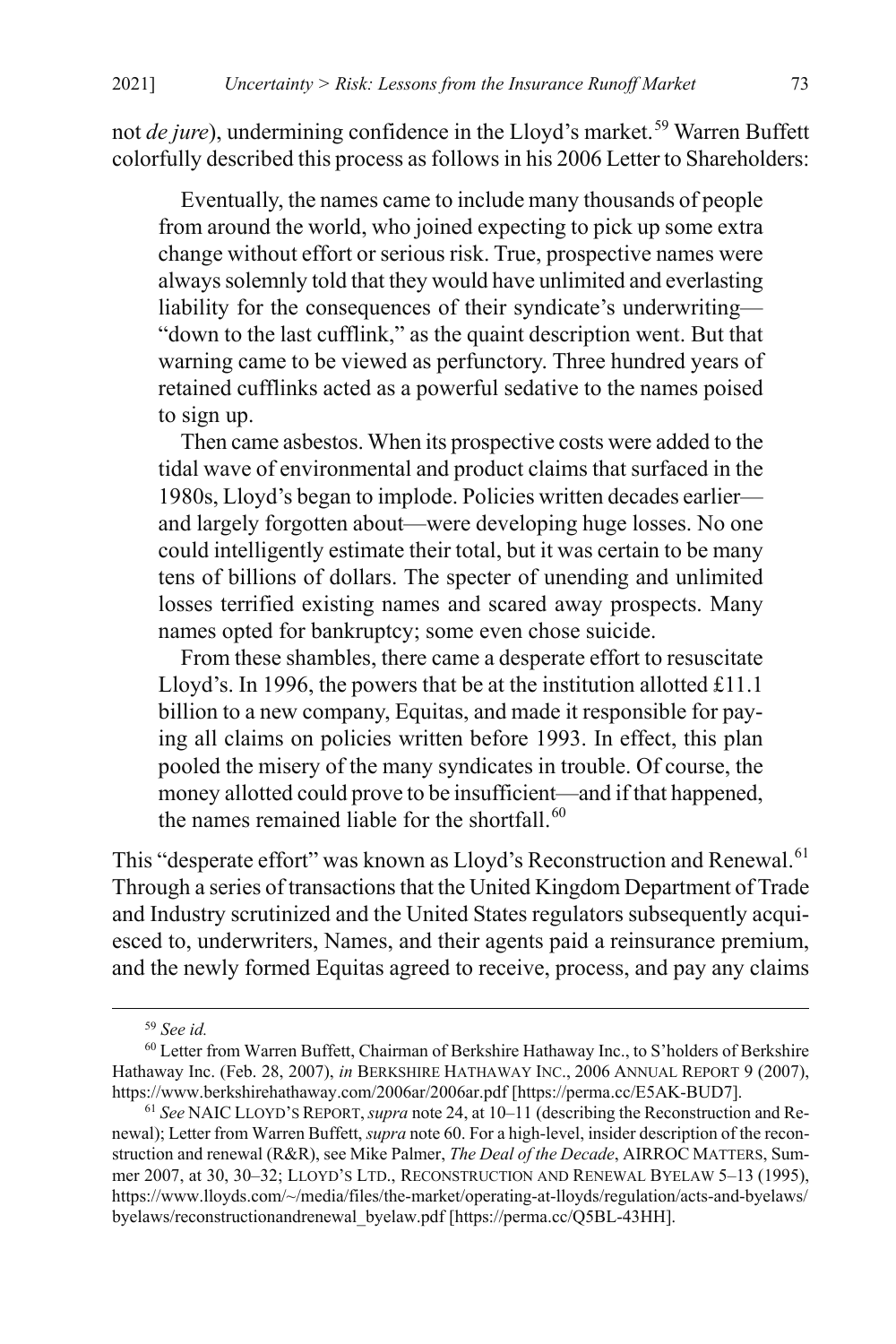not *de jure*), undermining confidence in the Lloyd's market.[59] Warren Buffett colorfully described this process as follows in his 2006 Letter to Shareholders:

> Eventually, the names came to include many thousands of people from around the world, who joined expecting to pick up some extra change without effort or serious risk. True, prospective names were always solemnly told that they would have unlimited and everlasting liability for the consequences of their syndicate's underwriting—"down to the last cufflink," as the quaint description went. But that warning came to be viewed as perfunctory. Three hundred years of retained cufflinks acted as a powerful sedative to the names poised to sign up.
>
> Then came asbestos. When its prospective costs were added to the tidal wave of environmental and product claims that surfaced in the 1980s, Lloyd's began to implode. Policies written decades earlier—and largely forgotten about—were developing huge losses. No one could intelligently estimate their total, but it was certain to be many tens of billions of dollars. The specter of unending and unlimited losses terrified existing names and scared away prospects. Many names opted for bankruptcy; some even chose suicide.
>
> From these shambles, there came a desperate effort to resuscitate Lloyd's. In 1996, the powers that be at the institution allotted £11.1 billion to a new company, Equitas, and made it responsible for paying all claims on policies written before 1993. In effect, this plan pooled the misery of the many syndicates in trouble. Of course, the money allotted could prove to be insufficient—and if that happened, the names remained liable for the shortfall.[60]

This "desperate effort" was known as Lloyd's Reconstruction and Renewal.[61] Through a series of transactions that the United Kingdom Department of Trade and Industry scrutinized and the United States regulators subsequently acquiesced to, underwriters, Names, and their agents paid a reinsurance premium, and the newly formed Equitas agreed to receive, process, and pay any claims

---

[59] *See id.*

[60] Letter from Warren Buffett, Chairman of Berkshire Hathaway Inc., to S'holders of Berkshire Hathaway Inc. (Feb. 28, 2007), *in* BERKSHIRE HATHAWAY INC., 2006 ANNUAL REPORT 9 (2007), https://www.berkshirehathaway.com/2006ar/2006ar.pdf [https://perma.cc/E5AK-BUD7].

[61] *See* NAIC LLOYD'S REPORT, *supra* note 24, at 10–11 (describing the Reconstruction and Renewal); Letter from Warren Buffett, *supra* note 60. For a high-level, insider description of the reconstruction and renewal (R&R), see Mike Palmer, *The Deal of the Decade*, AIRROC MATTERS, Summer 2007, at 30, 30–32; LLOYD'S LTD., RECONSTRUCTION AND RENEWAL BYELAW 5–13 (1995), https://www.lloyds.com/~/media/files/the-market/operating-at-lloyds/regulation/acts-and-byelaws/byelaws/reconstructionandrenewal_byelaw.pdf [https://perma.cc/Q5BL-43HH].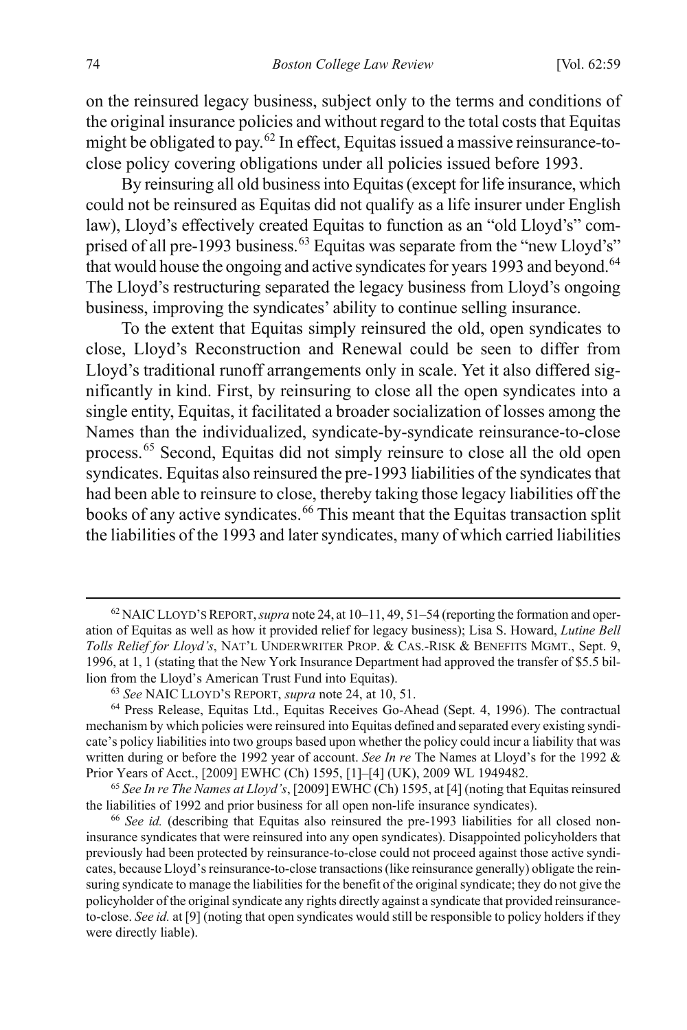on the reinsured legacy business, subject only to the terms and conditions of the original insurance policies and without regard to the total costs that Equitas might be obligated to pay.[62] In effect, Equitas issued a massive reinsurance-to-close policy covering obligations under all policies issued before 1993.

By reinsuring all old business into Equitas (except for life insurance, which could not be reinsured as Equitas did not qualify as a life insurer under English law), Lloyd's effectively created Equitas to function as an "old Lloyd's" comprised of all pre-1993 business.[63] Equitas was separate from the "new Lloyd's" that would house the ongoing and active syndicates for years 1993 and beyond.[64] The Lloyd's restructuring separated the legacy business from Lloyd's ongoing business, improving the syndicates' ability to continue selling insurance.

To the extent that Equitas simply reinsured the old, open syndicates to close, Lloyd's Reconstruction and Renewal could be seen to differ from Lloyd's traditional runoff arrangements only in scale. Yet it also differed significantly in kind. First, by reinsuring to close all the open syndicates into a single entity, Equitas, it facilitated a broader socialization of losses among the Names than the individualized, syndicate-by-syndicate reinsurance-to-close process.[65] Second, Equitas did not simply reinsure to close all the old open syndicates. Equitas also reinsured the pre-1993 liabilities of the syndicates that had been able to reinsure to close, thereby taking those legacy liabilities off the books of any active syndicates.[66] This meant that the Equitas transaction split the liabilities of the 1993 and later syndicates, many of which carried liabilities

---

[62] NAIC LLOYD'S REPORT, *supra* note 24, at 10–11, 49, 51–54 (reporting the formation and operation of Equitas as well as how it provided relief for legacy business); Lisa S. Howard, *Lutine Bell Tolls Relief for Lloyd's*, NAT'L UNDERWRITER PROP. & CAS.-RISK & BENEFITS MGMT., Sept. 9, 1996, at 1, 1 (stating that the New York Insurance Department had approved the transfer of $5.5 billion from the Lloyd's American Trust Fund into Equitas).

[63] *See* NAIC LLOYD'S REPORT, *supra* note 24, at 10, 51.

[64] Press Release, Equitas Ltd., Equitas Receives Go-Ahead (Sept. 4, 1996). The contractual mechanism by which policies were reinsured into Equitas defined and separated every existing syndicate's policy liabilities into two groups based upon whether the policy could incur a liability that was written during or before the 1992 year of account. *See In re* The Names at Lloyd's for the 1992 & Prior Years of Acct., [2009] EWHC (Ch) 1595, [1]–[4] (UK), 2009 WL 1949482.

[65] *See In re The Names at Lloyd's*, [2009] EWHC (Ch) 1595, at [4] (noting that Equitas reinsured the liabilities of 1992 and prior business for all open non-life insurance syndicates).

[66] *See id.* (describing that Equitas also reinsured the pre-1993 liabilities for all closed non-insurance syndicates that were reinsured into any open syndicates). Disappointed policyholders that previously had been protected by reinsurance-to-close could not proceed against those active syndicates, because Lloyd's reinsurance-to-close transactions (like reinsurance generally) obligate the reinsuring syndicate to manage the liabilities for the benefit of the original syndicate; they do not give the policyholder of the original syndicate any rights directly against a syndicate that provided reinsurance-to-close. *See id.* at [9] (noting that open syndicates would still be responsible to policy holders if they were directly liable).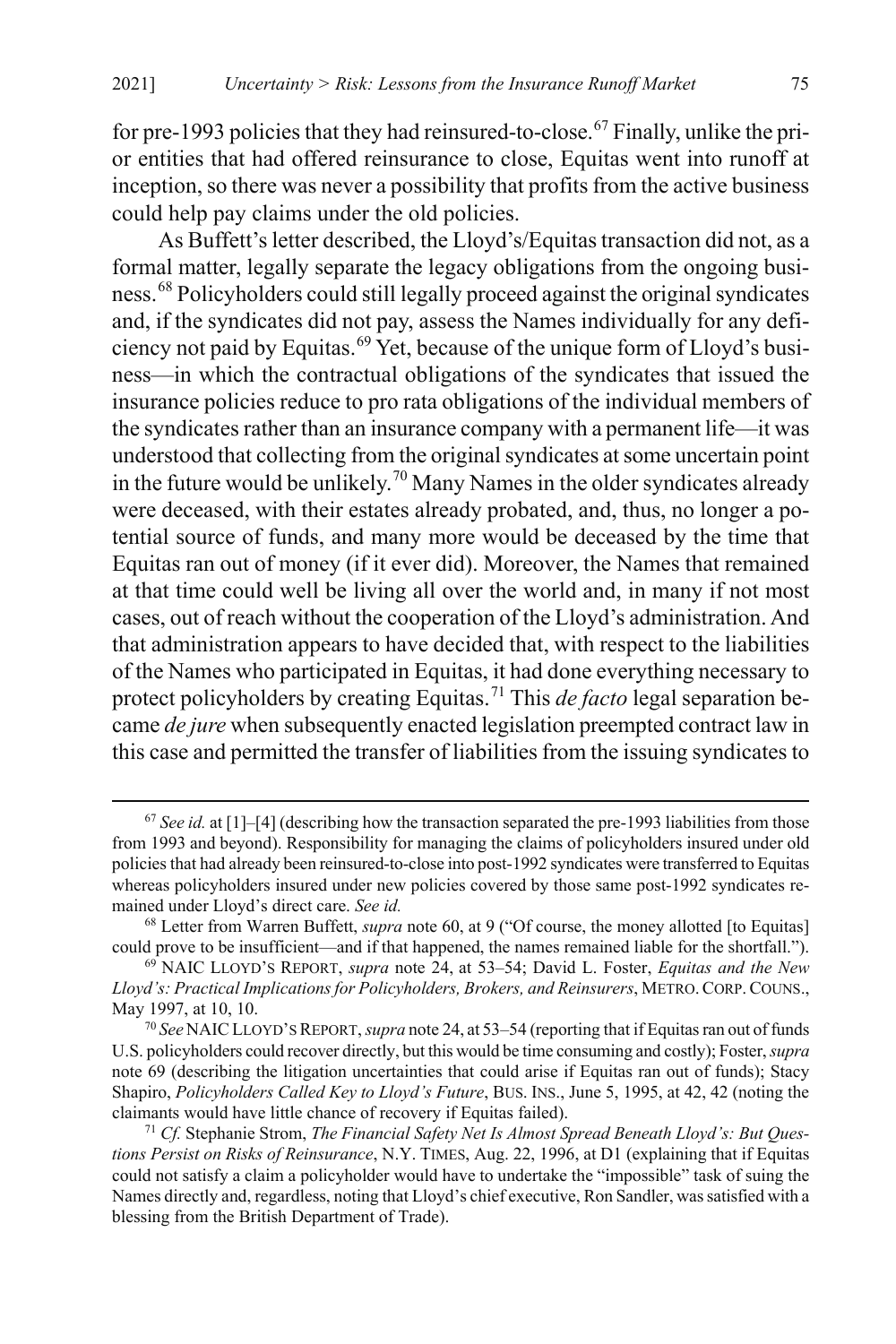for pre-1993 policies that they had reinsured-to-close.[67] Finally, unlike the prior entities that had offered reinsurance to close, Equitas went into runoff at inception, so there was never a possibility that profits from the active business could help pay claims under the old policies.

As Buffett's letter described, the Lloyd's/Equitas transaction did not, as a formal matter, legally separate the legacy obligations from the ongoing business.[68] Policyholders could still legally proceed against the original syndicates and, if the syndicates did not pay, assess the Names individually for any deficiency not paid by Equitas.[69] Yet, because of the unique form of Lloyd's business—in which the contractual obligations of the syndicates that issued the insurance policies reduce to pro rata obligations of the individual members of the syndicates rather than an insurance company with a permanent life—it was understood that collecting from the original syndicates at some uncertain point in the future would be unlikely.[70] Many Names in the older syndicates already were deceased, with their estates already probated, and, thus, no longer a potential source of funds, and many more would be deceased by the time that Equitas ran out of money (if it ever did). Moreover, the Names that remained at that time could well be living all over the world and, in many if not most cases, out of reach without the cooperation of the Lloyd's administration. And that administration appears to have decided that, with respect to the liabilities of the Names who participated in Equitas, it had done everything necessary to protect policyholders by creating Equitas.[71] This *de facto* legal separation became *de jure* when subsequently enacted legislation preempted contract law in this case and permitted the transfer of liabilities from the issuing syndicates to

---

[67] *See id.* at [1]–[4] (describing how the transaction separated the pre-1993 liabilities from those from 1993 and beyond). Responsibility for managing the claims of policyholders insured under old policies that had already been reinsured-to-close into post-1992 syndicates were transferred to Equitas whereas policyholders insured under new policies covered by those same post-1992 syndicates remained under Lloyd's direct care. *See id.*

[68] Letter from Warren Buffett, *supra* note 60, at 9 ("Of course, the money allotted [to Equitas] could prove to be insufficient—and if that happened, the names remained liable for the shortfall.").

[69] NAIC LLOYD'S REPORT, *supra* note 24, at 53–54; David L. Foster, *Equitas and the New Lloyd's: Practical Implications for Policyholders, Brokers, and Reinsurers*, METRO. CORP. COUNS., May 1997, at 10, 10.

[70] *See* NAIC LLOYD'S REPORT, *supra* note 24, at 53–54 (reporting that if Equitas ran out of funds U.S. policyholders could recover directly, but this would be time consuming and costly); Foster, *supra* note 69 (describing the litigation uncertainties that could arise if Equitas ran out of funds); Stacy Shapiro, *Policyholders Called Key to Lloyd's Future*, BUS. INS., June 5, 1995, at 42, 42 (noting the claimants would have little chance of recovery if Equitas failed).

[71] *Cf.* Stephanie Strom, *The Financial Safety Net Is Almost Spread Beneath Lloyd's: But Questions Persist on Risks of Reinsurance*, N.Y. TIMES, Aug. 22, 1996, at D1 (explaining that if Equitas could not satisfy a claim a policyholder would have to undertake the "impossible" task of suing the Names directly and, regardless, noting that Lloyd's chief executive, Ron Sandler, was satisfied with a blessing from the British Department of Trade).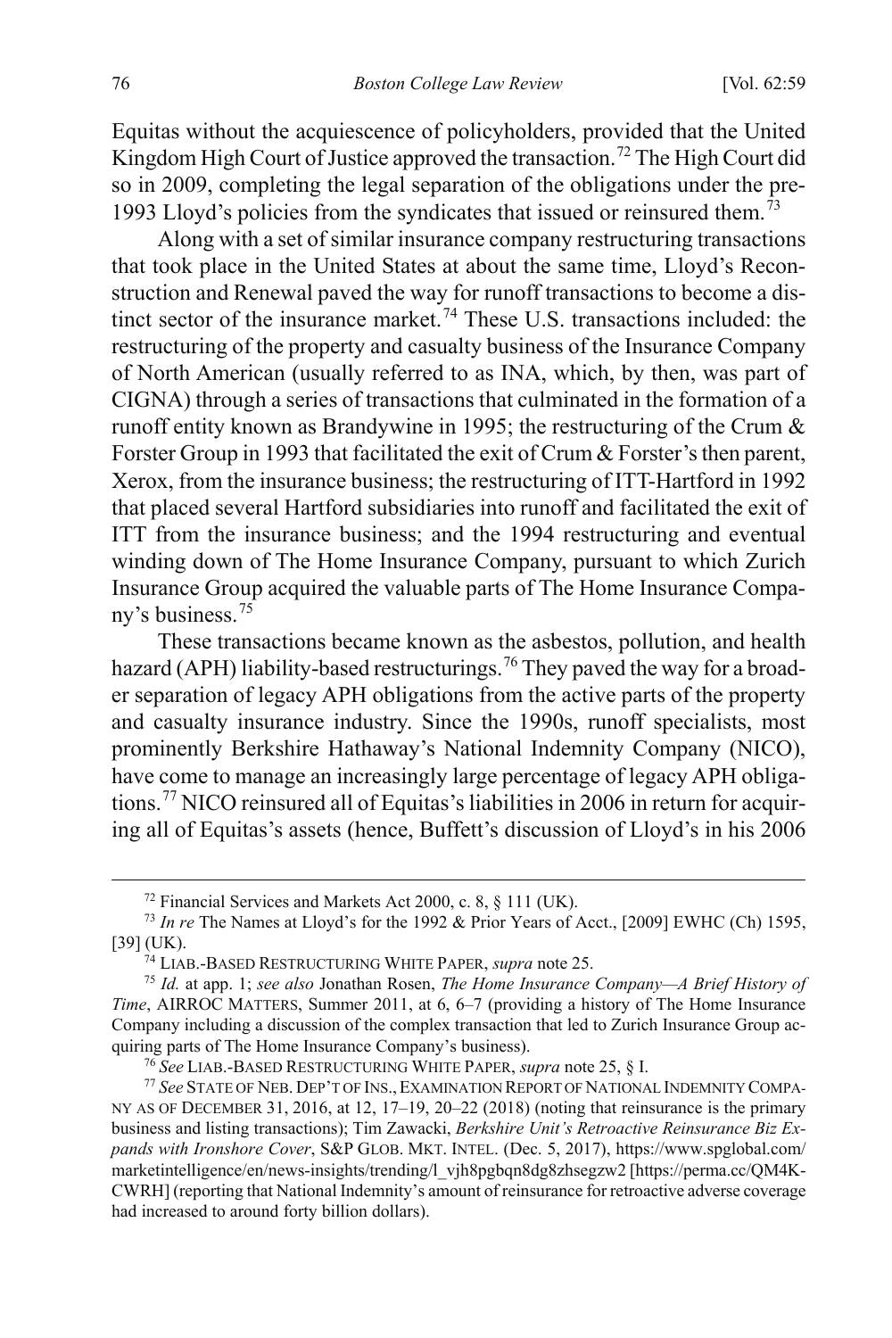Equitas without the acquiescence of policyholders, provided that the United Kingdom High Court of Justice approved the transaction.[72] The High Court did so in 2009, completing the legal separation of the obligations under the pre-1993 Lloyd's policies from the syndicates that issued or reinsured them.[73]

Along with a set of similar insurance company restructuring transactions that took place in the United States at about the same time, Lloyd's Reconstruction and Renewal paved the way for runoff transactions to become a distinct sector of the insurance market.[74] These U.S. transactions included: the restructuring of the property and casualty business of the Insurance Company of North American (usually referred to as INA, which, by then, was part of CIGNA) through a series of transactions that culminated in the formation of a runoff entity known as Brandywine in 1995; the restructuring of the Crum & Forster Group in 1993 that facilitated the exit of Crum & Forster's then parent, Xerox, from the insurance business; the restructuring of ITT-Hartford in 1992 that placed several Hartford subsidiaries into runoff and facilitated the exit of ITT from the insurance business; and the 1994 restructuring and eventual winding down of The Home Insurance Company, pursuant to which Zurich Insurance Group acquired the valuable parts of The Home Insurance Company's business.[75]

These transactions became known as the asbestos, pollution, and health hazard (APH) liability-based restructurings.[76] They paved the way for a broader separation of legacy APH obligations from the active parts of the property and casualty insurance industry. Since the 1990s, runoff specialists, most prominently Berkshire Hathaway's National Indemnity Company (NICO), have come to manage an increasingly large percentage of legacy APH obligations.[77] NICO reinsured all of Equitas's liabilities in 2006 in return for acquiring all of Equitas's assets (hence, Buffett's discussion of Lloyd's in his 2006

---

[72] Financial Services and Markets Act 2000, c. 8, § 111 (UK).

[73] *In re* The Names at Lloyd's for the 1992 & Prior Years of Acct., [2009] EWHC (Ch) 1595, [39] (UK).

[74] LIAB.-BASED RESTRUCTURING WHITE PAPER, *supra* note 25.

[75] *Id.* at app. 1; *see also* Jonathan Rosen, *The Home Insurance Company—A Brief History of Time*, AIRROC MATTERS, Summer 2011, at 6, 6–7 (providing a history of The Home Insurance Company including a discussion of the complex transaction that led to Zurich Insurance Group acquiring parts of The Home Insurance Company's business).

[76] *See* LIAB.-BASED RESTRUCTURING WHITE PAPER, *supra* note 25, § I.

[77] *See* STATE OF NEB. DEP'T OF INS., EXAMINATION REPORT OF NATIONAL INDEMNITY COMPANY AS OF DECEMBER 31, 2016, at 12, 17–19, 20–22 (2018) (noting that reinsurance is the primary business and listing transactions); Tim Zawacki, *Berkshire Unit's Retroactive Reinsurance Biz Expands with Ironshore Cover*, S&P GLOB. MKT. INTEL. (Dec. 5, 2017), https://www.spglobal.com/marketintelligence/en/news-insights/trending/l_vjh8pgbqn8dg8zhsegzw2 [https://perma.cc/QM4K-CWRH] (reporting that National Indemnity's amount of reinsurance for retroactive adverse coverage had increased to around forty billion dollars).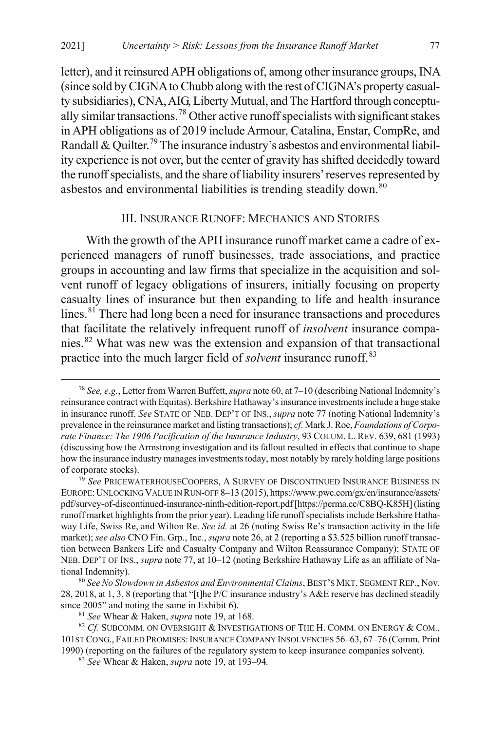letter), and it reinsured APH obligations of, among other insurance groups, INA (since sold by CIGNA to Chubb along with the rest of CIGNA's property casualty subsidiaries), CNA, AIG, Liberty Mutual, and The Hartford through conceptually similar transactions.[78] Other active runoff specialists with significant stakes in APH obligations as of 2019 include Armour, Catalina, Enstar, CompRe, and Randall & Quilter.[79] The insurance industry's asbestos and environmental liability experience is not over, but the center of gravity has shifted decidedly toward the runoff specialists, and the share of liability insurers' reserves represented by asbestos and environmental liabilities is trending steadily down.[80]

## III. Insurance Runoff: Mechanics and Stories

With the growth of the APH insurance runoff market came a cadre of experienced managers of runoff businesses, trade associations, and practice groups in accounting and law firms that specialize in the acquisition and solvent runoff of legacy obligations of insurers, initially focusing on property casualty lines of insurance but then expanding to life and health insurance lines.[81] There had long been a need for insurance transactions and procedures that facilitate the relatively infrequent runoff of *insolvent* insurance companies.[82] What was new was the extension and expansion of that transactional practice into the much larger field of *solvent* insurance runoff.[83]

---

[78] *See, e.g.*, Letter from Warren Buffett, *supra* note 60, at 7–10 (describing National Indemnity's reinsurance contract with Equitas). Berkshire Hathaway's insurance investments include a huge stake in insurance runoff. *See* State of Neb. Dep't of Ins., *supra* note 77 (noting National Indemnity's prevalence in the reinsurance market and listing transactions); *cf.* Mark J. Roe, *Foundations of Corporate Finance: The 1906 Pacification of the Insurance Industry*, 93 Colum. L. Rev. 639, 681 (1993) (discussing how the Armstrong investigation and its fallout resulted in effects that continue to shape how the insurance industry manages investments today, most notably by rarely holding large positions of corporate stocks).

[79] *See* PricewaterhouseCoopers, A Survey of Discontinued Insurance Business in Europe: Unlocking Value in Run-off 8–13 (2015), https://www.pwc.com/gx/en/insurance/assets/pdf/survey-of-discontinued-insurance-ninth-edition-report.pdf [https://perma.cc/C8BQ-K85H] (listing runoff market highlights from the prior year). Leading life runoff specialists include Berkshire Hathaway Life, Swiss Re, and Wilton Re. *See id.* at 26 (noting Swiss Re's transaction activity in the life market); *see also* CNO Fin. Grp., Inc., *supra* note 26, at 2 (reporting a $3.525 billion runoff transaction between Bankers Life and Casualty Company and Wilton Reassurance Company); State of Neb. Dep't of Ins., *supra* note 77, at 10–12 (noting Berkshire Hathaway Life as an affiliate of National Indemnity).

[80] *See No Slowdown in Asbestos and Environmental Claims*, Best's Mkt. Segment Rep., Nov. 28, 2018, at 1, 3, 8 (reporting that "[t]he P/C insurance industry's A&E reserve has declined steadily since 2005" and noting the same in Exhibit 6).

[81] *See* Whear & Haken, *supra* note 19, at 168.

[82] *Cf.* Subcomm. on Oversight & Investigations of the H. Comm. on Energy & Com., 101st Cong., Failed Promises: Insurance Company Insolvencies 56–63, 67–76 (Comm. Print 1990) (reporting on the failures of the regulatory system to keep insurance companies solvent).

[83] *See* Whear & Haken, *supra* note 19, at 193–94.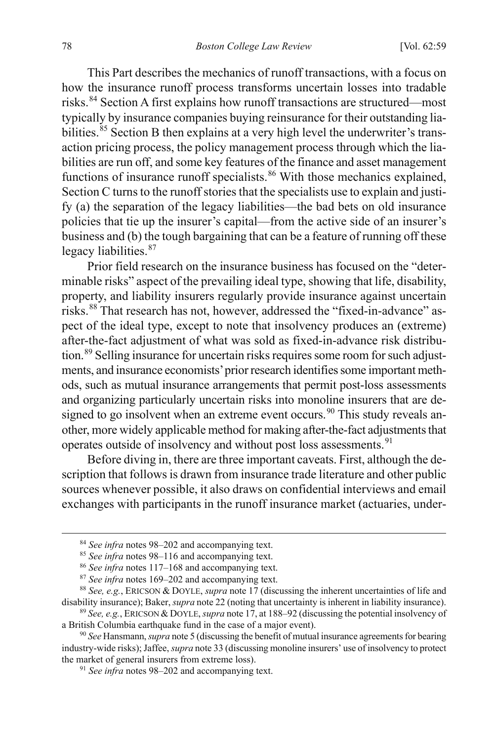This Part describes the mechanics of runoff transactions, with a focus on how the insurance runoff process transforms uncertain losses into tradable risks.[84] Section A first explains how runoff transactions are structured—most typically by insurance companies buying reinsurance for their outstanding liabilities.[85] Section B then explains at a very high level the underwriter's transaction pricing process, the policy management process through which the liabilities are run off, and some key features of the finance and asset management functions of insurance runoff specialists.[86] With those mechanics explained, Section C turns to the runoff stories that the specialists use to explain and justify (a) the separation of the legacy liabilities—the bad bets on old insurance policies that tie up the insurer's capital—from the active side of an insurer's business and (b) the tough bargaining that can be a feature of running off these legacy liabilities.[87]

Prior field research on the insurance business has focused on the "determinable risks" aspect of the prevailing ideal type, showing that life, disability, property, and liability insurers regularly provide insurance against uncertain risks.[88] That research has not, however, addressed the "fixed-in-advance" aspect of the ideal type, except to note that insolvency produces an (extreme) after-the-fact adjustment of what was sold as fixed-in-advance risk distribution.[89] Selling insurance for uncertain risks requires some room for such adjustments, and insurance economists' prior research identifies some important methods, such as mutual insurance arrangements that permit post-loss assessments and organizing particularly uncertain risks into monoline insurers that are designed to go insolvent when an extreme event occurs.[90] This study reveals another, more widely applicable method for making after-the-fact adjustments that operates outside of insolvency and without post loss assessments.[91]

Before diving in, there are three important caveats. First, although the description that follows is drawn from insurance trade literature and other public sources whenever possible, it also draws on confidential interviews and email exchanges with participants in the runoff insurance market (actuaries, under-

---

[84] *See infra* notes 98–202 and accompanying text.

[85] *See infra* notes 98–116 and accompanying text.

[86] *See infra* notes 117–168 and accompanying text.

[87] *See infra* notes 169–202 and accompanying text.

[88] *See, e.g.*, Ericson & Doyle, *supra* note 17 (discussing the inherent uncertainties of life and disability insurance); Baker, *supra* note 22 (noting that uncertainty is inherent in liability insurance).

[89] *See, e.g.*, Ericson & Doyle, *supra* note 17, at 188–92 (discussing the potential insolvency of a British Columbia earthquake fund in the case of a major event).

[90] *See* Hansmann, *supra* note 5 (discussing the benefit of mutual insurance agreements for bearing industry-wide risks); Jaffee, *supra* note 33 (discussing monoline insurers' use of insolvency to protect the market of general insurers from extreme loss).

[91] *See infra* notes 98–202 and accompanying text.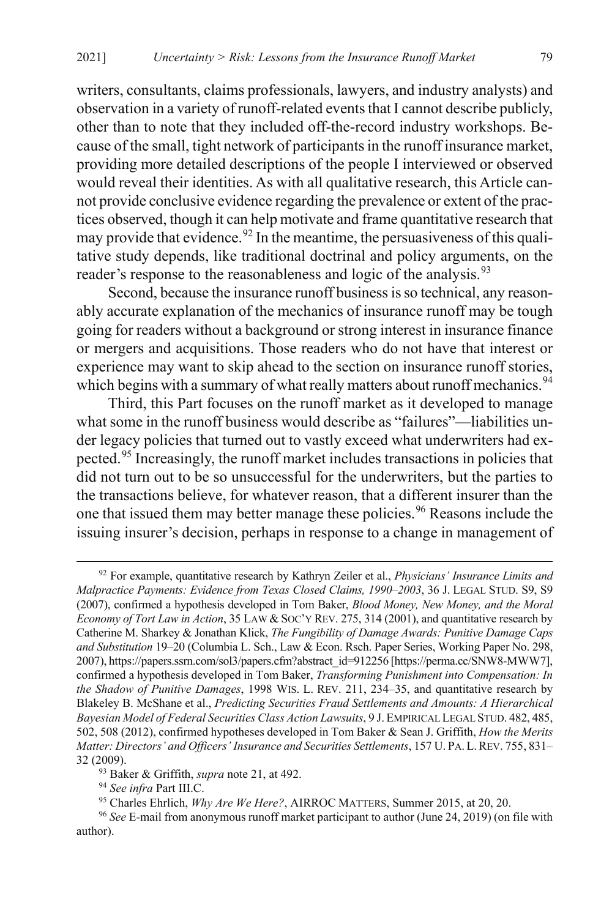writers, consultants, claims professionals, lawyers, and industry analysts) and observation in a variety of runoff-related events that I cannot describe publicly, other than to note that they included off-the-record industry workshops. Because of the small, tight network of participants in the runoff insurance market, providing more detailed descriptions of the people I interviewed or observed would reveal their identities. As with all qualitative research, this Article cannot provide conclusive evidence regarding the prevalence or extent of the practices observed, though it can help motivate and frame quantitative research that may provide that evidence.[92] In the meantime, the persuasiveness of this qualitative study depends, like traditional doctrinal and policy arguments, on the reader's response to the reasonableness and logic of the analysis.[93]

Second, because the insurance runoff business is so technical, any reasonably accurate explanation of the mechanics of insurance runoff may be tough going for readers without a background or strong interest in insurance finance or mergers and acquisitions. Those readers who do not have that interest or experience may want to skip ahead to the section on insurance runoff stories, which begins with a summary of what really matters about runoff mechanics.[94]

Third, this Part focuses on the runoff market as it developed to manage what some in the runoff business would describe as "failures"—liabilities under legacy policies that turned out to vastly exceed what underwriters had expected.[95] Increasingly, the runoff market includes transactions in policies that did not turn out to be so unsuccessful for the underwriters, but the parties to the transactions believe, for whatever reason, that a different insurer than the one that issued them may better manage these policies.[96] Reasons include the issuing insurer's decision, perhaps in response to a change in management of

---

[92] For example, quantitative research by Kathryn Zeiler et al., *Physicians' Insurance Limits and Malpractice Payments: Evidence from Texas Closed Claims, 1990–2003*, 36 J. LEGAL STUD. S9, S9 (2007), confirmed a hypothesis developed in Tom Baker, *Blood Money, New Money, and the Moral Economy of Tort Law in Action*, 35 LAW & SOC'Y REV. 275, 314 (2001), and quantitative research by Catherine M. Sharkey & Jonathan Klick, *The Fungibility of Damage Awards: Punitive Damage Caps and Substitution* 19–20 (Columbia L. Sch., Law & Econ. Rsch. Paper Series, Working Paper No. 298, 2007), https://papers.ssrn.com/sol3/papers.cfm?abstract_id=912256 [https://perma.cc/SNW8-MWW7], confirmed a hypothesis developed in Tom Baker, *Transforming Punishment into Compensation: In the Shadow of Punitive Damages*, 1998 WIS. L. REV. 211, 234–35, and quantitative research by Blakeley B. McShane et al., *Predicting Securities Fraud Settlements and Amounts: A Hierarchical Bayesian Model of Federal Securities Class Action Lawsuits*, 9 J. EMPIRICAL LEGAL STUD. 482, 485, 502, 508 (2012), confirmed hypotheses developed in Tom Baker & Sean J. Griffith, *How the Merits Matter: Directors' and Officers' Insurance and Securities Settlements*, 157 U. PA. L. REV. 755, 831–32 (2009).

[93] Baker & Griffith, *supra* note 21, at 492.

[94] *See infra* Part III.C.

[95] Charles Ehrlich, *Why Are We Here?*, AIRROC MATTERS, Summer 2015, at 20, 20.

[96] *See* E-mail from anonymous runoff market participant to author (June 24, 2019) (on file with author).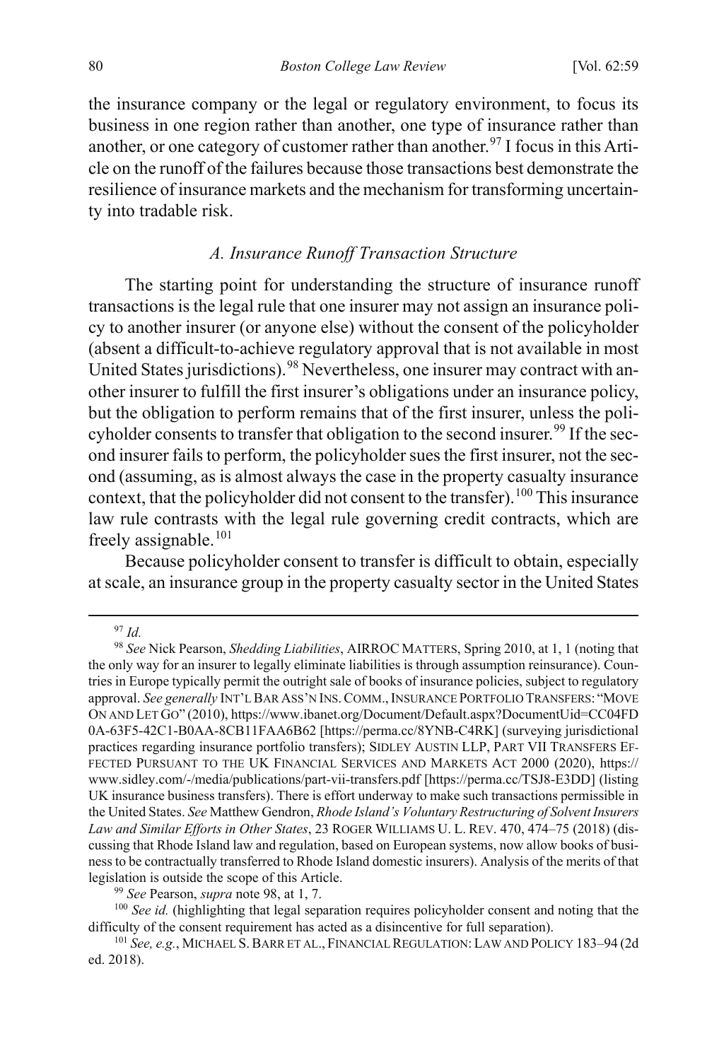the insurance company or the legal or regulatory environment, to focus its business in one region rather than another, one type of insurance rather than another, or one category of customer rather than another.[97] I focus in this Article on the runoff of the failures because those transactions best demonstrate the resilience of insurance markets and the mechanism for transforming uncertainty into tradable risk.

### *A. Insurance Runoff Transaction Structure*

The starting point for understanding the structure of insurance runoff transactions is the legal rule that one insurer may not assign an insurance policy to another insurer (or anyone else) without the consent of the policyholder (absent a difficult-to-achieve regulatory approval that is not available in most United States jurisdictions).[98] Nevertheless, one insurer may contract with another insurer to fulfill the first insurer's obligations under an insurance policy, but the obligation to perform remains that of the first insurer, unless the policyholder consents to transfer that obligation to the second insurer.[99] If the second insurer fails to perform, the policyholder sues the first insurer, not the second (assuming, as is almost always the case in the property casualty insurance context, that the policyholder did not consent to the transfer).[100] This insurance law rule contrasts with the legal rule governing credit contracts, which are freely assignable.[101]

Because policyholder consent to transfer is difficult to obtain, especially at scale, an insurance group in the property casualty sector in the United States

---

[97] *Id.*

[98] *See* Nick Pearson, *Shedding Liabilities*, AIRROC MATTERS, Spring 2010, at 1, 1 (noting that the only way for an insurer to legally eliminate liabilities is through assumption reinsurance). Countries in Europe typically permit the outright sale of books of insurance policies, subject to regulatory approval. *See generally* INT'L BAR ASS'N INS. COMM., INSURANCE PORTFOLIO TRANSFERS: "MOVE ON AND LET GO" (2010), https://www.ibanet.org/Document/Default.aspx?DocumentUid=CC04FD0A-63F5-42C1-B0AA-8CB11FAA6B62 [https://perma.cc/8YNB-C4RK] (surveying jurisdictional practices regarding insurance portfolio transfers); SIDLEY AUSTIN LLP, PART VII TRANSFERS EFFECTED PURSUANT TO THE UK FINANCIAL SERVICES AND MARKETS ACT 2000 (2020), https://www.sidley.com/-/media/publications/part-vii-transfers.pdf [https://perma.cc/TSJ8-E3DD] (listing UK insurance business transfers). There is effort underway to make such transactions permissible in the United States. *See* Matthew Gendron, *Rhode Island's Voluntary Restructuring of Solvent Insurers Law and Similar Efforts in Other States*, 23 ROGER WILLIAMS U. L. REV. 470, 474–75 (2018) (discussing that Rhode Island law and regulation, based on European systems, now allow books of business to be contractually transferred to Rhode Island domestic insurers). Analysis of the merits of that legislation is outside the scope of this Article.

[99] *See* Pearson, *supra* note 98, at 1, 7.

[100] *See id.* (highlighting that legal separation requires policyholder consent and noting that the difficulty of the consent requirement has acted as a disincentive for full separation).

[101] *See, e.g.*, MICHAEL S. BARR ET AL., FINANCIAL REGULATION: LAW AND POLICY 183–94 (2d ed. 2018).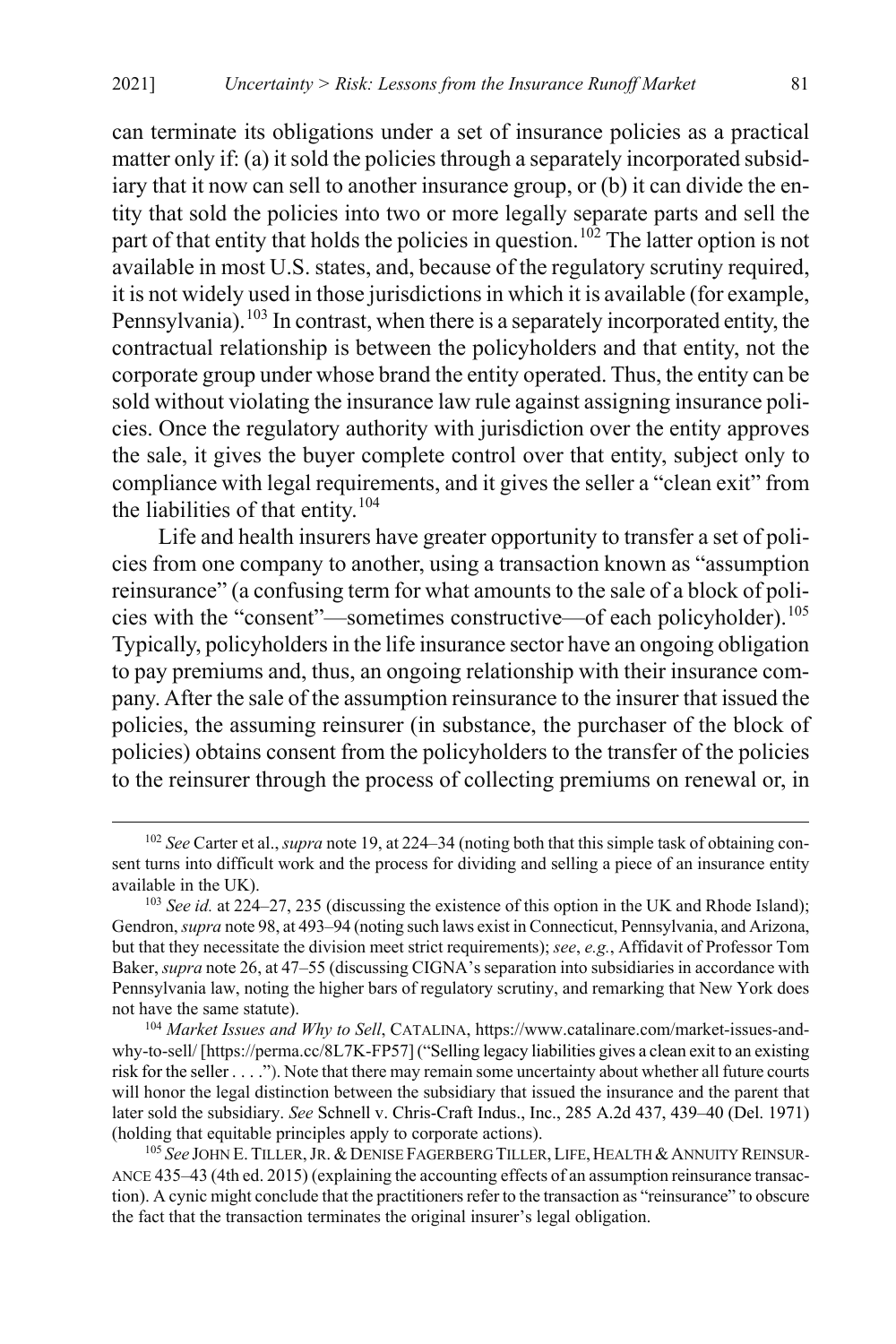can terminate its obligations under a set of insurance policies as a practical matter only if: (a) it sold the policies through a separately incorporated subsidiary that it now can sell to another insurance group, or (b) it can divide the entity that sold the policies into two or more legally separate parts and sell the part of that entity that holds the policies in question.[102] The latter option is not available in most U.S. states, and, because of the regulatory scrutiny required, it is not widely used in those jurisdictions in which it is available (for example, Pennsylvania).[103] In contrast, when there is a separately incorporated entity, the contractual relationship is between the policyholders and that entity, not the corporate group under whose brand the entity operated. Thus, the entity can be sold without violating the insurance law rule against assigning insurance policies. Once the regulatory authority with jurisdiction over the entity approves the sale, it gives the buyer complete control over that entity, subject only to compliance with legal requirements, and it gives the seller a "clean exit" from the liabilities of that entity.[104]

Life and health insurers have greater opportunity to transfer a set of policies from one company to another, using a transaction known as "assumption reinsurance" (a confusing term for what amounts to the sale of a block of policies with the "consent"—sometimes constructive—of each policyholder).[105] Typically, policyholders in the life insurance sector have an ongoing obligation to pay premiums and, thus, an ongoing relationship with their insurance company. After the sale of the assumption reinsurance to the insurer that issued the policies, the assuming reinsurer (in substance, the purchaser of the block of policies) obtains consent from the policyholders to the transfer of the policies to the reinsurer through the process of collecting premiums on renewal or, in

---

[102] *See* Carter et al., *supra* note 19, at 224–34 (noting both that this simple task of obtaining consent turns into difficult work and the process for dividing and selling a piece of an insurance entity available in the UK).

[103] *See id.* at 224–27, 235 (discussing the existence of this option in the UK and Rhode Island); Gendron, *supra* note 98, at 493–94 (noting such laws exist in Connecticut, Pennsylvania, and Arizona, but that they necessitate the division meet strict requirements); *see*, *e.g.*, Affidavit of Professor Tom Baker, *supra* note 26, at 47–55 (discussing CIGNA's separation into subsidiaries in accordance with Pennsylvania law, noting the higher bars of regulatory scrutiny, and remarking that New York does not have the same statute).

[104] *Market Issues and Why to Sell*, CATALINA, https://www.catalinare.com/market-issues-and-why-to-sell/ [https://perma.cc/8L7K-FP57] ("Selling legacy liabilities gives a clean exit to an existing risk for the seller . . . ."). Note that there may remain some uncertainty about whether all future courts will honor the legal distinction between the subsidiary that issued the insurance and the parent that later sold the subsidiary. *See* Schnell v. Chris-Craft Indus., Inc., 285 A.2d 437, 439–40 (Del. 1971) (holding that equitable principles apply to corporate actions).

[105] *See* JOHN E. TILLER, JR. & DENISE FAGERBERG TILLER, LIFE, HEALTH & ANNUITY REINSURANCE 435–43 (4th ed. 2015) (explaining the accounting effects of an assumption reinsurance transaction). A cynic might conclude that the practitioners refer to the transaction as "reinsurance" to obscure the fact that the transaction terminates the original insurer's legal obligation.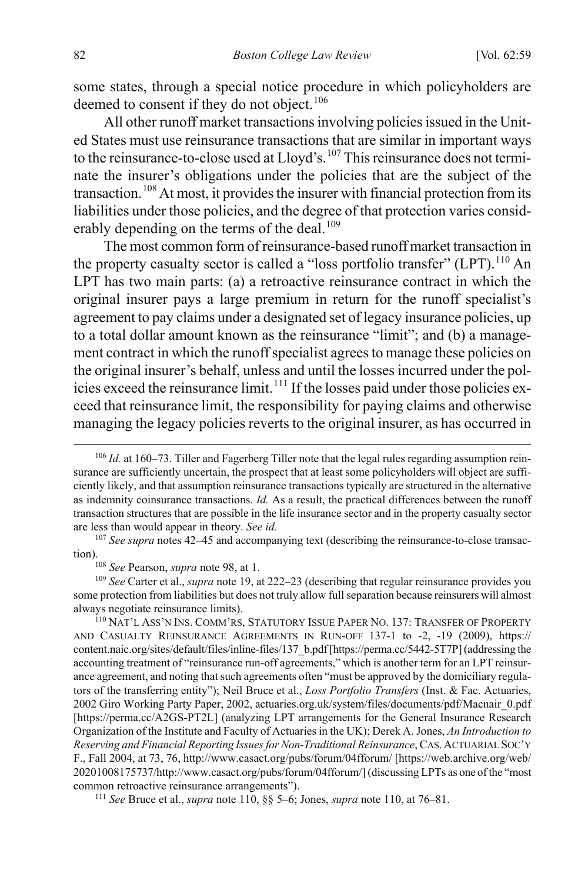some states, through a special notice procedure in which policyholders are deemed to consent if they do not object.[106]

All other runoff market transactions involving policies issued in the United States must use reinsurance transactions that are similar in important ways to the reinsurance-to-close used at Lloyd's.[107] This reinsurance does not terminate the insurer's obligations under the policies that are the subject of the transaction.[108] At most, it provides the insurer with financial protection from its liabilities under those policies, and the degree of that protection varies considerably depending on the terms of the deal.[109]

The most common form of reinsurance-based runoff market transaction in the property casualty sector is called a "loss portfolio transfer" (LPT).[110] An LPT has two main parts: (a) a retroactive reinsurance contract in which the original insurer pays a large premium in return for the runoff specialist's agreement to pay claims under a designated set of legacy insurance policies, up to a total dollar amount known as the reinsurance "limit"; and (b) a management contract in which the runoff specialist agrees to manage these policies on the original insurer's behalf, unless and until the losses incurred under the policies exceed the reinsurance limit.[111] If the losses paid under those policies exceed that reinsurance limit, the responsibility for paying claims and otherwise managing the legacy policies reverts to the original insurer, as has occurred in

---

[106] *Id.* at 160–73. Tiller and Fagerberg Tiller note that the legal rules regarding assumption reinsurance are sufficiently uncertain, the prospect that at least some policyholders will object are sufficiently likely, and that assumption reinsurance transactions typically are structured in the alternative as indemnity coinsurance transactions. *Id.* As a result, the practical differences between the runoff transaction structures that are possible in the life insurance sector and in the property casualty sector are less than would appear in theory. *See id.*

[107] *See supra* notes 42–45 and accompanying text (describing the reinsurance-to-close transaction).

[108] *See* Pearson, *supra* note 98, at 1.

[109] *See* Carter et al., *supra* note 19, at 222–23 (describing that regular reinsurance provides you some protection from liabilities but does not truly allow full separation because reinsurers will almost always negotiate reinsurance limits).

[110] NAT'L ASS'N INS. COMM'RS, STATUTORY ISSUE PAPER NO. 137: TRANSFER OF PROPERTY AND CASUALTY REINSURANCE AGREEMENTS IN RUN-OFF 137-1 to -2, -19 (2009), https://content.naic.org/sites/default/files/inline-files/137_b.pdf [https://perma.cc/5442-5T7P] (addressing the accounting treatment of "reinsurance run-off agreements," which is another term for an LPT reinsurance agreement, and noting that such agreements often "must be approved by the domiciliary regulators of the transferring entity"); Neil Bruce et al., *Loss Portfolio Transfers* (Inst. & Fac. Actuaries, 2002 Giro Working Party Paper, 2002, actuaries.org.uk/system/files/documents/pdf/Macnair_0.pdf [https://perma.cc/A2GS-PT2L] (analyzing LPT arrangements for the General Insurance Research Organization of the Institute and Faculty of Actuaries in the UK); Derek A. Jones, *An Introduction to Reserving and Financial Reporting Issues for Non-Traditional Reinsurance*, CAS. ACTUARIAL SOC'Y F., Fall 2004, at 73, 76, http://www.casact.org/pubs/forum/04fforum/ [https://web.archive.org/web/20201008175737/http://www.casact.org/pubs/forum/04fforum/] (discussing LPTs as one of the "most common retroactive reinsurance arrangements").

[111] *See* Bruce et al., *supra* note 110, §§ 5–6; Jones, *supra* note 110, at 76–81.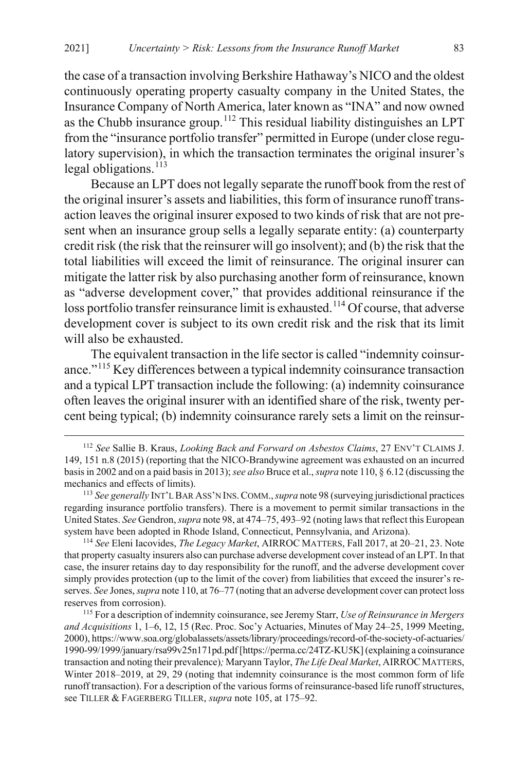the case of a transaction involving Berkshire Hathaway's NICO and the oldest continuously operating property casualty company in the United States, the Insurance Company of North America, later known as "INA" and now owned as the Chubb insurance group.[112] This residual liability distinguishes an LPT from the "insurance portfolio transfer" permitted in Europe (under close regulatory supervision), in which the transaction terminates the original insurer's legal obligations.[113]

Because an LPT does not legally separate the runoff book from the rest of the original insurer's assets and liabilities, this form of insurance runoff transaction leaves the original insurer exposed to two kinds of risk that are not present when an insurance group sells a legally separate entity: (a) counterparty credit risk (the risk that the reinsurer will go insolvent); and (b) the risk that the total liabilities will exceed the limit of reinsurance. The original insurer can mitigate the latter risk by also purchasing another form of reinsurance, known as "adverse development cover," that provides additional reinsurance if the loss portfolio transfer reinsurance limit is exhausted.[114] Of course, that adverse development cover is subject to its own credit risk and the risk that its limit will also be exhausted.

The equivalent transaction in the life sector is called "indemnity coinsurance."[115] Key differences between a typical indemnity coinsurance transaction and a typical LPT transaction include the following: (a) indemnity coinsurance often leaves the original insurer with an identified share of the risk, twenty percent being typical; (b) indemnity coinsurance rarely sets a limit on the reinsur-

---

[112] *See* Sallie B. Kraus, *Looking Back and Forward on Asbestos Claims*, 27 ENV'T CLAIMS J. 149, 151 n.8 (2015) (reporting that the NICO-Brandywine agreement was exhausted on an incurred basis in 2002 and on a paid basis in 2013); *see also* Bruce et al., *supra* note 110, § 6.12 (discussing the mechanics and effects of limits).

[113] *See generally* INT'L BAR ASS'N INS. COMM., *supra* note 98 (surveying jurisdictional practices regarding insurance portfolio transfers). There is a movement to permit similar transactions in the United States. *See* Gendron, *supra* note 98, at 474–75, 493–92 (noting laws that reflect this European system have been adopted in Rhode Island, Connecticut, Pennsylvania, and Arizona).

[114] *See* Eleni Iacovides, *The Legacy Market*, AIRROC MATTERS, Fall 2017, at 20–21, 23. Note that property casualty insurers also can purchase adverse development cover instead of an LPT. In that case, the insurer retains day to day responsibility for the runoff, and the adverse development cover simply provides protection (up to the limit of the cover) from liabilities that exceed the insurer's reserves. *See* Jones, *supra* note 110, at 76–77 (noting that an adverse development cover can protect loss reserves from corrosion).

[115] For a description of indemnity coinsurance, see Jeremy Starr, *Use of Reinsurance in Mergers and Acquisitions* 1, 1–6, 12, 15 (Rec. Proc. Soc'y Actuaries, Minutes of May 24–25, 1999 Meeting, 2000), https://www.soa.org/globalassets/assets/library/proceedings/record-of-the-society-of-actuaries/1990-99/1999/january/rsa99v25n171pd.pdf [https://perma.cc/24TZ-KU5K] (explaining a coinsurance transaction and noting their prevalence); Maryann Taylor, *The Life Deal Market*, AIRROC MATTERS, Winter 2018–2019, at 29, 29 (noting that indemnity coinsurance is the most common form of life runoff transaction). For a description of the various forms of reinsurance-based life runoff structures, see TILLER & FAGERBERG TILLER, *supra* note 105, at 175–92.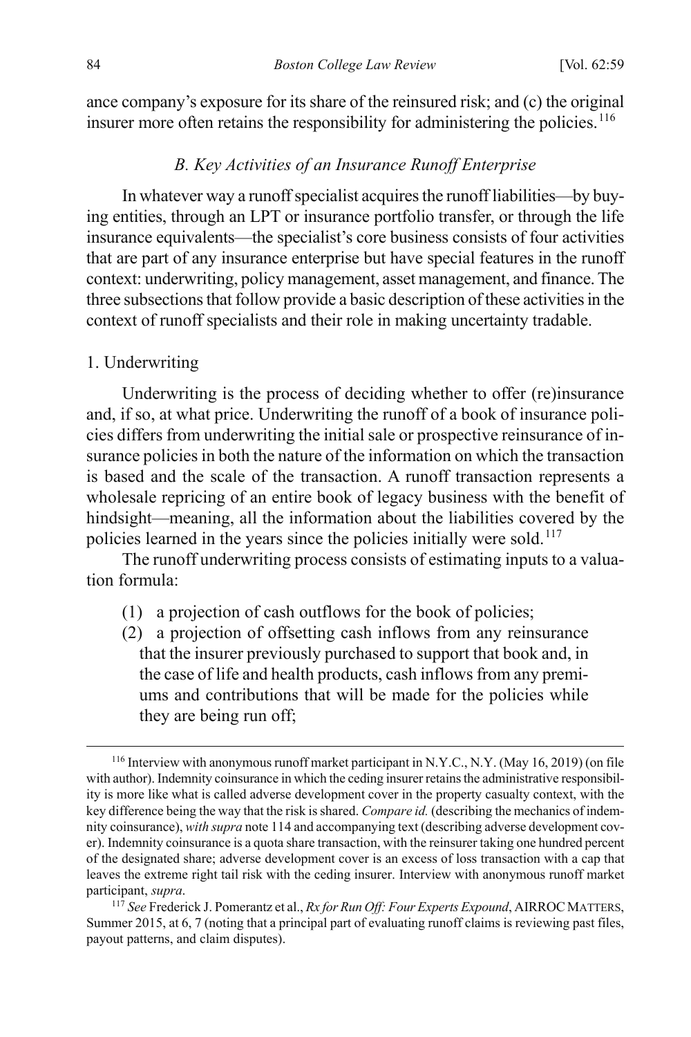ance company's exposure for its share of the reinsured risk; and (c) the original insurer more often retains the responsibility for administering the policies.[116]

### *B. Key Activities of an Insurance Runoff Enterprise*

In whatever way a runoff specialist acquires the runoff liabilities—by buying entities, through an LPT or insurance portfolio transfer, or through the life insurance equivalents—the specialist's core business consists of four activities that are part of any insurance enterprise but have special features in the runoff context: underwriting, policy management, asset management, and finance. The three subsections that follow provide a basic description of these activities in the context of runoff specialists and their role in making uncertainty tradable.

#### 1. Underwriting

Underwriting is the process of deciding whether to offer (re)insurance and, if so, at what price. Underwriting the runoff of a book of insurance policies differs from underwriting the initial sale or prospective reinsurance of insurance policies in both the nature of the information on which the transaction is based and the scale of the transaction. A runoff transaction represents a wholesale repricing of an entire book of legacy business with the benefit of hindsight—meaning, all the information about the liabilities covered by the policies learned in the years since the policies initially were sold.[117]

The runoff underwriting process consists of estimating inputs to a valuation formula:

(1) a projection of cash outflows for the book of policies;

(2) a projection of offsetting cash inflows from any reinsurance that the insurer previously purchased to support that book and, in the case of life and health products, cash inflows from any premiums and contributions that will be made for the policies while they are being run off;

---

[116] Interview with anonymous runoff market participant in N.Y.C., N.Y. (May 16, 2019) (on file with author). Indemnity coinsurance in which the ceding insurer retains the administrative responsibility is more like what is called adverse development cover in the property casualty context, with the key difference being the way that the risk is shared. *Compare id.* (describing the mechanics of indemnity coinsurance), *with supra* note 114 and accompanying text (describing adverse development cover). Indemnity coinsurance is a quota share transaction, with the reinsurer taking one hundred percent of the designated share; adverse development cover is an excess of loss transaction with a cap that leaves the extreme right tail risk with the ceding insurer. Interview with anonymous runoff market participant, *supra*.

[117] *See* Frederick J. Pomerantz et al., *Rx for Run Off: Four Experts Expound*, AIRROC MATTERS, Summer 2015, at 6, 7 (noting that a principal part of evaluating runoff claims is reviewing past files, payout patterns, and claim disputes).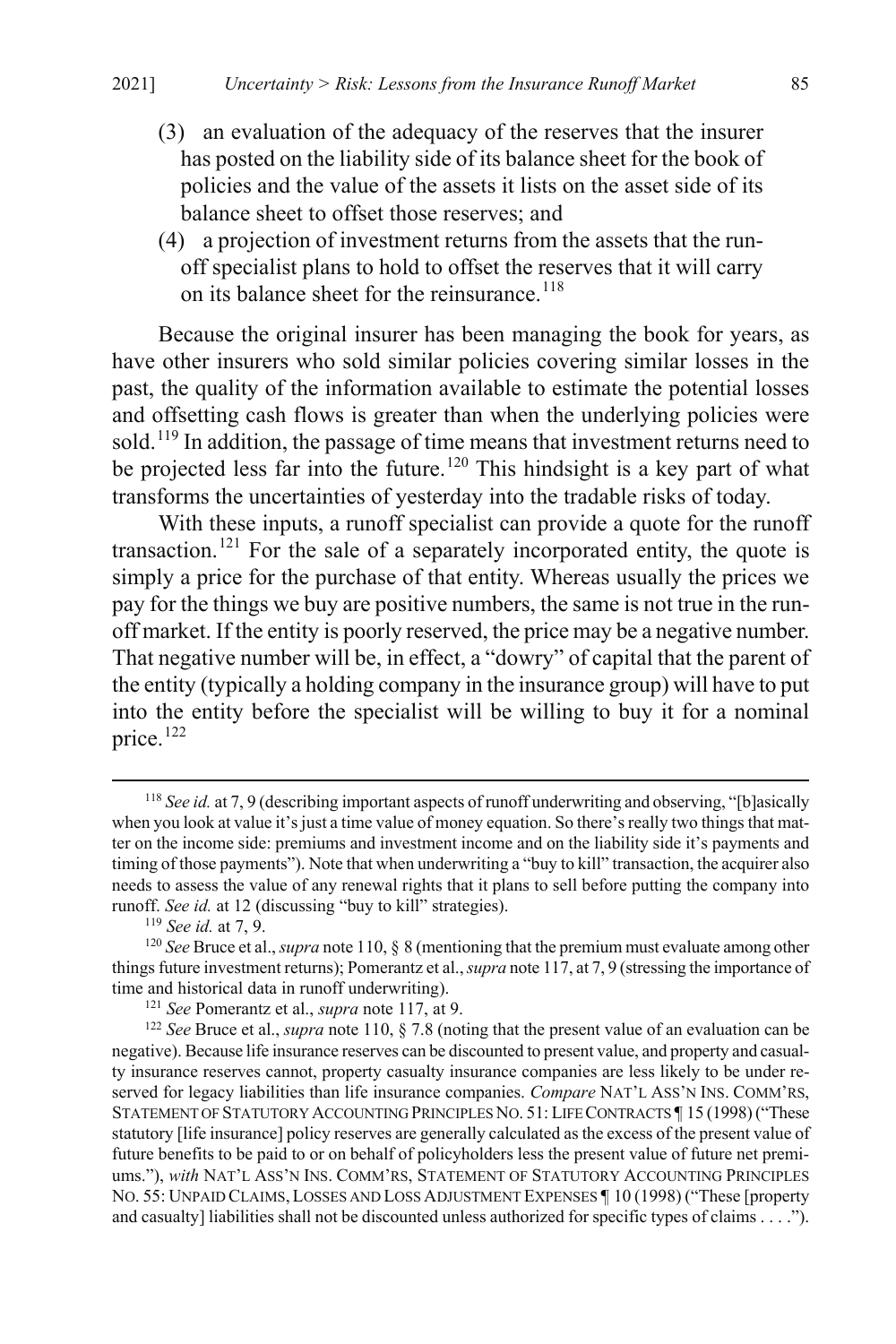(3) an evaluation of the adequacy of the reserves that the insurer has posted on the liability side of its balance sheet for the book of policies and the value of the assets it lists on the asset side of its balance sheet to offset those reserves; and

(4) a projection of investment returns from the assets that the runoff specialist plans to hold to offset the reserves that it will carry on its balance sheet for the reinsurance.[118]

Because the original insurer has been managing the book for years, as have other insurers who sold similar policies covering similar losses in the past, the quality of the information available to estimate the potential losses and offsetting cash flows is greater than when the underlying policies were sold.[119] In addition, the passage of time means that investment returns need to be projected less far into the future.[120] This hindsight is a key part of what transforms the uncertainties of yesterday into the tradable risks of today.

With these inputs, a runoff specialist can provide a quote for the runoff transaction.[121] For the sale of a separately incorporated entity, the quote is simply a price for the purchase of that entity. Whereas usually the prices we pay for the things we buy are positive numbers, the same is not true in the runoff market. If the entity is poorly reserved, the price may be a negative number. That negative number will be, in effect, a "dowry" of capital that the parent of the entity (typically a holding company in the insurance group) will have to put into the entity before the specialist will be willing to buy it for a nominal price.[122]

---

[118] *See id.* at 7, 9 (describing important aspects of runoff underwriting and observing, "[b]asically when you look at value it's just a time value of money equation. So there's really two things that matter on the income side: premiums and investment income and on the liability side it's payments and timing of those payments"). Note that when underwriting a "buy to kill" transaction, the acquirer also needs to assess the value of any renewal rights that it plans to sell before putting the company into runoff. *See id.* at 12 (discussing "buy to kill" strategies).

[119] *See id.* at 7, 9.

[120] *See* Bruce et al., *supra* note 110, § 8 (mentioning that the premium must evaluate among other things future investment returns); Pomerantz et al., *supra* note 117, at 7, 9 (stressing the importance of time and historical data in runoff underwriting).

[121] *See* Pomerantz et al., *supra* note 117, at 9.

[122] *See* Bruce et al., *supra* note 110, § 7.8 (noting that the present value of an evaluation can be negative). Because life insurance reserves can be discounted to present value, and property and casualty insurance reserves cannot, property casualty insurance companies are less likely to be under reserved for legacy liabilities than life insurance companies. *Compare* NAT'L ASS'N INS. COMM'RS, STATEMENT OF STATUTORY ACCOUNTING PRINCIPLES NO. 51: LIFE CONTRACTS ¶ 15 (1998) ("These statutory [life insurance] policy reserves are generally calculated as the excess of the present value of future benefits to be paid to or on behalf of policyholders less the present value of future net premiums."), *with* NAT'L ASS'N INS. COMM'RS, STATEMENT OF STATUTORY ACCOUNTING PRINCIPLES NO. 55: UNPAID CLAIMS, LOSSES AND LOSS ADJUSTMENT EXPENSES ¶ 10 (1998) ("These [property and casualty] liabilities shall not be discounted unless authorized for specific types of claims . . . .").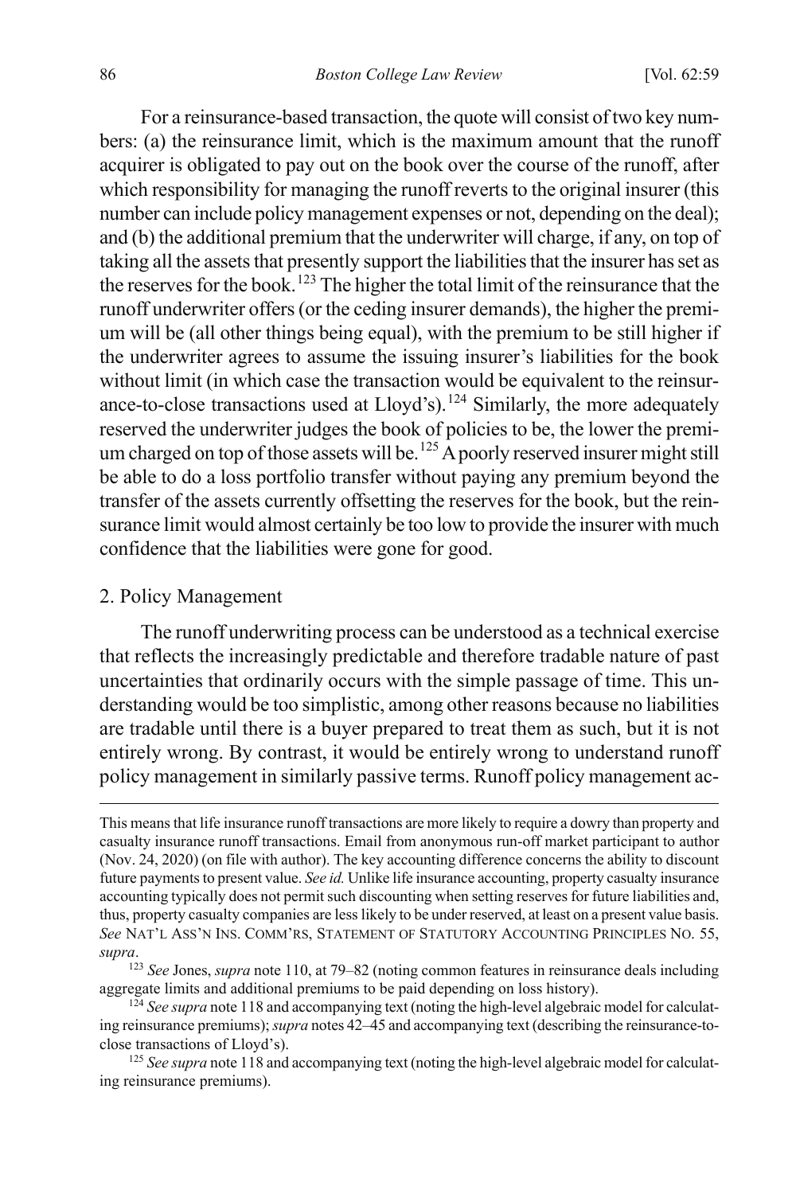For a reinsurance-based transaction, the quote will consist of two key numbers: (a) the reinsurance limit, which is the maximum amount that the runoff acquirer is obligated to pay out on the book over the course of the runoff, after which responsibility for managing the runoff reverts to the original insurer (this number can include policy management expenses or not, depending on the deal); and (b) the additional premium that the underwriter will charge, if any, on top of taking all the assets that presently support the liabilities that the insurer has set as the reserves for the book.[123] The higher the total limit of the reinsurance that the runoff underwriter offers (or the ceding insurer demands), the higher the premium will be (all other things being equal), with the premium to be still higher if the underwriter agrees to assume the issuing insurer's liabilities for the book without limit (in which case the transaction would be equivalent to the reinsurance-to-close transactions used at Lloyd's).[124] Similarly, the more adequately reserved the underwriter judges the book of policies to be, the lower the premium charged on top of those assets will be.[125] A poorly reserved insurer might still be able to do a loss portfolio transfer without paying any premium beyond the transfer of the assets currently offsetting the reserves for the book, but the reinsurance limit would almost certainly be too low to provide the insurer with much confidence that the liabilities were gone for good.

### 2. Policy Management

The runoff underwriting process can be understood as a technical exercise that reflects the increasingly predictable and therefore tradable nature of past uncertainties that ordinarily occurs with the simple passage of time. This understanding would be too simplistic, among other reasons because no liabilities are tradable until there is a buyer prepared to treat them as such, but it is not entirely wrong. By contrast, it would be entirely wrong to understand runoff policy management in similarly passive terms. Runoff policy management ac-

---

This means that life insurance runoff transactions are more likely to require a dowry than property and casualty insurance runoff transactions. Email from anonymous run-off market participant to author (Nov. 24, 2020) (on file with author). The key accounting difference concerns the ability to discount future payments to present value. *See id.* Unlike life insurance accounting, property casualty insurance accounting typically does not permit such discounting when setting reserves for future liabilities and, thus, property casualty companies are less likely to be under reserved, at least on a present value basis. *See* NAT'L ASS'N INS. COMM'RS, STATEMENT OF STATUTORY ACCOUNTING PRINCIPLES NO. 55, *supra*.

[123] *See* Jones, *supra* note 110, at 79–82 (noting common features in reinsurance deals including aggregate limits and additional premiums to be paid depending on loss history).

[124] *See supra* note 118 and accompanying text (noting the high-level algebraic model for calculating reinsurance premiums); *supra* notes 42–45 and accompanying text (describing the reinsurance-to-close transactions of Lloyd's).

[125] *See supra* note 118 and accompanying text (noting the high-level algebraic model for calculating reinsurance premiums).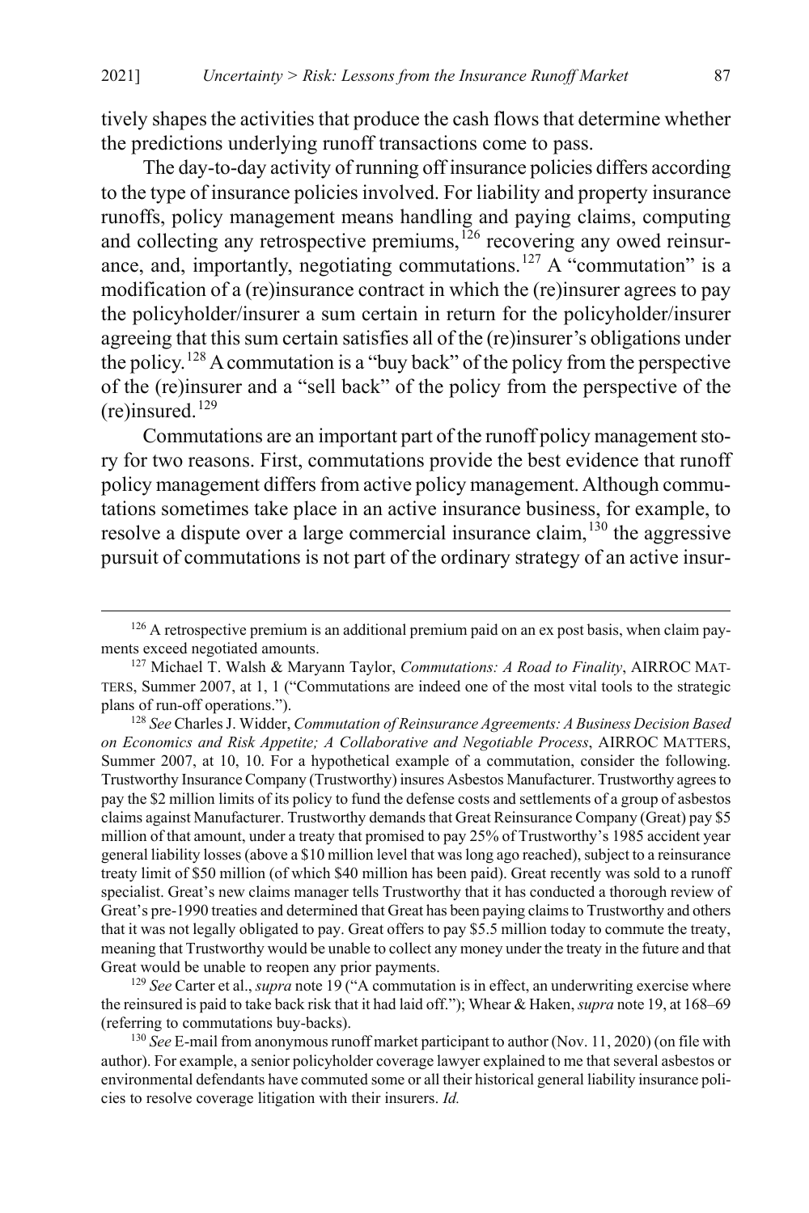tively shapes the activities that produce the cash flows that determine whether the predictions underlying runoff transactions come to pass.

The day-to-day activity of running off insurance policies differs according to the type of insurance policies involved. For liability and property insurance runoffs, policy management means handling and paying claims, computing and collecting any retrospective premiums,[126] recovering any owed reinsurance, and, importantly, negotiating commutations.[127] A "commutation" is a modification of a (re)insurance contract in which the (re)insurer agrees to pay the policyholder/insurer a sum certain in return for the policyholder/insurer agreeing that this sum certain satisfies all of the (re)insurer's obligations under the policy.[128] A commutation is a "buy back" of the policy from the perspective of the (re)insurer and a "sell back" of the policy from the perspective of the (re)insured.[129]

Commutations are an important part of the runoff policy management story for two reasons. First, commutations provide the best evidence that runoff policy management differs from active policy management. Although commutations sometimes take place in an active insurance business, for example, to resolve a dispute over a large commercial insurance claim,[130] the aggressive pursuit of commutations is not part of the ordinary strategy of an active insur-

---

[126] A retrospective premium is an additional premium paid on an ex post basis, when claim payments exceed negotiated amounts.

[127] Michael T. Walsh & Maryann Taylor, *Commutations: A Road to Finality*, AIRROC MATTERS, Summer 2007, at 1, 1 ("Commutations are indeed one of the most vital tools to the strategic plans of run-off operations.").

[128] *See* Charles J. Widder, *Commutation of Reinsurance Agreements: A Business Decision Based on Economics and Risk Appetite; A Collaborative and Negotiable Process*, AIRROC MATTERS, Summer 2007, at 10, 10. For a hypothetical example of a commutation, consider the following. Trustworthy Insurance Company (Trustworthy) insures Asbestos Manufacturer. Trustworthy agrees to pay the $2 million limits of its policy to fund the defense costs and settlements of a group of asbestos claims against Manufacturer. Trustworthy demands that Great Reinsurance Company (Great) pay $5 million of that amount, under a treaty that promised to pay 25% of Trustworthy's 1985 accident year general liability losses (above a $10 million level that was long ago reached), subject to a reinsurance treaty limit of $50 million (of which $40 million has been paid). Great recently was sold to a runoff specialist. Great's new claims manager tells Trustworthy that it has conducted a thorough review of Great's pre-1990 treaties and determined that Great has been paying claims to Trustworthy and others that it was not legally obligated to pay. Great offers to pay $5.5 million today to commute the treaty, meaning that Trustworthy would be unable to collect any money under the treaty in the future and that Great would be unable to reopen any prior payments.

[129] *See* Carter et al., *supra* note 19 ("A commutation is in effect, an underwriting exercise where the reinsured is paid to take back risk that it had laid off."); Whear & Haken, *supra* note 19, at 168–69 (referring to commutations buy-backs).

[130] *See* E-mail from anonymous runoff market participant to author (Nov. 11, 2020) (on file with author). For example, a senior policyholder coverage lawyer explained to me that several asbestos or environmental defendants have commuted some or all their historical general liability insurance policies to resolve coverage litigation with their insurers. *Id.*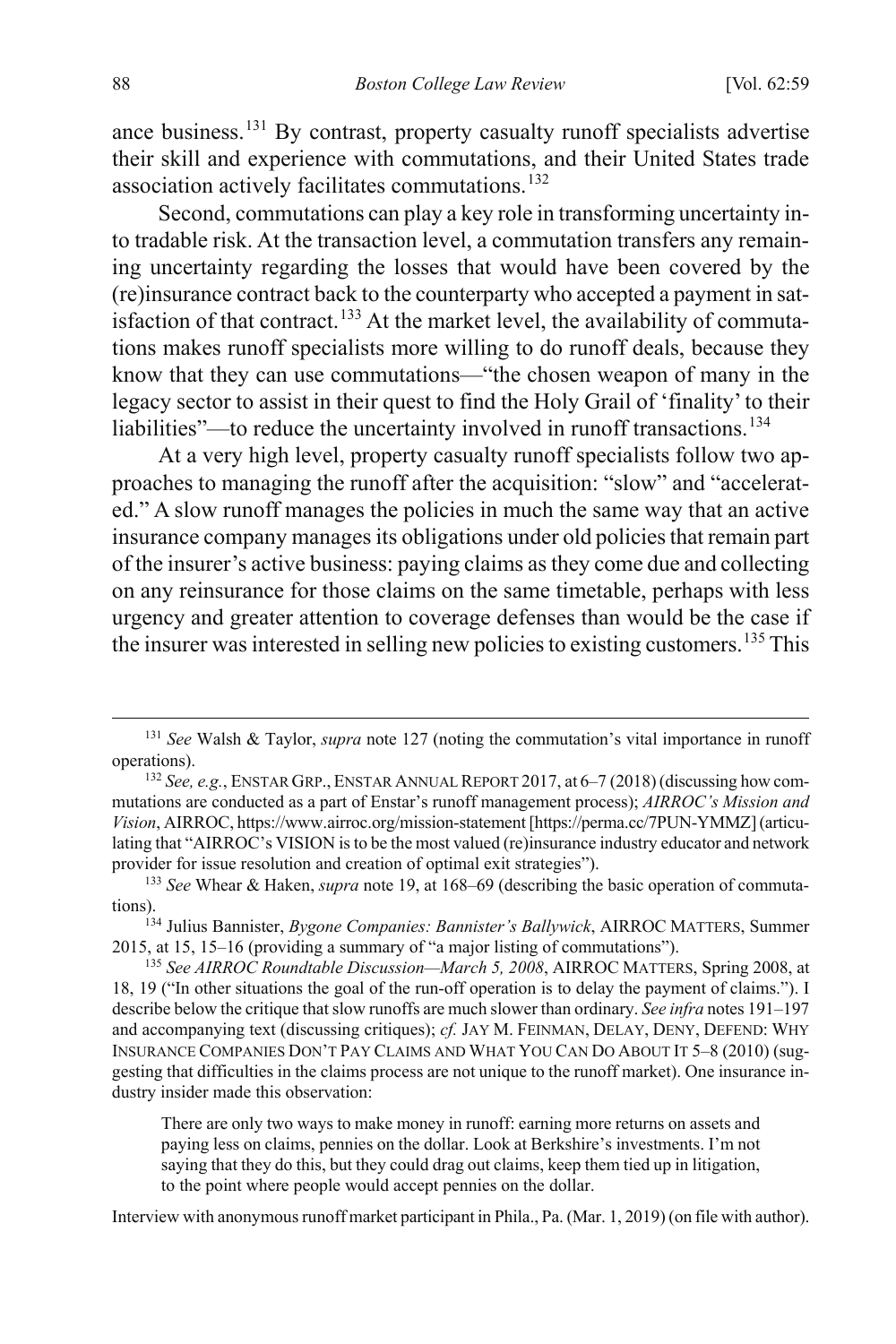ance business.[131] By contrast, property casualty runoff specialists advertise their skill and experience with commutations, and their United States trade association actively facilitates commutations.[132]

Second, commutations can play a key role in transforming uncertainty into tradable risk. At the transaction level, a commutation transfers any remaining uncertainty regarding the losses that would have been covered by the (re)insurance contract back to the counterparty who accepted a payment in satisfaction of that contract.[133] At the market level, the availability of commutations makes runoff specialists more willing to do runoff deals, because they know that they can use commutations—"the chosen weapon of many in the legacy sector to assist in their quest to find the Holy Grail of 'finality' to their liabilities"—to reduce the uncertainty involved in runoff transactions.[134]

At a very high level, property casualty runoff specialists follow two approaches to managing the runoff after the acquisition: "slow" and "accelerated." A slow runoff manages the policies in much the same way that an active insurance company manages its obligations under old policies that remain part of the insurer's active business: paying claims as they come due and collecting on any reinsurance for those claims on the same timetable, perhaps with less urgency and greater attention to coverage defenses than would be the case if the insurer was interested in selling new policies to existing customers.[135] This

---

[131] *See* Walsh & Taylor, *supra* note 127 (noting the commutation's vital importance in runoff operations).

[132] *See, e.g.*, ENSTAR GRP., ENSTAR ANNUAL REPORT 2017, at 6–7 (2018) (discussing how commutations are conducted as a part of Enstar's runoff management process); *AIRROC's Mission and Vision*, AIRROC, https://www.airroc.org/mission-statement [https://perma.cc/7PUN-YMMZ] (articulating that "AIRROC's VISION is to be the most valued (re)insurance industry educator and network provider for issue resolution and creation of optimal exit strategies").

[133] *See* Whear & Haken, *supra* note 19, at 168–69 (describing the basic operation of commutations).

[134] Julius Bannister, *Bygone Companies: Bannister's Ballywick*, AIRROC MATTERS, Summer 2015, at 15, 15–16 (providing a summary of "a major listing of commutations").

[135] *See AIRROC Roundtable Discussion—March 5, 2008*, AIRROC MATTERS, Spring 2008, at 18, 19 ("In other situations the goal of the run-off operation is to delay the payment of claims."). I describe below the critique that slow runoffs are much slower than ordinary. *See infra* notes 191–197 and accompanying text (discussing critiques); *cf.* JAY M. FEINMAN, DELAY, DENY, DEFEND: WHY INSURANCE COMPANIES DON'T PAY CLAIMS AND WHAT YOU CAN DO ABOUT IT 5–8 (2010) (suggesting that difficulties in the claims process are not unique to the runoff market). One insurance industry insider made this observation:

> There are only two ways to make money in runoff: earning more returns on assets and paying less on claims, pennies on the dollar. Look at Berkshire's investments. I'm not saying that they do this, but they could drag out claims, keep them tied up in litigation, to the point where people would accept pennies on the dollar.

Interview with anonymous runoff market participant in Phila., Pa. (Mar. 1, 2019) (on file with author).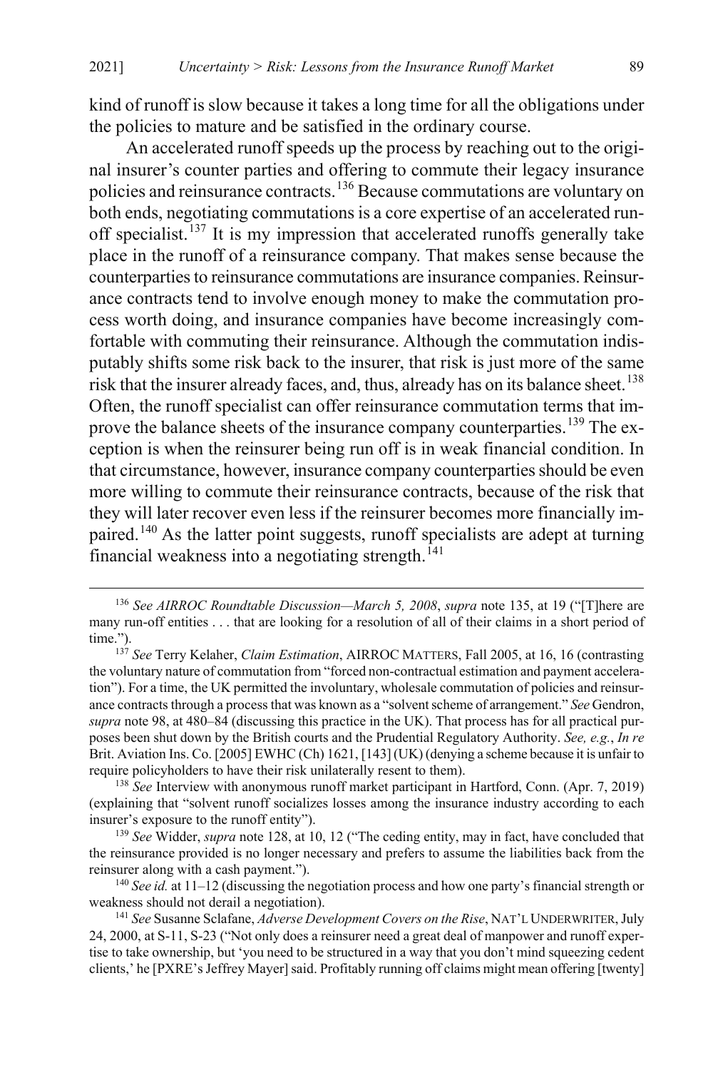kind of runoff is slow because it takes a long time for all the obligations under the policies to mature and be satisfied in the ordinary course.

An accelerated runoff speeds up the process by reaching out to the original insurer's counter parties and offering to commute their legacy insurance policies and reinsurance contracts.[136] Because commutations are voluntary on both ends, negotiating commutations is a core expertise of an accelerated runoff specialist.[137] It is my impression that accelerated runoffs generally take place in the runoff of a reinsurance company. That makes sense because the counterparties to reinsurance commutations are insurance companies. Reinsurance contracts tend to involve enough money to make the commutation process worth doing, and insurance companies have become increasingly comfortable with commuting their reinsurance. Although the commutation indisputably shifts some risk back to the insurer, that risk is just more of the same risk that the insurer already faces, and, thus, already has on its balance sheet.[138] Often, the runoff specialist can offer reinsurance commutation terms that improve the balance sheets of the insurance company counterparties.[139] The exception is when the reinsurer being run off is in weak financial condition. In that circumstance, however, insurance company counterparties should be even more willing to commute their reinsurance contracts, because of the risk that they will later recover even less if the reinsurer becomes more financially impaired.[140] As the latter point suggests, runoff specialists are adept at turning financial weakness into a negotiating strength.[141]

---

[136] *See AIRROC Roundtable Discussion—March 5, 2008*, *supra* note 135, at 19 ("[T]here are many run-off entities . . . that are looking for a resolution of all of their claims in a short period of time.").

[137] *See* Terry Kelaher, *Claim Estimation*, AIRROC MATTERS, Fall 2005, at 16, 16 (contrasting the voluntary nature of commutation from "forced non-contractual estimation and payment acceleration"). For a time, the UK permitted the involuntary, wholesale commutation of policies and reinsurance contracts through a process that was known as a "solvent scheme of arrangement." *See* Gendron, *supra* note 98, at 480–84 (discussing this practice in the UK). That process has for all practical purposes been shut down by the British courts and the Prudential Regulatory Authority. *See, e.g.*, *In re* Brit. Aviation Ins. Co. [2005] EWHC (Ch) 1621, [143] (UK) (denying a scheme because it is unfair to require policyholders to have their risk unilaterally resent to them).

[138] *See* Interview with anonymous runoff market participant in Hartford, Conn. (Apr. 7, 2019) (explaining that "solvent runoff socializes losses among the insurance industry according to each insurer's exposure to the runoff entity").

[139] *See* Widder, *supra* note 128, at 10, 12 ("The ceding entity, may in fact, have concluded that the reinsurance provided is no longer necessary and prefers to assume the liabilities back from the reinsurer along with a cash payment.").

[140] *See id.* at 11–12 (discussing the negotiation process and how one party's financial strength or weakness should not derail a negotiation).

[141] *See* Susanne Sclafane, *Adverse Development Covers on the Rise*, NAT'L UNDERWRITER, July 24, 2000, at S-11, S-23 ("Not only does a reinsurer need a great deal of manpower and runoff expertise to take ownership, but 'you need to be structured in a way that you don't mind squeezing cedent clients,' he [PXRE's Jeffrey Mayer] said. Profitably running off claims might mean offering [twenty]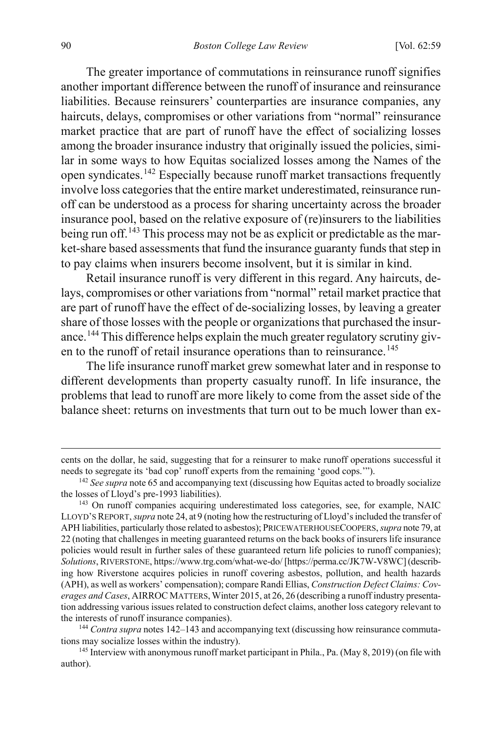The greater importance of commutations in reinsurance runoff signifies another important difference between the runoff of insurance and reinsurance liabilities. Because reinsurers' counterparties are insurance companies, any haircuts, delays, compromises or other variations from "normal" reinsurance market practice that are part of runoff have the effect of socializing losses among the broader insurance industry that originally issued the policies, similar in some ways to how Equitas socialized losses among the Names of the open syndicates.[142] Especially because runoff market transactions frequently involve loss categories that the entire market underestimated, reinsurance runoff can be understood as a process for sharing uncertainty across the broader insurance pool, based on the relative exposure of (re)insurers to the liabilities being run off.[143] This process may not be as explicit or predictable as the market-share based assessments that fund the insurance guaranty funds that step in to pay claims when insurers become insolvent, but it is similar in kind.

Retail insurance runoff is very different in this regard. Any haircuts, delays, compromises or other variations from "normal" retail market practice that are part of runoff have the effect of de-socializing losses, by leaving a greater share of those losses with the people or organizations that purchased the insurance.[144] This difference helps explain the much greater regulatory scrutiny given to the runoff of retail insurance operations than to reinsurance.[145]

The life insurance runoff market grew somewhat later and in response to different developments than property casualty runoff. In life insurance, the problems that lead to runoff are more likely to come from the asset side of the balance sheet: returns on investments that turn out to be much lower than ex-

---

cents on the dollar, he said, suggesting that for a reinsurer to make runoff operations successful it needs to segregate its 'bad cop' runoff experts from the remaining 'good cops.'").

[142] *See supra* note 65 and accompanying text (discussing how Equitas acted to broadly socialize the losses of Lloyd's pre-1993 liabilities).

[143] On runoff companies acquiring underestimated loss categories, see, for example, NAIC LLOYD'S REPORT, *supra* note 24, at 9 (noting how the restructuring of Lloyd's included the transfer of APH liabilities, particularly those related to asbestos); PRICEWATERHOUSECOOPERS, *supra* note 79, at 22 (noting that challenges in meeting guaranteed returns on the back books of insurers life insurance policies would result in further sales of these guaranteed return life policies to runoff companies); *Solutions*, RIVERSTONE, https://www.trg.com/what-we-do/ [https://perma.cc/JK7W-V8WC] (describing how Riverstone acquires policies in runoff covering asbestos, pollution, and health hazards (APH), as well as workers' compensation); compare Randi Ellias, *Construction Defect Claims: Coverages and Cases*, AIRROC MATTERS, Winter 2015, at 26, 26 (describing a runoff industry presentation addressing various issues related to construction defect claims, another loss category relevant to the interests of runoff insurance companies).

[144] *Contra supra* notes 142–143 and accompanying text (discussing how reinsurance commutations may socialize losses within the industry).

[145] Interview with anonymous runoff market participant in Phila., Pa. (May 8, 2019) (on file with author).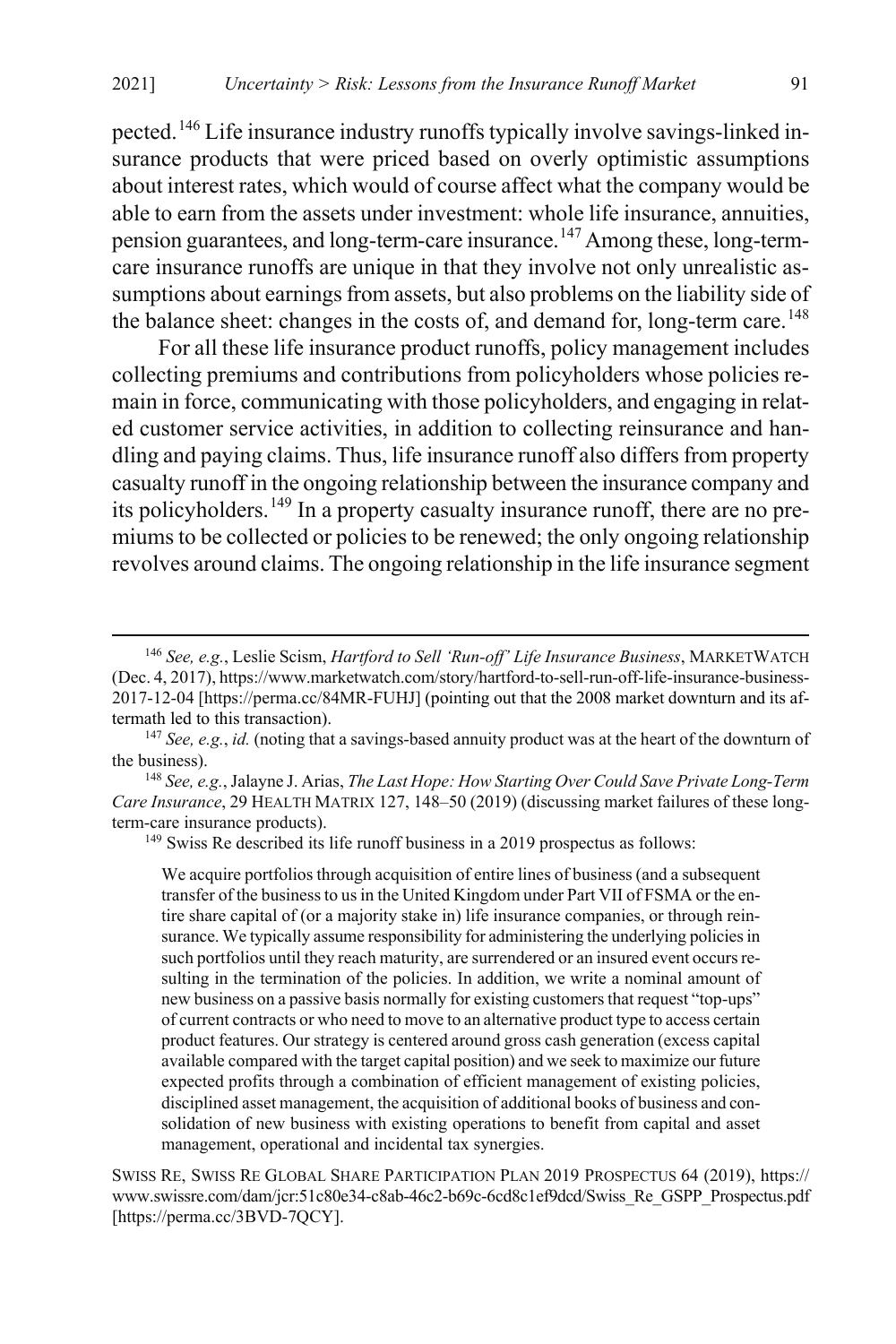pected.[146] Life insurance industry runoffs typically involve savings-linked insurance products that were priced based on overly optimistic assumptions about interest rates, which would of course affect what the company would be able to earn from the assets under investment: whole life insurance, annuities, pension guarantees, and long-term-care insurance.[147] Among these, long-term-care insurance runoffs are unique in that they involve not only unrealistic assumptions about earnings from assets, but also problems on the liability side of the balance sheet: changes in the costs of, and demand for, long-term care.[148]

For all these life insurance product runoffs, policy management includes collecting premiums and contributions from policyholders whose policies remain in force, communicating with those policyholders, and engaging in related customer service activities, in addition to collecting reinsurance and handling and paying claims. Thus, life insurance runoff also differs from property casualty runoff in the ongoing relationship between the insurance company and its policyholders.[149] In a property casualty insurance runoff, there are no premiums to be collected or policies to be renewed; the only ongoing relationship revolves around claims. The ongoing relationship in the life insurance segment

---

[146] *See, e.g.*, Leslie Scism, *Hartford to Sell 'Run-off' Life Insurance Business*, MARKETWATCH (Dec. 4, 2017), https://www.marketwatch.com/story/hartford-to-sell-run-off-life-insurance-business-2017-12-04 [https://perma.cc/84MR-FUHJ] (pointing out that the 2008 market downturn and its aftermath led to this transaction).

[147] *See, e.g.*, *id.* (noting that a savings-based annuity product was at the heart of the downturn of the business).

[148] *See, e.g.*, Jalayne J. Arias, *The Last Hope: How Starting Over Could Save Private Long-Term Care Insurance*, 29 HEALTH MATRIX 127, 148–50 (2019) (discussing market failures of these long-term-care insurance products).

[149] Swiss Re described its life runoff business in a 2019 prospectus as follows:

> We acquire portfolios through acquisition of entire lines of business (and a subsequent transfer of the business to us in the United Kingdom under Part VII of FSMA or the entire share capital of (or a majority stake in) life insurance companies, or through reinsurance. We typically assume responsibility for administering the underlying policies in such portfolios until they reach maturity, are surrendered or an insured event occurs resulting in the termination of the policies. In addition, we write a nominal amount of new business on a passive basis normally for existing customers that request "top-ups" of current contracts or who need to move to an alternative product type to access certain product features. Our strategy is centered around gross cash generation (excess capital available compared with the target capital position) and we seek to maximize our future expected profits through a combination of efficient management of existing policies, disciplined asset management, the acquisition of additional books of business and consolidation of new business with existing operations to benefit from capital and asset management, operational and incidental tax synergies.

SWISS RE, SWISS RE GLOBAL SHARE PARTICIPATION PLAN 2019 PROSPECTUS 64 (2019), https://www.swissre.com/dam/jcr:51c80e34-c8ab-46c2-b69c-6cd8c1ef9dcd/Swiss_Re_GSPP_Prospectus.pdf [https://perma.cc/3BVD-7QCY].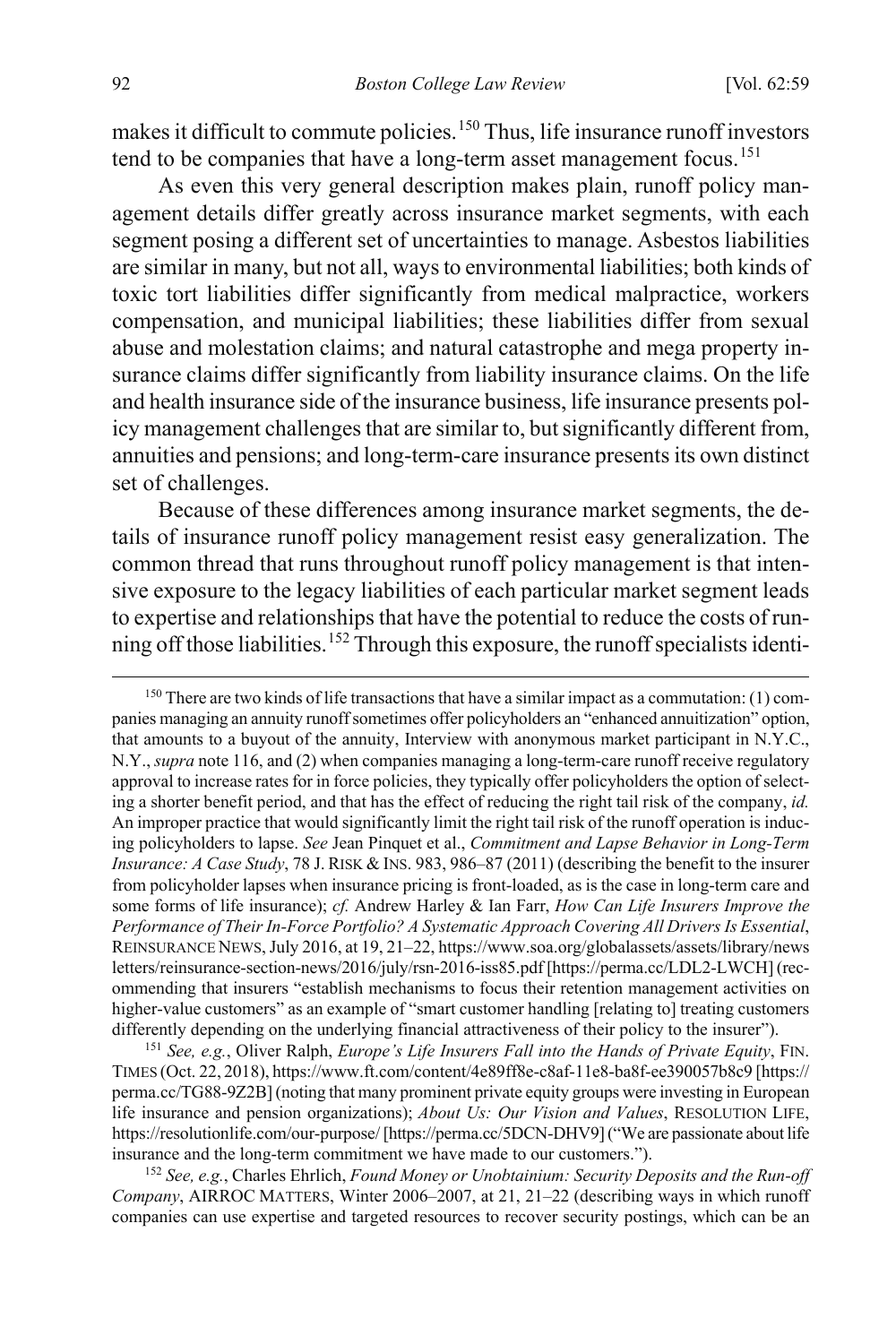makes it difficult to commute policies.[150] Thus, life insurance runoff investors tend to be companies that have a long-term asset management focus.[151]

As even this very general description makes plain, runoff policy management details differ greatly across insurance market segments, with each segment posing a different set of uncertainties to manage. Asbestos liabilities are similar in many, but not all, ways to environmental liabilities; both kinds of toxic tort liabilities differ significantly from medical malpractice, workers compensation, and municipal liabilities; these liabilities differ from sexual abuse and molestation claims; and natural catastrophe and mega property insurance claims differ significantly from liability insurance claims. On the life and health insurance side of the insurance business, life insurance presents policy management challenges that are similar to, but significantly different from, annuities and pensions; and long-term-care insurance presents its own distinct set of challenges.

Because of these differences among insurance market segments, the details of insurance runoff policy management resist easy generalization. The common thread that runs throughout runoff policy management is that intensive exposure to the legacy liabilities of each particular market segment leads to expertise and relationships that have the potential to reduce the costs of running off those liabilities.[152] Through this exposure, the runoff specialists identi-

---

[150] There are two kinds of life transactions that have a similar impact as a commutation: (1) companies managing an annuity runoff sometimes offer policyholders an "enhanced annuitization" option, that amounts to a buyout of the annuity, Interview with anonymous market participant in N.Y.C., N.Y., *supra* note 116, and (2) when companies managing a long-term-care runoff receive regulatory approval to increase rates for in force policies, they typically offer policyholders the option of selecting a shorter benefit period, and that has the effect of reducing the right tail risk of the company, *id.* An improper practice that would significantly limit the right tail risk of the runoff operation is inducing policyholders to lapse. *See* Jean Pinquet et al., *Commitment and Lapse Behavior in Long-Term Insurance: A Case Study*, 78 J. RISK & INS. 983, 986–87 (2011) (describing the benefit to the insurer from policyholder lapses when insurance pricing is front-loaded, as is the case in long-term care and some forms of life insurance); *cf.* Andrew Harley & Ian Farr, *How Can Life Insurers Improve the Performance of Their In-Force Portfolio? A Systematic Approach Covering All Drivers Is Essential*, REINSURANCE NEWS, July 2016, at 19, 21–22, https://www.soa.org/globalassets/assets/library/newsletters/reinsurance-section-news/2016/july/rsn-2016-iss85.pdf [https://perma.cc/LDL2-LWCH] (recommending that insurers "establish mechanisms to focus their retention management activities on higher-value customers" as an example of "smart customer handling [relating to] treating customers differently depending on the underlying financial attractiveness of their policy to the insurer").

[151] *See, e.g.*, Oliver Ralph, *Europe's Life Insurers Fall into the Hands of Private Equity*, FIN. TIMES (Oct. 22, 2018), https://www.ft.com/content/4e89ff8e-c8af-11e8-ba8f-ee390057b8c9 [https://perma.cc/TG88-9Z2B] (noting that many prominent private equity groups were investing in European life insurance and pension organizations); *About Us: Our Vision and Values*, RESOLUTION LIFE, https://resolutionlife.com/our-purpose/ [https://perma.cc/5DCN-DHV9] ("We are passionate about life insurance and the long-term commitment we have made to our customers.").

[152] *See, e.g.*, Charles Ehrlich, *Found Money or Unobtainium: Security Deposits and the Run-off Company*, AIRROC MATTERS, Winter 2006–2007, at 21, 21–22 (describing ways in which runoff companies can use expertise and targeted resources to recover security postings, which can be an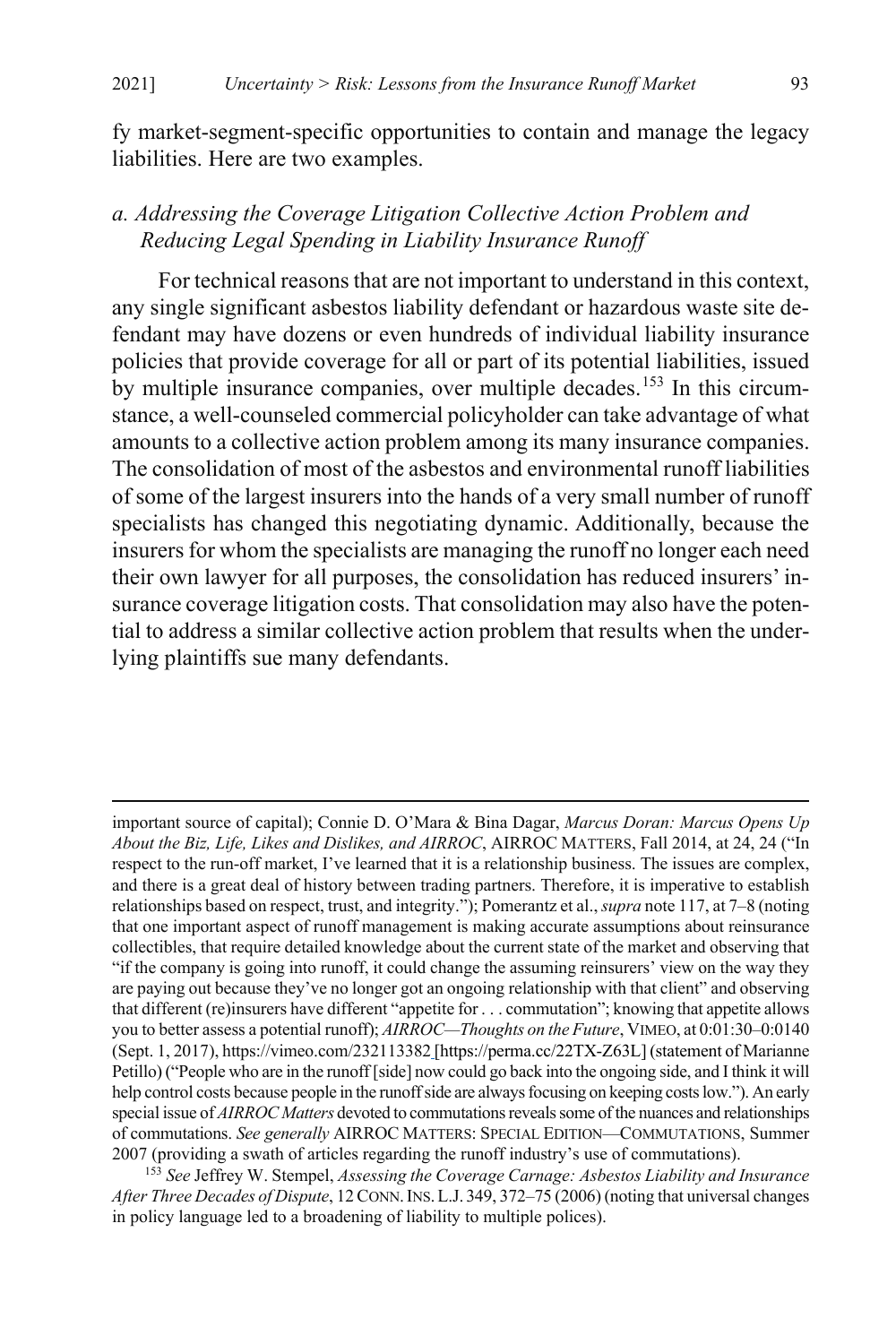fy market-segment-specific opportunities to contain and manage the legacy liabilities. Here are two examples.

### *a. Addressing the Coverage Litigation Collective Action Problem and Reducing Legal Spending in Liability Insurance Runoff*

For technical reasons that are not important to understand in this context, any single significant asbestos liability defendant or hazardous waste site defendant may have dozens or even hundreds of individual liability insurance policies that provide coverage for all or part of its potential liabilities, issued by multiple insurance companies, over multiple decades.[153] In this circumstance, a well-counseled commercial policyholder can take advantage of what amounts to a collective action problem among its many insurance companies. The consolidation of most of the asbestos and environmental runoff liabilities of some of the largest insurers into the hands of a very small number of runoff specialists has changed this negotiating dynamic. Additionally, because the insurers for whom the specialists are managing the runoff no longer each need their own lawyer for all purposes, the consolidation has reduced insurers' insurance coverage litigation costs. That consolidation may also have the potential to address a similar collective action problem that results when the underlying plaintiffs sue many defendants.

---

important source of capital); Connie D. O'Mara & Bina Dagar, *Marcus Doran: Marcus Opens Up About the Biz, Life, Likes and Dislikes, and AIRROC*, AIRROC MATTERS, Fall 2014, at 24, 24 ("In respect to the run-off market, I've learned that it is a relationship business. The issues are complex, and there is a great deal of history between trading partners. Therefore, it is imperative to establish relationships based on respect, trust, and integrity."); Pomerantz et al., *supra* note 117, at 7–8 (noting that one important aspect of runoff management is making accurate assumptions about reinsurance collectibles, that require detailed knowledge about the current state of the market and observing that "if the company is going into runoff, it could change the assuming reinsurers' view on the way they are paying out because they've no longer got an ongoing relationship with that client" and observing that different (re)insurers have different "appetite for . . . commutation"; knowing that appetite allows you to better assess a potential runoff); *AIRROC—Thoughts on the Future*, VIMEO, at 0:01:30–0:0140 (Sept. 1, 2017), https://vimeo.com/232113382 [https://perma.cc/22TX-Z63L] (statement of Marianne Petillo) ("People who are in the runoff [side] now could go back into the ongoing side, and I think it will help control costs because people in the runoff side are always focusing on keeping costs low."). An early special issue of *AIRROC Matters* devoted to commutations reveals some of the nuances and relationships of commutations. *See generally* AIRROC MATTERS: SPECIAL EDITION—COMMUTATIONS, Summer 2007 (providing a swath of articles regarding the runoff industry's use of commutations).

[153] *See* Jeffrey W. Stempel, *Assessing the Coverage Carnage: Asbestos Liability and Insurance After Three Decades of Dispute*, 12 CONN. INS. L.J. 349, 372–75 (2006) (noting that universal changes in policy language led to a broadening of liability to multiple polices).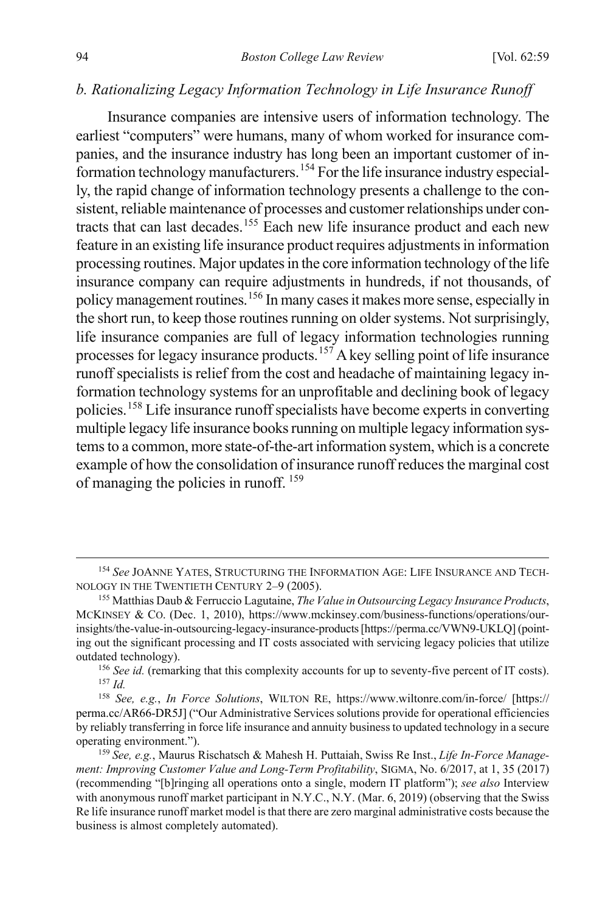### *b. Rationalizing Legacy Information Technology in Life Insurance Runoff*

Insurance companies are intensive users of information technology. The earliest "computers" were humans, many of whom worked for insurance companies, and the insurance industry has long been an important customer of information technology manufacturers.[154] For the life insurance industry especially, the rapid change of information technology presents a challenge to the consistent, reliable maintenance of processes and customer relationships under contracts that can last decades.[155] Each new life insurance product and each new feature in an existing life insurance product requires adjustments in information processing routines. Major updates in the core information technology of the life insurance company can require adjustments in hundreds, if not thousands, of policy management routines.[156] In many cases it makes more sense, especially in the short run, to keep those routines running on older systems. Not surprisingly, life insurance companies are full of legacy information technologies running processes for legacy insurance products.[157] A key selling point of life insurance runoff specialists is relief from the cost and headache of maintaining legacy information technology systems for an unprofitable and declining book of legacy policies.[158] Life insurance runoff specialists have become experts in converting multiple legacy life insurance books running on multiple legacy information systems to a common, more state-of-the-art information system, which is a concrete example of how the consolidation of insurance runoff reduces the marginal cost of managing the policies in runoff.[159]

---

[154] *See* JOANNE YATES, STRUCTURING THE INFORMATION AGE: LIFE INSURANCE AND TECHNOLOGY IN THE TWENTIETH CENTURY 2–9 (2005).

[155] Matthias Daub & Ferruccio Lagutaine, *The Value in Outsourcing Legacy Insurance Products*, MCKINSEY & CO. (Dec. 1, 2010), https://www.mckinsey.com/business-functions/operations/our-insights/the-value-in-outsourcing-legacy-insurance-products [https://perma.cc/VWN9-UKLQ] (pointing out the significant processing and IT costs associated with servicing legacy policies that utilize outdated technology).

[156] *See id.* (remarking that this complexity accounts for up to seventy-five percent of IT costs).

[157] *Id.*

[158] *See, e.g.*, *In Force Solutions*, WILTON RE, https://www.wiltonre.com/in-force/ [https://perma.cc/AR66-DR5J] ("Our Administrative Services solutions provide for operational efficiencies by reliably transferring in force life insurance and annuity business to updated technology in a secure operating environment.").

[159] *See, e.g.*, Maurus Rischatsch & Mahesh H. Puttaiah, Swiss Re Inst., *Life In-Force Management: Improving Customer Value and Long-Term Profitability*, SIGMA, No. 6/2017, at 1, 35 (2017) (recommending "[b]ringing all operations onto a single, modern IT platform"); *see also* Interview with anonymous runoff market participant in N.Y.C., N.Y. (Mar. 6, 2019) (observing that the Swiss Re life insurance runoff market model is that there are zero marginal administrative costs because the business is almost completely automated).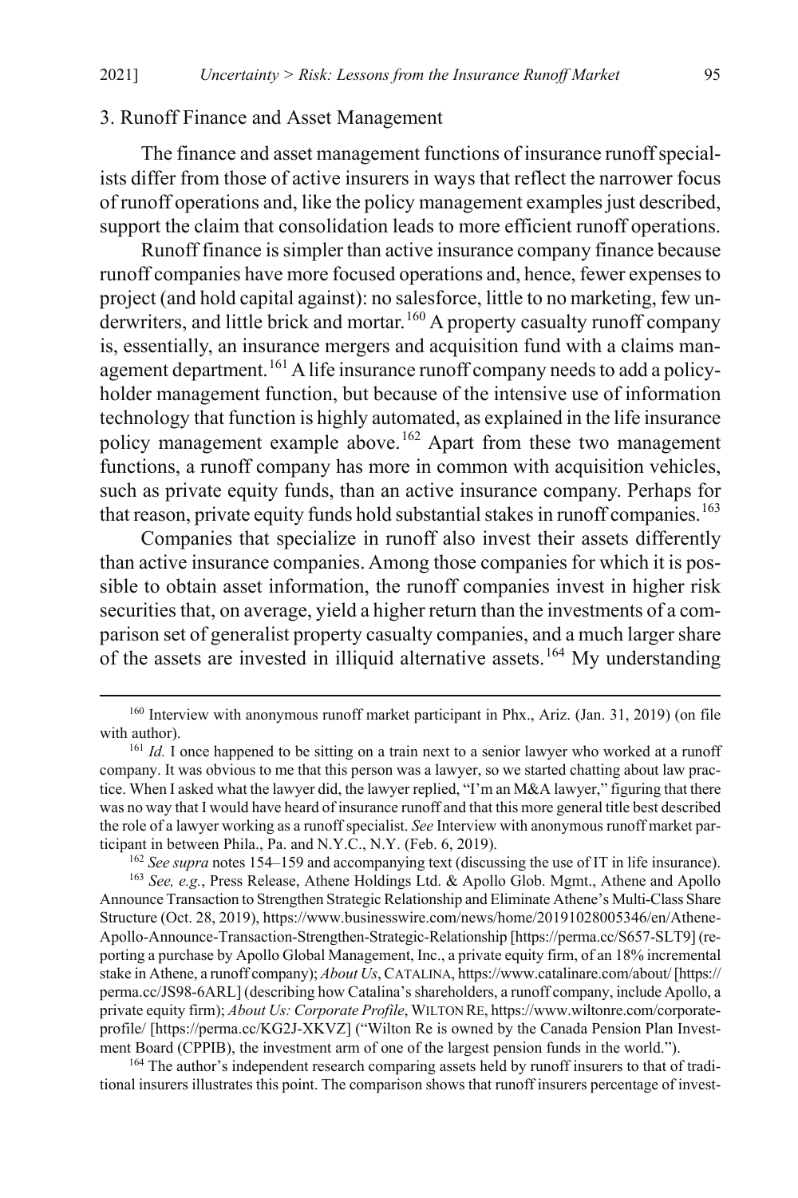### 3. Runoff Finance and Asset Management

The finance and asset management functions of insurance runoff specialists differ from those of active insurers in ways that reflect the narrower focus of runoff operations and, like the policy management examples just described, support the claim that consolidation leads to more efficient runoff operations.

Runoff finance is simpler than active insurance company finance because runoff companies have more focused operations and, hence, fewer expenses to project (and hold capital against): no salesforce, little to no marketing, few underwriters, and little brick and mortar.[160] A property casualty runoff company is, essentially, an insurance mergers and acquisition fund with a claims management department.[161] A life insurance runoff company needs to add a policyholder management function, but because of the intensive use of information technology that function is highly automated, as explained in the life insurance policy management example above.[162] Apart from these two management functions, a runoff company has more in common with acquisition vehicles, such as private equity funds, than an active insurance company. Perhaps for that reason, private equity funds hold substantial stakes in runoff companies.[163]

Companies that specialize in runoff also invest their assets differently than active insurance companies. Among those companies for which it is possible to obtain asset information, the runoff companies invest in higher risk securities that, on average, yield a higher return than the investments of a comparison set of generalist property casualty companies, and a much larger share of the assets are invested in illiquid alternative assets.[164] My understanding

---

[160] Interview with anonymous runoff market participant in Phx., Ariz. (Jan. 31, 2019) (on file with author).

[161] *Id.* I once happened to be sitting on a train next to a senior lawyer who worked at a runoff company. It was obvious to me that this person was a lawyer, so we started chatting about law practice. When I asked what the lawyer did, the lawyer replied, "I'm an M&A lawyer," figuring that there was no way that I would have heard of insurance runoff and that this more general title best described the role of a lawyer working as a runoff specialist. *See* Interview with anonymous runoff market participant in between Phila., Pa. and N.Y.C., N.Y. (Feb. 6, 2019).

[162] *See supra* notes 154–159 and accompanying text (discussing the use of IT in life insurance).

[163] *See, e.g.*, Press Release, Athene Holdings Ltd. & Apollo Glob. Mgmt., Athene and Apollo Announce Transaction to Strengthen Strategic Relationship and Eliminate Athene's Multi-Class Share Structure (Oct. 28, 2019), https://www.businesswire.com/news/home/20191028005346/en/Athene-Apollo-Announce-Transaction-Strengthen-Strategic-Relationship [https://perma.cc/S657-SLT9] (reporting a purchase by Apollo Global Management, Inc., a private equity firm, of an 18% incremental stake in Athene, a runoff company); *About Us*, CATALINA, https://www.catalinare.com/about/ [https://perma.cc/JS98-6ARL] (describing how Catalina's shareholders, a runoff company, include Apollo, a private equity firm); *About Us: Corporate Profile*, WILTON RE, https://www.wiltonre.com/corporate-profile/ [https://perma.cc/KG2J-XKVZ] ("Wilton Re is owned by the Canada Pension Plan Investment Board (CPPIB), the investment arm of one of the largest pension funds in the world.").

[164] The author's independent research comparing assets held by runoff insurers to that of traditional insurers illustrates this point. The comparison shows that runoff insurers percentage of invest-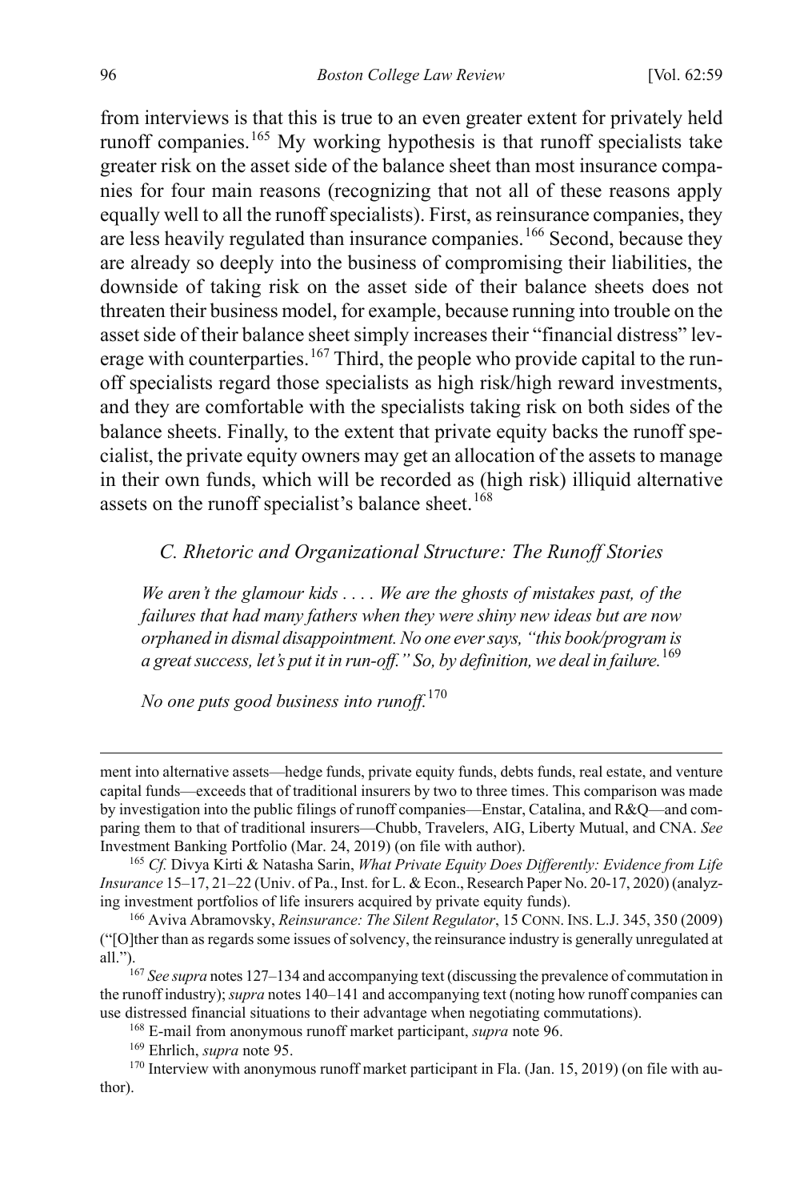from interviews is that this is true to an even greater extent for privately held runoff companies.[165] My working hypothesis is that runoff specialists take greater risk on the asset side of the balance sheet than most insurance companies for four main reasons (recognizing that not all of these reasons apply equally well to all the runoff specialists). First, as reinsurance companies, they are less heavily regulated than insurance companies.[166] Second, because they are already so deeply into the business of compromising their liabilities, the downside of taking risk on the asset side of their balance sheets does not threaten their business model, for example, because running into trouble on the asset side of their balance sheet simply increases their "financial distress" leverage with counterparties.[167] Third, the people who provide capital to the runoff specialists regard those specialists as high risk/high reward investments, and they are comfortable with the specialists taking risk on both sides of the balance sheets. Finally, to the extent that private equity backs the runoff specialist, the private equity owners may get an allocation of the assets to manage in their own funds, which will be recorded as (high risk) illiquid alternative assets on the runoff specialist's balance sheet.[168]

### *C. Rhetoric and Organizational Structure: The Runoff Stories*

*We aren't the glamour kids . . . . We are the ghosts of mistakes past, of the failures that had many fathers when they were shiny new ideas but are now orphaned in dismal disappointment. No one ever says, "this book/program is a great success, let's put it in run-off." So, by definition, we deal in failure.*[169]

*No one puts good business into runoff.*[170]

---

ment into alternative assets—hedge funds, private equity funds, debts funds, real estate, and venture capital funds—exceeds that of traditional insurers by two to three times. This comparison was made by investigation into the public filings of runoff companies—Enstar, Catalina, and R&Q—and comparing them to that of traditional insurers—Chubb, Travelers, AIG, Liberty Mutual, and CNA. *See* Investment Banking Portfolio (Mar. 24, 2019) (on file with author).

[165] *Cf.* Divya Kirti & Natasha Sarin, *What Private Equity Does Differently: Evidence from Life Insurance* 15–17, 21–22 (Univ. of Pa., Inst. for L. & Econ., Research Paper No. 20-17, 2020) (analyzing investment portfolios of life insurers acquired by private equity funds).

[166] Aviva Abramovsky, *Reinsurance: The Silent Regulator*, 15 CONN. INS. L.J. 345, 350 (2009) ("[O]ther than as regards some issues of solvency, the reinsurance industry is generally unregulated at all.").

[167] *See supra* notes 127–134 and accompanying text (discussing the prevalence of commutation in the runoff industry); *supra* notes 140–141 and accompanying text (noting how runoff companies can use distressed financial situations to their advantage when negotiating commutations).

[168] E-mail from anonymous runoff market participant, *supra* note 96.

[169] Ehrlich, *supra* note 95.

[170] Interview with anonymous runoff market participant in Fla. (Jan. 15, 2019) (on file with author).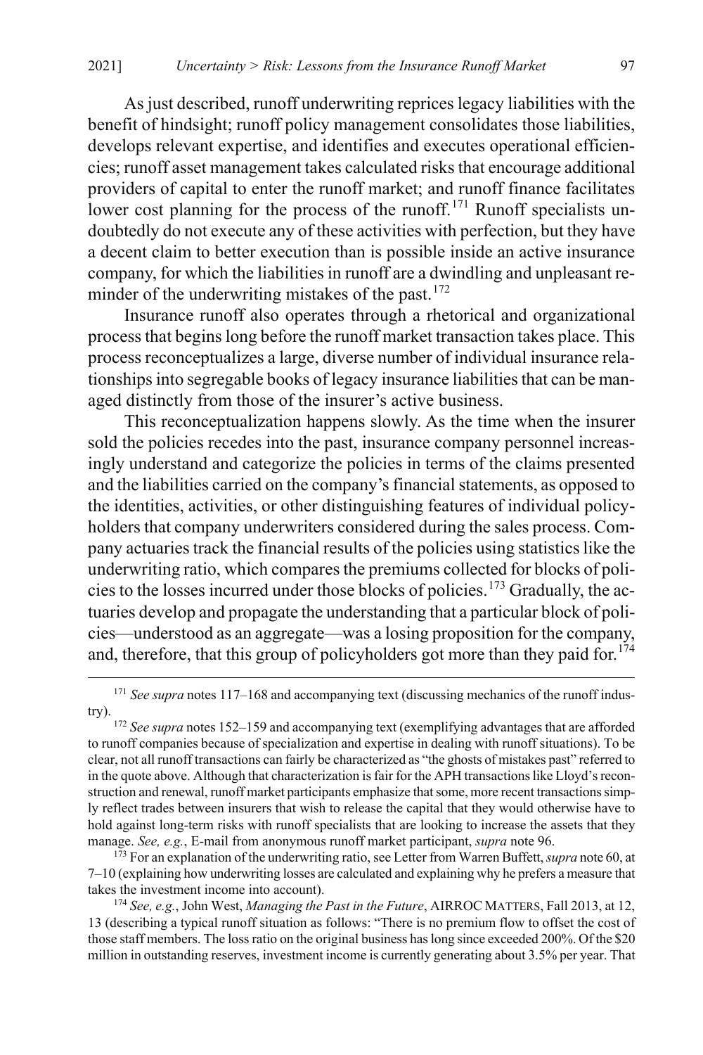As just described, runoff underwriting reprices legacy liabilities with the benefit of hindsight; runoff policy management consolidates those liabilities, develops relevant expertise, and identifies and executes operational efficiencies; runoff asset management takes calculated risks that encourage additional providers of capital to enter the runoff market; and runoff finance facilitates lower cost planning for the process of the runoff.[171] Runoff specialists undoubtedly do not execute any of these activities with perfection, but they have a decent claim to better execution than is possible inside an active insurance company, for which the liabilities in runoff are a dwindling and unpleasant reminder of the underwriting mistakes of the past.[172]

Insurance runoff also operates through a rhetorical and organizational process that begins long before the runoff market transaction takes place. This process reconceptualizes a large, diverse number of individual insurance relationships into segregable books of legacy insurance liabilities that can be managed distinctly from those of the insurer's active business.

This reconceptualization happens slowly. As the time when the insurer sold the policies recedes into the past, insurance company personnel increasingly understand and categorize the policies in terms of the claims presented and the liabilities carried on the company's financial statements, as opposed to the identities, activities, or other distinguishing features of individual policyholders that company underwriters considered during the sales process. Company actuaries track the financial results of the policies using statistics like the underwriting ratio, which compares the premiums collected for blocks of policies to the losses incurred under those blocks of policies.[173] Gradually, the actuaries develop and propagate the understanding that a particular block of policies—understood as an aggregate—was a losing proposition for the company, and, therefore, that this group of policyholders got more than they paid for.[174]

---

[171] *See supra* notes 117–168 and accompanying text (discussing mechanics of the runoff industry).

[172] *See supra* notes 152–159 and accompanying text (exemplifying advantages that are afforded to runoff companies because of specialization and expertise in dealing with runoff situations). To be clear, not all runoff transactions can fairly be characterized as "the ghosts of mistakes past" referred to in the quote above. Although that characterization is fair for the APH transactions like Lloyd's reconstruction and renewal, runoff market participants emphasize that some, more recent transactions simply reflect trades between insurers that wish to release the capital that they would otherwise have to hold against long-term risks with runoff specialists that are looking to increase the assets that they manage. *See, e.g.*, E-mail from anonymous runoff market participant, *supra* note 96.

[173] For an explanation of the underwriting ratio, see Letter from Warren Buffett, *supra* note 60, at 7–10 (explaining how underwriting losses are calculated and explaining why he prefers a measure that takes the investment income into account).

[174] *See, e.g.*, John West, *Managing the Past in the Future*, AIRROC MATTERS, Fall 2013, at 12, 13 (describing a typical runoff situation as follows: "There is no premium flow to offset the cost of those staff members. The loss ratio on the original business has long since exceeded 200%. Of the $20 million in outstanding reserves, investment income is currently generating about 3.5% per year. That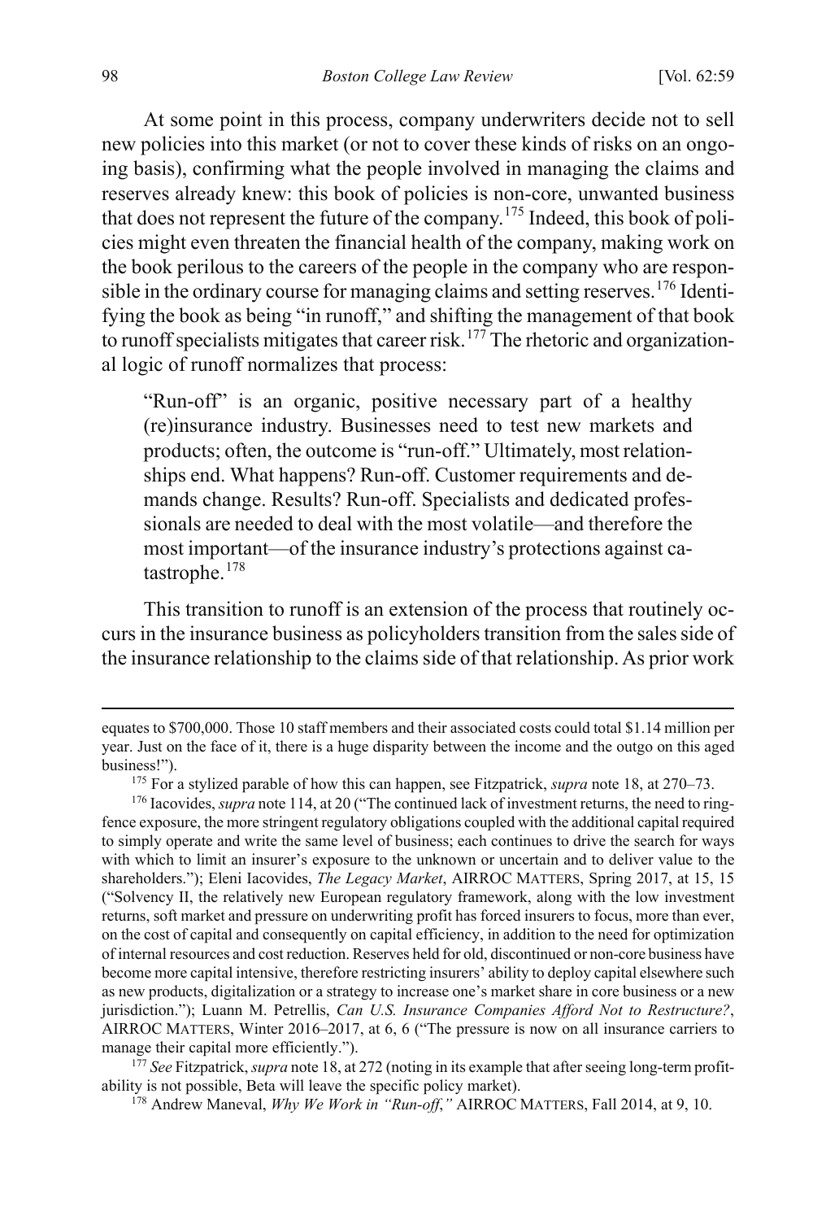At some point in this process, company underwriters decide not to sell new policies into this market (or not to cover these kinds of risks on an ongoing basis), confirming what the people involved in managing the claims and reserves already knew: this book of policies is non-core, unwanted business that does not represent the future of the company.[175] Indeed, this book of policies might even threaten the financial health of the company, making work on the book perilous to the careers of the people in the company who are responsible in the ordinary course for managing claims and setting reserves.[176] Identifying the book as being "in runoff," and shifting the management of that book to runoff specialists mitigates that career risk.[177] The rhetoric and organizational logic of runoff normalizes that process:

> "Run-off" is an organic, positive necessary part of a healthy (re)insurance industry. Businesses need to test new markets and products; often, the outcome is "run-off." Ultimately, most relationships end. What happens? Run-off. Customer requirements and demands change. Results? Run-off. Specialists and dedicated professionals are needed to deal with the most volatile—and therefore the most important—of the insurance industry's protections against catastrophe.[178]

This transition to runoff is an extension of the process that routinely occurs in the insurance business as policyholders transition from the sales side of the insurance relationship to the claims side of that relationship. As prior work

---

equates to $700,000. Those 10 staff members and their associated costs could total $1.14 million per year. Just on the face of it, there is a huge disparity between the income and the outgo on this aged business!").

[175] For a stylized parable of how this can happen, see Fitzpatrick, *supra* note 18, at 270–73.

[176] Iacovides, *supra* note 114, at 20 ("The continued lack of investment returns, the need to ring-fence exposure, the more stringent regulatory obligations coupled with the additional capital required to simply operate and write the same level of business; each continues to drive the search for ways with which to limit an insurer's exposure to the unknown or uncertain and to deliver value to the shareholders."); Eleni Iacovides, *The Legacy Market*, AIRROC MATTERS, Spring 2017, at 15, 15 ("Solvency II, the relatively new European regulatory framework, along with the low investment returns, soft market and pressure on underwriting profit has forced insurers to focus, more than ever, on the cost of capital and consequently on capital efficiency, in addition to the need for optimization of internal resources and cost reduction. Reserves held for old, discontinued or non-core business have become more capital intensive, therefore restricting insurers' ability to deploy capital elsewhere such as new products, digitalization or a strategy to increase one's market share in core business or a new jurisdiction."); Luann M. Petrellis, *Can U.S. Insurance Companies Afford Not to Restructure?*, AIRROC MATTERS, Winter 2016–2017, at 6, 6 ("The pressure is now on all insurance carriers to manage their capital more efficiently.").

[177] *See* Fitzpatrick, *supra* note 18, at 272 (noting in its example that after seeing long-term profitability is not possible, Beta will leave the specific policy market).

[178] Andrew Maneval, *Why We Work in "Run-off*,*"* AIRROC MATTERS, Fall 2014, at 9, 10.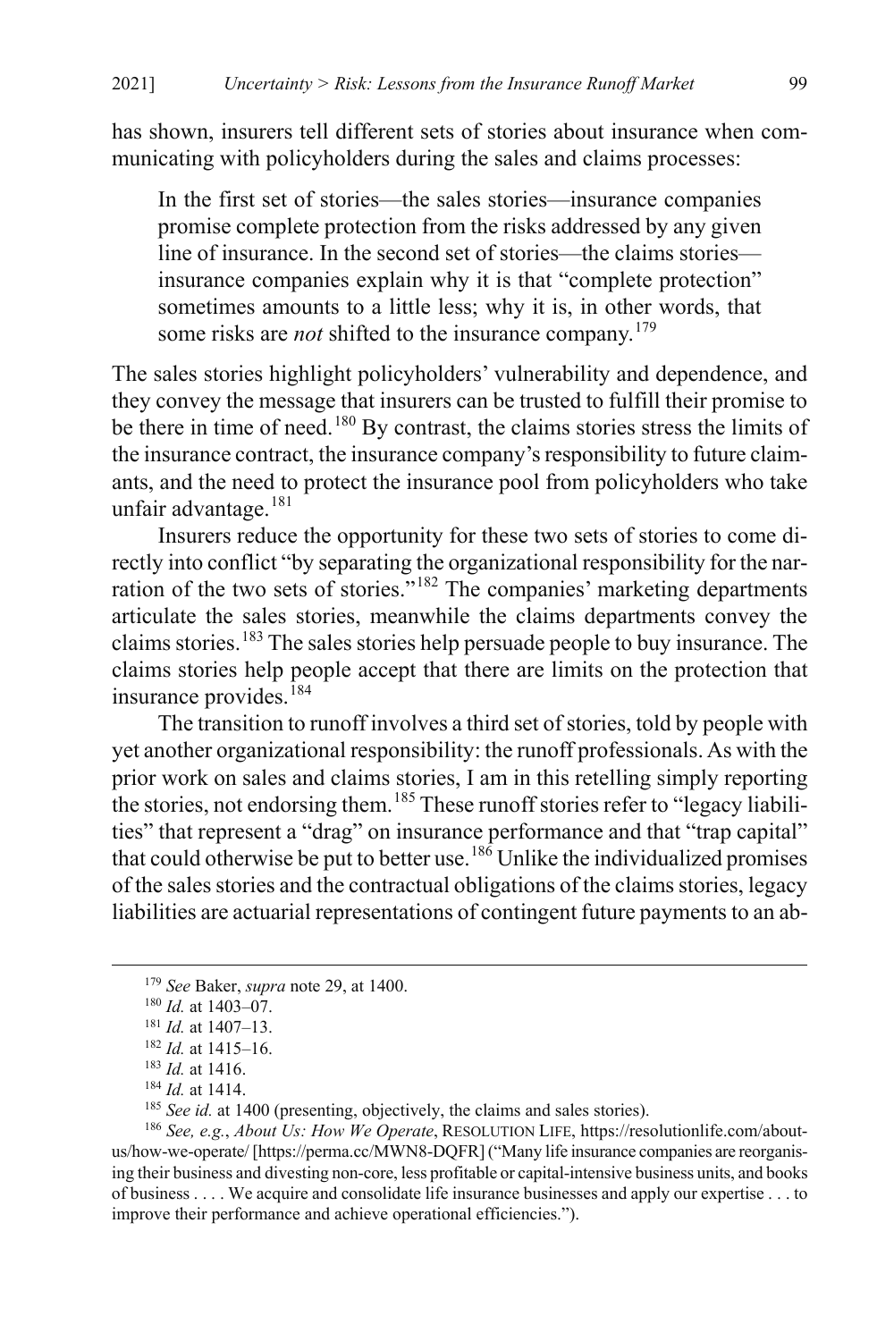has shown, insurers tell different sets of stories about insurance when communicating with policyholders during the sales and claims processes:

> In the first set of stories—the sales stories—insurance companies promise complete protection from the risks addressed by any given line of insurance. In the second set of stories—the claims stories—insurance companies explain why it is that "complete protection" sometimes amounts to a little less; why it is, in other words, that some risks are *not* shifted to the insurance company.[179]

The sales stories highlight policyholders' vulnerability and dependence, and they convey the message that insurers can be trusted to fulfill their promise to be there in time of need.[180] By contrast, the claims stories stress the limits of the insurance contract, the insurance company's responsibility to future claimants, and the need to protect the insurance pool from policyholders who take unfair advantage.[181]

Insurers reduce the opportunity for these two sets of stories to come directly into conflict "by separating the organizational responsibility for the narration of the two sets of stories."[182] The companies' marketing departments articulate the sales stories, meanwhile the claims departments convey the claims stories.[183] The sales stories help persuade people to buy insurance. The claims stories help people accept that there are limits on the protection that insurance provides.[184]

The transition to runoff involves a third set of stories, told by people with yet another organizational responsibility: the runoff professionals. As with the prior work on sales and claims stories, I am in this retelling simply reporting the stories, not endorsing them.[185] These runoff stories refer to "legacy liabilities" that represent a "drag" on insurance performance and that "trap capital" that could otherwise be put to better use.[186] Unlike the individualized promises of the sales stories and the contractual obligations of the claims stories, legacy liabilities are actuarial representations of contingent future payments to an ab-

---

[179] *See* Baker, *supra* note 29, at 1400.

[180] *Id.* at 1403–07.

[181] *Id.* at 1407–13.

[182] *Id.* at 1415–16.

[183] *Id.* at 1416.

[184] *Id.* at 1414.

[185] *See id.* at 1400 (presenting, objectively, the claims and sales stories).

[186] *See, e.g.*, *About Us: How We Operate*, RESOLUTION LIFE, https://resolutionlife.com/about-us/how-we-operate/ [https://perma.cc/MWN8-DQFR] ("Many life insurance companies are reorganising their business and divesting non-core, less profitable or capital-intensive business units, and books of business . . . . We acquire and consolidate life insurance businesses and apply our expertise . . . to improve their performance and achieve operational efficiencies.").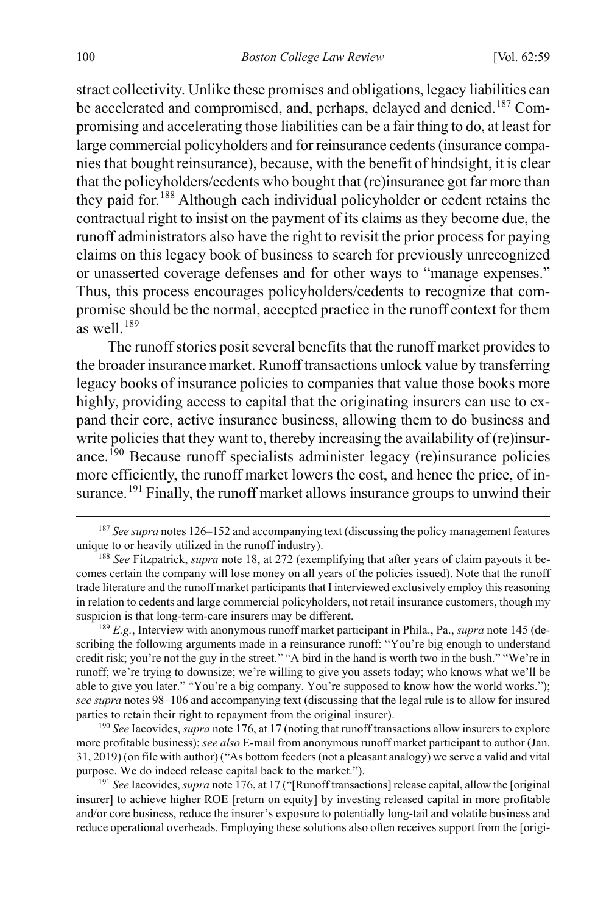stract collectivity. Unlike these promises and obligations, legacy liabilities can be accelerated and compromised, and, perhaps, delayed and denied.[187] Compromising and accelerating those liabilities can be a fair thing to do, at least for large commercial policyholders and for reinsurance cedents (insurance companies that bought reinsurance), because, with the benefit of hindsight, it is clear that the policyholders/cedents who bought that (re)insurance got far more than they paid for.[188] Although each individual policyholder or cedent retains the contractual right to insist on the payment of its claims as they become due, the runoff administrators also have the right to revisit the prior process for paying claims on this legacy book of business to search for previously unrecognized or unasserted coverage defenses and for other ways to "manage expenses." Thus, this process encourages policyholders/cedents to recognize that compromise should be the normal, accepted practice in the runoff context for them as well.[189]

The runoff stories posit several benefits that the runoff market provides to the broader insurance market. Runoff transactions unlock value by transferring legacy books of insurance policies to companies that value those books more highly, providing access to capital that the originating insurers can use to expand their core, active insurance business, allowing them to do business and write policies that they want to, thereby increasing the availability of (re)insurance.[190] Because runoff specialists administer legacy (re)insurance policies more efficiently, the runoff market lowers the cost, and hence the price, of insurance.[191] Finally, the runoff market allows insurance groups to unwind their

[187] *See supra* notes 126–152 and accompanying text (discussing the policy management features unique to or heavily utilized in the runoff industry).

[188] *See* Fitzpatrick, *supra* note 18, at 272 (exemplifying that after years of claim payouts it becomes certain the company will lose money on all years of the policies issued). Note that the runoff trade literature and the runoff market participants that I interviewed exclusively employ this reasoning in relation to cedents and large commercial policyholders, not retail insurance customers, though my suspicion is that long-term-care insurers may be different.

[189] *E.g.*, Interview with anonymous runoff market participant in Phila., Pa., *supra* note 145 (describing the following arguments made in a reinsurance runoff: "You're big enough to understand credit risk; you're not the guy in the street." "A bird in the hand is worth two in the bush." "We're in runoff; we're trying to downsize; we're willing to give you assets today; who knows what we'll be able to give you later." "You're a big company. You're supposed to know how the world works."); *see supra* notes 98–106 and accompanying text (discussing that the legal rule is to allow for insured parties to retain their right to repayment from the original insurer).

[190] *See* Iacovides, *supra* note 176, at 17 (noting that runoff transactions allow insurers to explore more profitable business); *see also* E-mail from anonymous runoff market participant to author (Jan. 31, 2019) (on file with author) ("As bottom feeders (not a pleasant analogy) we serve a valid and vital purpose. We do indeed release capital back to the market.").

[191] *See* Iacovides, *supra* note 176, at 17 ("[Runoff transactions] release capital, allow the [original insurer] to achieve higher ROE [return on equity] by investing released capital in more profitable and/or core business, reduce the insurer's exposure to potentially long-tail and volatile business and reduce operational overheads. Employing these solutions also often receives support from the [origi-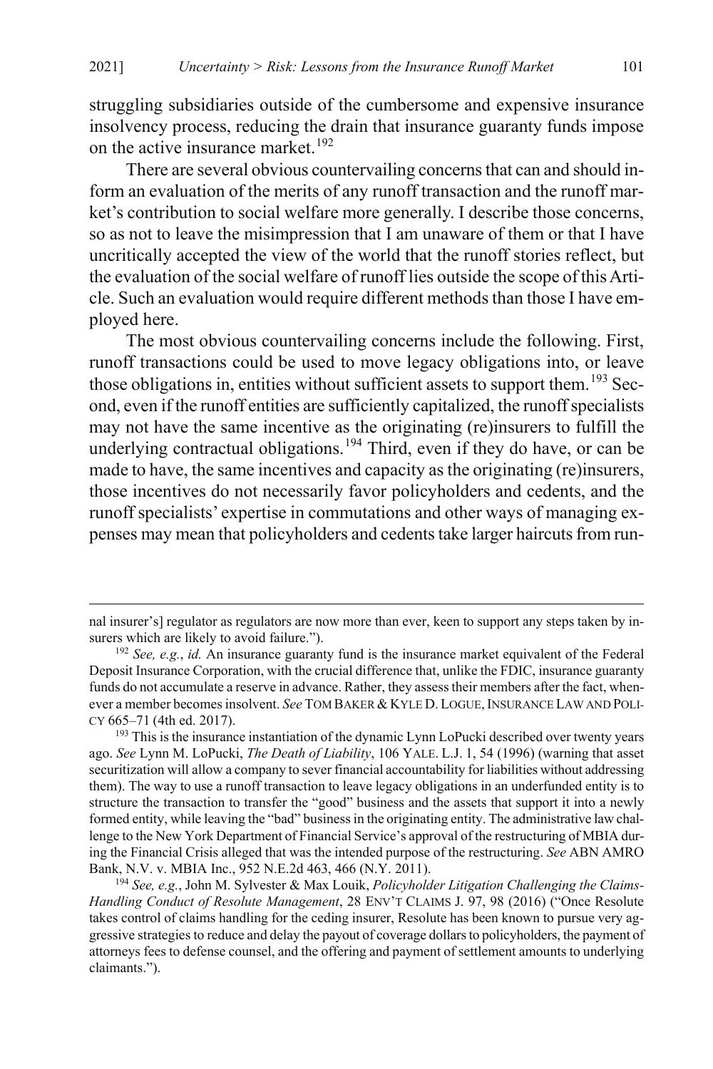struggling subsidiaries outside of the cumbersome and expensive insurance insolvency process, reducing the drain that insurance guaranty funds impose on the active insurance market.[192]

There are several obvious countervailing concerns that can and should inform an evaluation of the merits of any runoff transaction and the runoff market's contribution to social welfare more generally. I describe those concerns, so as not to leave the misimpression that I am unaware of them or that I have uncritically accepted the view of the world that the runoff stories reflect, but the evaluation of the social welfare of runoff lies outside the scope of this Article. Such an evaluation would require different methods than those I have employed here.

The most obvious countervailing concerns include the following. First, runoff transactions could be used to move legacy obligations into, or leave those obligations in, entities without sufficient assets to support them.[193] Second, even if the runoff entities are sufficiently capitalized, the runoff specialists may not have the same incentive as the originating (re)insurers to fulfill the underlying contractual obligations.[194] Third, even if they do have, or can be made to have, the same incentives and capacity as the originating (re)insurers, those incentives do not necessarily favor policyholders and cedents, and the runoff specialists' expertise in commutations and other ways of managing expenses may mean that policyholders and cedents take larger haircuts from run-

---

nal insurer's] regulator as regulators are now more than ever, keen to support any steps taken by insurers which are likely to avoid failure.").

[192] *See, e.g.*, *id.* An insurance guaranty fund is the insurance market equivalent of the Federal Deposit Insurance Corporation, with the crucial difference that, unlike the FDIC, insurance guaranty funds do not accumulate a reserve in advance. Rather, they assess their members after the fact, whenever a member becomes insolvent. *See* TOM BAKER & KYLE D. LOGUE, INSURANCE LAW AND POLICY 665–71 (4th ed. 2017).

[193] This is the insurance instantiation of the dynamic Lynn LoPucki described over twenty years ago. *See* Lynn M. LoPucki, *The Death of Liability*, 106 YALE. L.J. 1, 54 (1996) (warning that asset securitization will allow a company to sever financial accountability for liabilities without addressing them). The way to use a runoff transaction to leave legacy obligations in an underfunded entity is to structure the transaction to transfer the "good" business and the assets that support it into a newly formed entity, while leaving the "bad" business in the originating entity. The administrative law challenge to the New York Department of Financial Service's approval of the restructuring of MBIA during the Financial Crisis alleged that was the intended purpose of the restructuring. *See* ABN AMRO Bank, N.V. v. MBIA Inc., 952 N.E.2d 463, 466 (N.Y. 2011).

[194] *See, e.g.*, John M. Sylvester & Max Louik, *Policyholder Litigation Challenging the Claims-Handling Conduct of Resolute Management*, 28 ENV'T CLAIMS J. 97, 98 (2016) ("Once Resolute takes control of claims handling for the ceding insurer, Resolute has been known to pursue very aggressive strategies to reduce and delay the payout of coverage dollars to policyholders, the payment of attorneys fees to defense counsel, and the offering and payment of settlement amounts to underlying claimants.").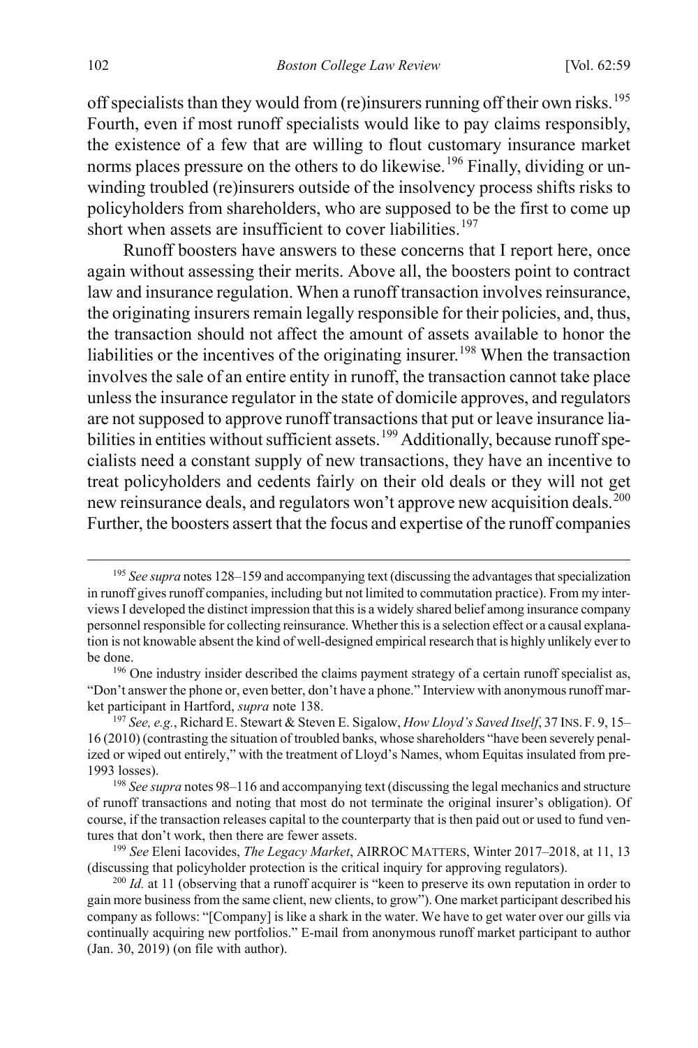off specialists than they would from (re)insurers running off their own risks.[195] Fourth, even if most runoff specialists would like to pay claims responsibly, the existence of a few that are willing to flout customary insurance market norms places pressure on the others to do likewise.[196] Finally, dividing or unwinding troubled (re)insurers outside of the insolvency process shifts risks to policyholders from shareholders, who are supposed to be the first to come up short when assets are insufficient to cover liabilities.[197]

Runoff boosters have answers to these concerns that I report here, once again without assessing their merits. Above all, the boosters point to contract law and insurance regulation. When a runoff transaction involves reinsurance, the originating insurers remain legally responsible for their policies, and, thus, the transaction should not affect the amount of assets available to honor the liabilities or the incentives of the originating insurer.[198] When the transaction involves the sale of an entire entity in runoff, the transaction cannot take place unless the insurance regulator in the state of domicile approves, and regulators are not supposed to approve runoff transactions that put or leave insurance liabilities in entities without sufficient assets.[199] Additionally, because runoff specialists need a constant supply of new transactions, they have an incentive to treat policyholders and cedents fairly on their old deals or they will not get new reinsurance deals, and regulators won't approve new acquisition deals.[200] Further, the boosters assert that the focus and expertise of the runoff companies

---

[195] *See supra* notes 128–159 and accompanying text (discussing the advantages that specialization in runoff gives runoff companies, including but not limited to commutation practice). From my interviews I developed the distinct impression that this is a widely shared belief among insurance company personnel responsible for collecting reinsurance. Whether this is a selection effect or a causal explanation is not knowable absent the kind of well-designed empirical research that is highly unlikely ever to be done.

[196] One industry insider described the claims payment strategy of a certain runoff specialist as, "Don't answer the phone or, even better, don't have a phone." Interview with anonymous runoff market participant in Hartford, *supra* note 138.

[197] *See, e.g.*, Richard E. Stewart & Steven E. Sigalow, *How Lloyd's Saved Itself*, 37 INS. F. 9, 15–16 (2010) (contrasting the situation of troubled banks, whose shareholders "have been severely penalized or wiped out entirely," with the treatment of Lloyd's Names, whom Equitas insulated from pre-1993 losses).

[198] *See supra* notes 98–116 and accompanying text (discussing the legal mechanics and structure of runoff transactions and noting that most do not terminate the original insurer's obligation). Of course, if the transaction releases capital to the counterparty that is then paid out or used to fund ventures that don't work, then there are fewer assets.

[199] *See* Eleni Iacovides, *The Legacy Market*, AIRROC MATTERS, Winter 2017–2018, at 11, 13 (discussing that policyholder protection is the critical inquiry for approving regulators).

[200] *Id.* at 11 (observing that a runoff acquirer is "keen to preserve its own reputation in order to gain more business from the same client, new clients, to grow"). One market participant described his company as follows: "[Company] is like a shark in the water. We have to get water over our gills via continually acquiring new portfolios." E-mail from anonymous runoff market participant to author (Jan. 30, 2019) (on file with author).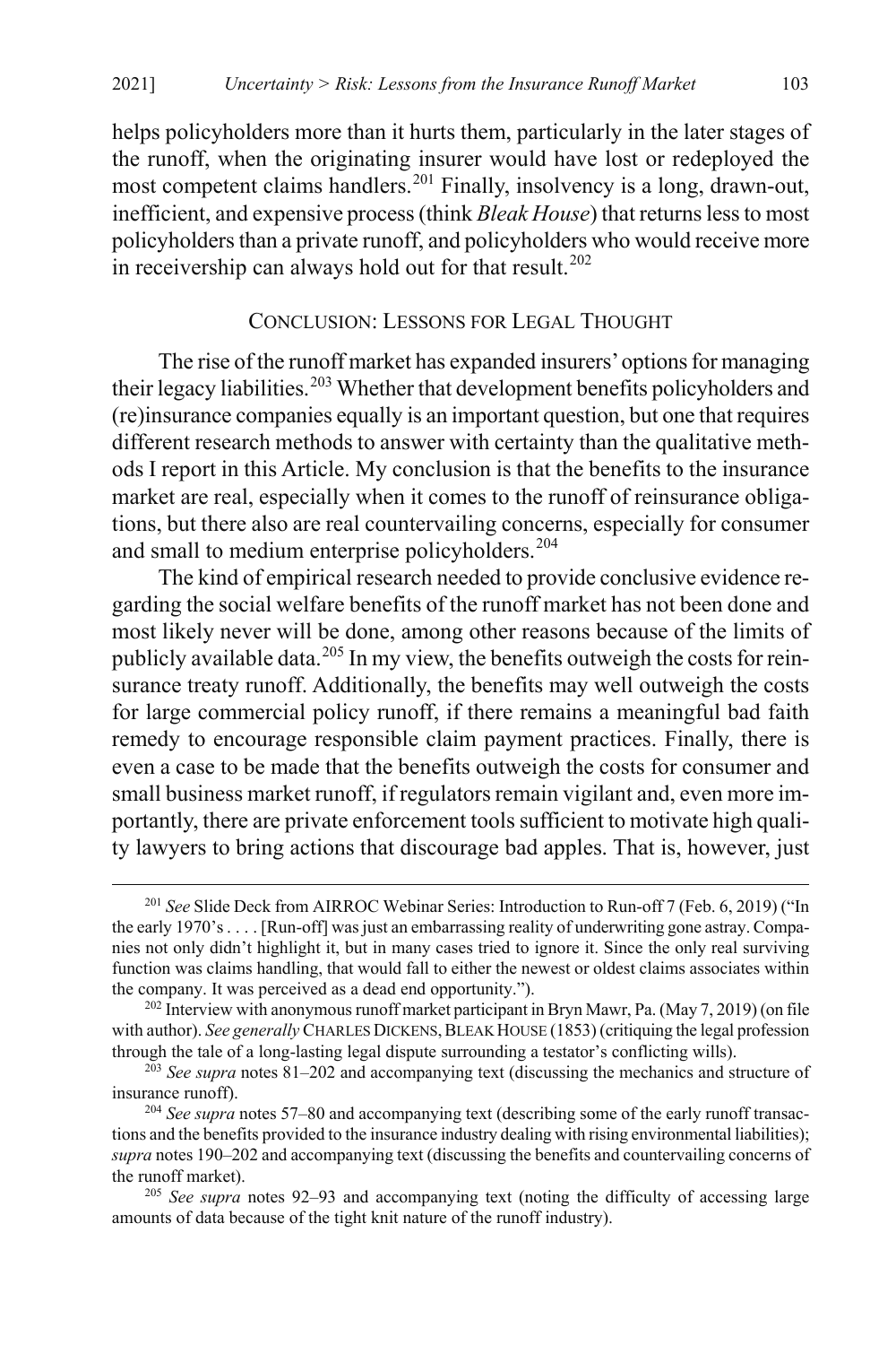helps policyholders more than it hurts them, particularly in the later stages of the runoff, when the originating insurer would have lost or redeployed the most competent claims handlers.[201] Finally, insolvency is a long, drawn-out, inefficient, and expensive process (think *Bleak House*) that returns less to most policyholders than a private runoff, and policyholders who would receive more in receivership can always hold out for that result.[202]

## CONCLUSION: LESSONS FOR LEGAL THOUGHT

The rise of the runoff market has expanded insurers' options for managing their legacy liabilities.[203] Whether that development benefits policyholders and (re)insurance companies equally is an important question, but one that requires different research methods to answer with certainty than the qualitative methods I report in this Article. My conclusion is that the benefits to the insurance market are real, especially when it comes to the runoff of reinsurance obligations, but there also are real countervailing concerns, especially for consumer and small to medium enterprise policyholders.[204]

The kind of empirical research needed to provide conclusive evidence regarding the social welfare benefits of the runoff market has not been done and most likely never will be done, among other reasons because of the limits of publicly available data.[205] In my view, the benefits outweigh the costs for reinsurance treaty runoff. Additionally, the benefits may well outweigh the costs for large commercial policy runoff, if there remains a meaningful bad faith remedy to encourage responsible claim payment practices. Finally, there is even a case to be made that the benefits outweigh the costs for consumer and small business market runoff, if regulators remain vigilant and, even more importantly, there are private enforcement tools sufficient to motivate high quality lawyers to bring actions that discourage bad apples. That is, however, just

---

[201] *See* Slide Deck from AIRROC Webinar Series: Introduction to Run-off 7 (Feb. 6, 2019) ("In the early 1970's . . . . [Run-off] was just an embarrassing reality of underwriting gone astray. Companies not only didn't highlight it, but in many cases tried to ignore it. Since the only real surviving function was claims handling, that would fall to either the newest or oldest claims associates within the company. It was perceived as a dead end opportunity.").

[202] Interview with anonymous runoff market participant in Bryn Mawr, Pa. (May 7, 2019) (on file with author). *See generally* CHARLES DICKENS, BLEAK HOUSE (1853) (critiquing the legal profession through the tale of a long-lasting legal dispute surrounding a testator's conflicting wills).

[203] *See supra* notes 81–202 and accompanying text (discussing the mechanics and structure of insurance runoff).

[204] *See supra* notes 57–80 and accompanying text (describing some of the early runoff transactions and the benefits provided to the insurance industry dealing with rising environmental liabilities); *supra* notes 190–202 and accompanying text (discussing the benefits and countervailing concerns of the runoff market).

[205] *See supra* notes 92–93 and accompanying text (noting the difficulty of accessing large amounts of data because of the tight knit nature of the runoff industry).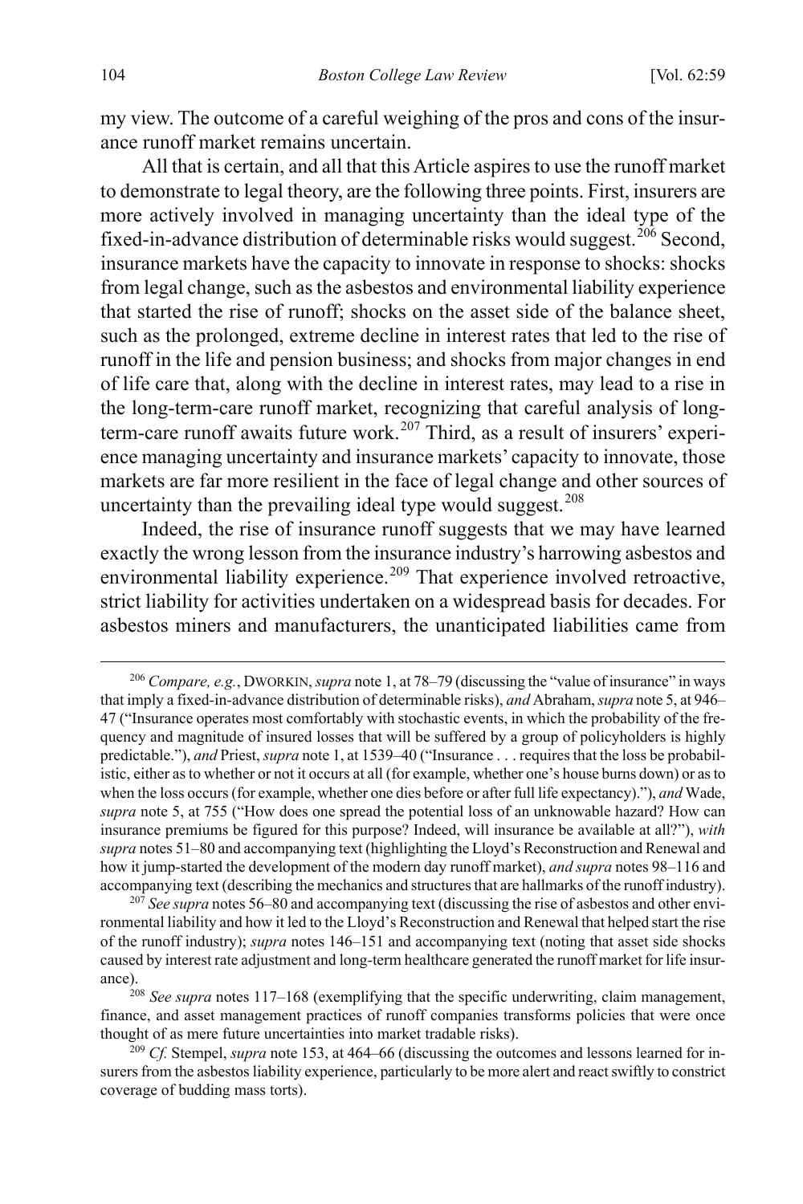my view. The outcome of a careful weighing of the pros and cons of the insurance runoff market remains uncertain.

All that is certain, and all that this Article aspires to use the runoff market to demonstrate to legal theory, are the following three points. First, insurers are more actively involved in managing uncertainty than the ideal type of the fixed-in-advance distribution of determinable risks would suggest.[206] Second, insurance markets have the capacity to innovate in response to shocks: shocks from legal change, such as the asbestos and environmental liability experience that started the rise of runoff; shocks on the asset side of the balance sheet, such as the prolonged, extreme decline in interest rates that led to the rise of runoff in the life and pension business; and shocks from major changes in end of life care that, along with the decline in interest rates, may lead to a rise in the long-term-care runoff market, recognizing that careful analysis of long-term-care runoff awaits future work.[207] Third, as a result of insurers' experience managing uncertainty and insurance markets' capacity to innovate, those markets are far more resilient in the face of legal change and other sources of uncertainty than the prevailing ideal type would suggest.[208]

Indeed, the rise of insurance runoff suggests that we may have learned exactly the wrong lesson from the insurance industry's harrowing asbestos and environmental liability experience.[209] That experience involved retroactive, strict liability for activities undertaken on a widespread basis for decades. For asbestos miners and manufacturers, the unanticipated liabilities came from

---

[206] *Compare, e.g.*, DWORKIN, *supra* note 1, at 78–79 (discussing the "value of insurance" in ways that imply a fixed-in-advance distribution of determinable risks), *and* Abraham, *supra* note 5, at 946–47 ("Insurance operates most comfortably with stochastic events, in which the probability of the frequency and magnitude of insured losses that will be suffered by a group of policyholders is highly predictable."), *and* Priest, *supra* note 1, at 1539–40 ("Insurance . . . requires that the loss be probabilistic, either as to whether or not it occurs at all (for example, whether one's house burns down) or as to when the loss occurs (for example, whether one dies before or after full life expectancy)."), *and* Wade, *supra* note 5, at 755 ("How does one spread the potential loss of an unknowable hazard? How can insurance premiums be figured for this purpose? Indeed, will insurance be available at all?"), *with supra* notes 51–80 and accompanying text (highlighting the Lloyd's Reconstruction and Renewal and how it jump-started the development of the modern day runoff market), *and supra* notes 98–116 and accompanying text (describing the mechanics and structures that are hallmarks of the runoff industry).

[207] *See supra* notes 56–80 and accompanying text (discussing the rise of asbestos and other environmental liability and how it led to the Lloyd's Reconstruction and Renewal that helped start the rise of the runoff industry); *supra* notes 146–151 and accompanying text (noting that asset side shocks caused by interest rate adjustment and long-term healthcare generated the runoff market for life insurance).

[208] *See supra* notes 117–168 (exemplifying that the specific underwriting, claim management, finance, and asset management practices of runoff companies transforms policies that were once thought of as mere future uncertainties into market tradable risks).

[209] *Cf.* Stempel, *supra* note 153, at 464–66 (discussing the outcomes and lessons learned for insurers from the asbestos liability experience, particularly to be more alert and react swiftly to constrict coverage of budding mass torts).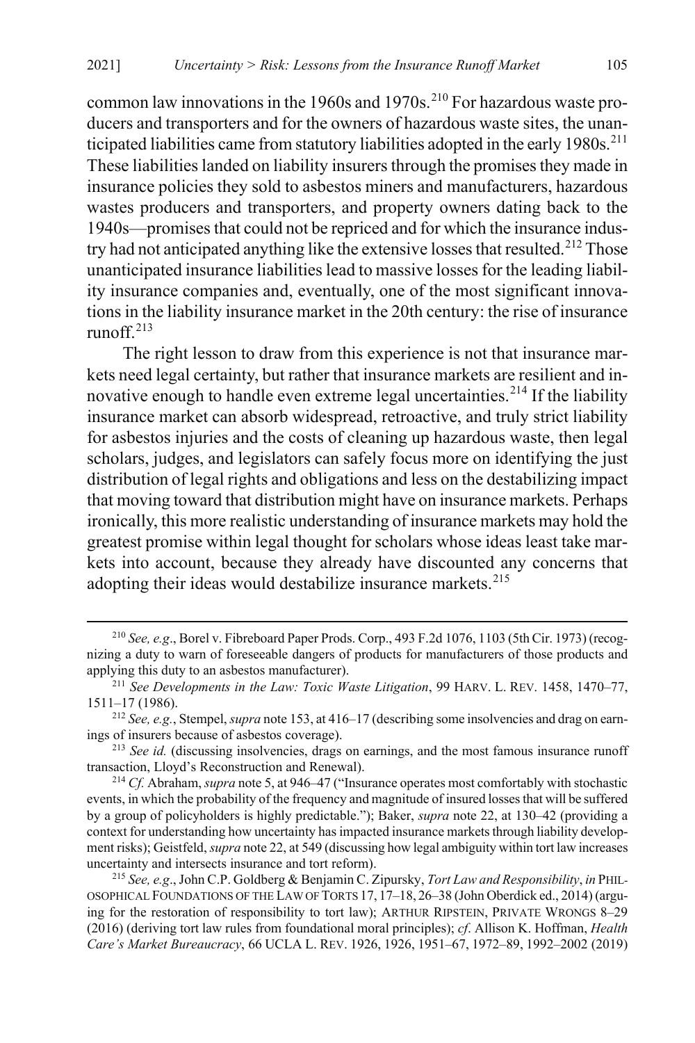common law innovations in the 1960s and 1970s.[210] For hazardous waste producers and transporters and for the owners of hazardous waste sites, the unanticipated liabilities came from statutory liabilities adopted in the early 1980s.[211] These liabilities landed on liability insurers through the promises they made in insurance policies they sold to asbestos miners and manufacturers, hazardous wastes producers and transporters, and property owners dating back to the 1940s—promises that could not be repriced and for which the insurance industry had not anticipated anything like the extensive losses that resulted.[212] Those unanticipated insurance liabilities lead to massive losses for the leading liability insurance companies and, eventually, one of the most significant innovations in the liability insurance market in the 20th century: the rise of insurance runoff.[213]

The right lesson to draw from this experience is not that insurance markets need legal certainty, but rather that insurance markets are resilient and innovative enough to handle even extreme legal uncertainties.[214] If the liability insurance market can absorb widespread, retroactive, and truly strict liability for asbestos injuries and the costs of cleaning up hazardous waste, then legal scholars, judges, and legislators can safely focus more on identifying the just distribution of legal rights and obligations and less on the destabilizing impact that moving toward that distribution might have on insurance markets. Perhaps ironically, this more realistic understanding of insurance markets may hold the greatest promise within legal thought for scholars whose ideas least take markets into account, because they already have discounted any concerns that adopting their ideas would destabilize insurance markets.[215]

---

[210] *See, e.g*., Borel v. Fibreboard Paper Prods. Corp., 493 F.2d 1076, 1103 (5th Cir. 1973) (recognizing a duty to warn of foreseeable dangers of products for manufacturers of those products and applying this duty to an asbestos manufacturer).

[211] *See Developments in the Law: Toxic Waste Litigation*, 99 HARV. L. REV. 1458, 1470–77, 1511–17 (1986).

[212] *See, e.g.*, Stempel, *supra* note 153, at 416–17 (describing some insolvencies and drag on earnings of insurers because of asbestos coverage).

[213] *See id.* (discussing insolvencies, drags on earnings, and the most famous insurance runoff transaction, Lloyd's Reconstruction and Renewal).

[214] *Cf.* Abraham, *supra* note 5, at 946–47 ("Insurance operates most comfortably with stochastic events, in which the probability of the frequency and magnitude of insured losses that will be suffered by a group of policyholders is highly predictable."); Baker, *supra* note 22, at 130–42 (providing a context for understanding how uncertainty has impacted insurance markets through liability development risks); Geistfeld, *supra* note 22, at 549 (discussing how legal ambiguity within tort law increases uncertainty and intersects insurance and tort reform).

[215] *See, e.g*., John C.P. Goldberg & Benjamin C. Zipursky, *Tort Law and Responsibility*, *in* PHILOSOPHICAL FOUNDATIONS OF THE LAW OF TORTS 17, 17–18, 26–38 (John Oberdick ed., 2014) (arguing for the restoration of responsibility to tort law); ARTHUR RIPSTEIN, PRIVATE WRONGS 8–29 (2016) (deriving tort law rules from foundational moral principles); *cf*. Allison K. Hoffman, *Health Care's Market Bureaucracy*, 66 UCLA L. REV. 1926, 1926, 1951–67, 1972–89, 1992–2002 (2019)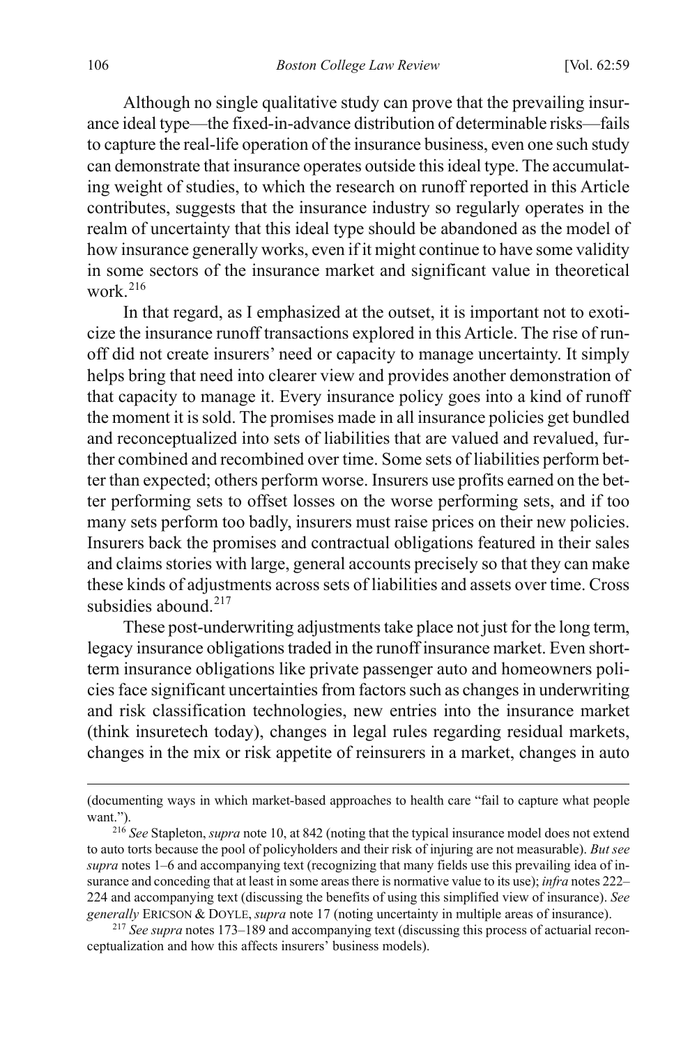Although no single qualitative study can prove that the prevailing insurance ideal type—the fixed-in-advance distribution of determinable risks—fails to capture the real-life operation of the insurance business, even one such study can demonstrate that insurance operates outside this ideal type. The accumulating weight of studies, to which the research on runoff reported in this Article contributes, suggests that the insurance industry so regularly operates in the realm of uncertainty that this ideal type should be abandoned as the model of how insurance generally works, even if it might continue to have some validity in some sectors of the insurance market and significant value in theoretical work.[216]

In that regard, as I emphasized at the outset, it is important not to exoticize the insurance runoff transactions explored in this Article. The rise of runoff did not create insurers' need or capacity to manage uncertainty. It simply helps bring that need into clearer view and provides another demonstration of that capacity to manage it. Every insurance policy goes into a kind of runoff the moment it is sold. The promises made in all insurance policies get bundled and reconceptualized into sets of liabilities that are valued and revalued, further combined and recombined over time. Some sets of liabilities perform better than expected; others perform worse. Insurers use profits earned on the better performing sets to offset losses on the worse performing sets, and if too many sets perform too badly, insurers must raise prices on their new policies. Insurers back the promises and contractual obligations featured in their sales and claims stories with large, general accounts precisely so that they can make these kinds of adjustments across sets of liabilities and assets over time. Cross subsidies abound.[217]

These post-underwriting adjustments take place not just for the long term, legacy insurance obligations traded in the runoff insurance market. Even short-term insurance obligations like private passenger auto and homeowners policies face significant uncertainties from factors such as changes in underwriting and risk classification technologies, new entries into the insurance market (think insuretech today), changes in legal rules regarding residual markets, changes in the mix or risk appetite of reinsurers in a market, changes in auto

---

(documenting ways in which market-based approaches to health care "fail to capture what people want.").

[216] *See* Stapleton, *supra* note 10, at 842 (noting that the typical insurance model does not extend to auto torts because the pool of policyholders and their risk of injuring are not measurable). *But see supra* notes 1–6 and accompanying text (recognizing that many fields use this prevailing idea of insurance and conceding that at least in some areas there is normative value to its use); *infra* notes 222–224 and accompanying text (discussing the benefits of using this simplified view of insurance). *See generally* ERICSON & DOYLE, *supra* note 17 (noting uncertainty in multiple areas of insurance).

[217] *See supra* notes 173–189 and accompanying text (discussing this process of actuarial reconceptualization and how this affects insurers' business models).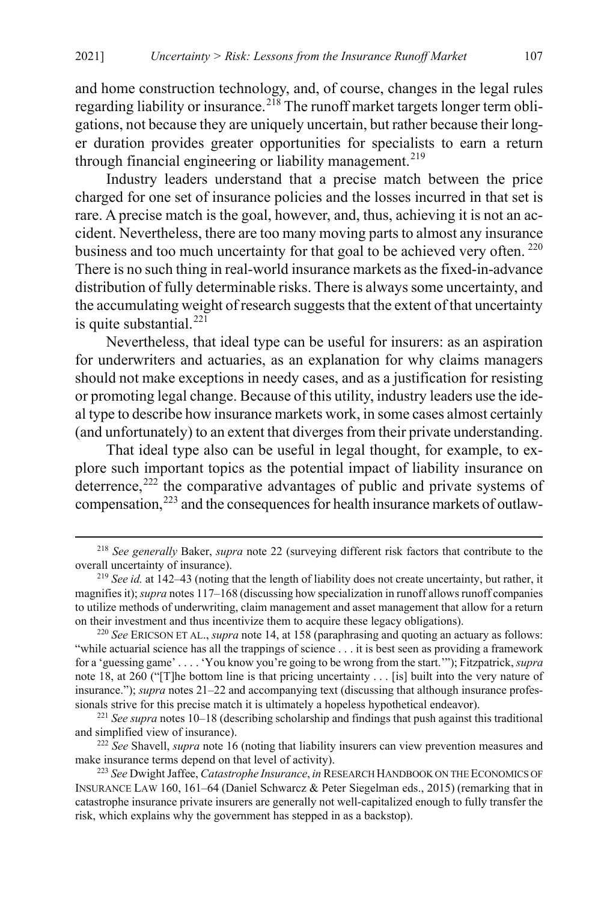and home construction technology, and, of course, changes in the legal rules regarding liability or insurance.[218] The runoff market targets longer term obligations, not because they are uniquely uncertain, but rather because their longer duration provides greater opportunities for specialists to earn a return through financial engineering or liability management.[219]

Industry leaders understand that a precise match between the price charged for one set of insurance policies and the losses incurred in that set is rare. A precise match is the goal, however, and, thus, achieving it is not an accident. Nevertheless, there are too many moving parts to almost any insurance business and too much uncertainty for that goal to be achieved very often.[220] There is no such thing in real-world insurance markets as the fixed-in-advance distribution of fully determinable risks. There is always some uncertainty, and the accumulating weight of research suggests that the extent of that uncertainty is quite substantial.[221]

Nevertheless, that ideal type can be useful for insurers: as an aspiration for underwriters and actuaries, as an explanation for why claims managers should not make exceptions in needy cases, and as a justification for resisting or promoting legal change. Because of this utility, industry leaders use the ideal type to describe how insurance markets work, in some cases almost certainly (and unfortunately) to an extent that diverges from their private understanding.

That ideal type also can be useful in legal thought, for example, to explore such important topics as the potential impact of liability insurance on deterrence,[222] the comparative advantages of public and private systems of compensation,[223] and the consequences for health insurance markets of outlaw-

---

[218] *See generally* Baker, *supra* note 22 (surveying different risk factors that contribute to the overall uncertainty of insurance).

[219] *See id.* at 142–43 (noting that the length of liability does not create uncertainty, but rather, it magnifies it); *supra* notes 117–168 (discussing how specialization in runoff allows runoff companies to utilize methods of underwriting, claim management and asset management that allow for a return on their investment and thus incentivize them to acquire these legacy obligations).

[220] *See* ERICSON ET AL., *supra* note 14, at 158 (paraphrasing and quoting an actuary as follows: "while actuarial science has all the trappings of science . . . it is best seen as providing a framework for a 'guessing game' . . . . 'You know you're going to be wrong from the start.'"); Fitzpatrick, *supra* note 18, at 260 ("[T]he bottom line is that pricing uncertainty . . . [is] built into the very nature of insurance."); *supra* notes 21–22 and accompanying text (discussing that although insurance professionals strive for this precise match it is ultimately a hopeless hypothetical endeavor).

[221] *See supra* notes 10–18 (describing scholarship and findings that push against this traditional and simplified view of insurance).

[222] *See* Shavell, *supra* note 16 (noting that liability insurers can view prevention measures and make insurance terms depend on that level of activity).

[223] *See* Dwight Jaffee, *Catastrophe Insurance*, *in* RESEARCH HANDBOOK ON THE ECONOMICS OF INSURANCE LAW 160, 161–64 (Daniel Schwarcz & Peter Siegelman eds., 2015) (remarking that in catastrophe insurance private insurers are generally not well-capitalized enough to fully transfer the risk, which explains why the government has stepped in as a backstop).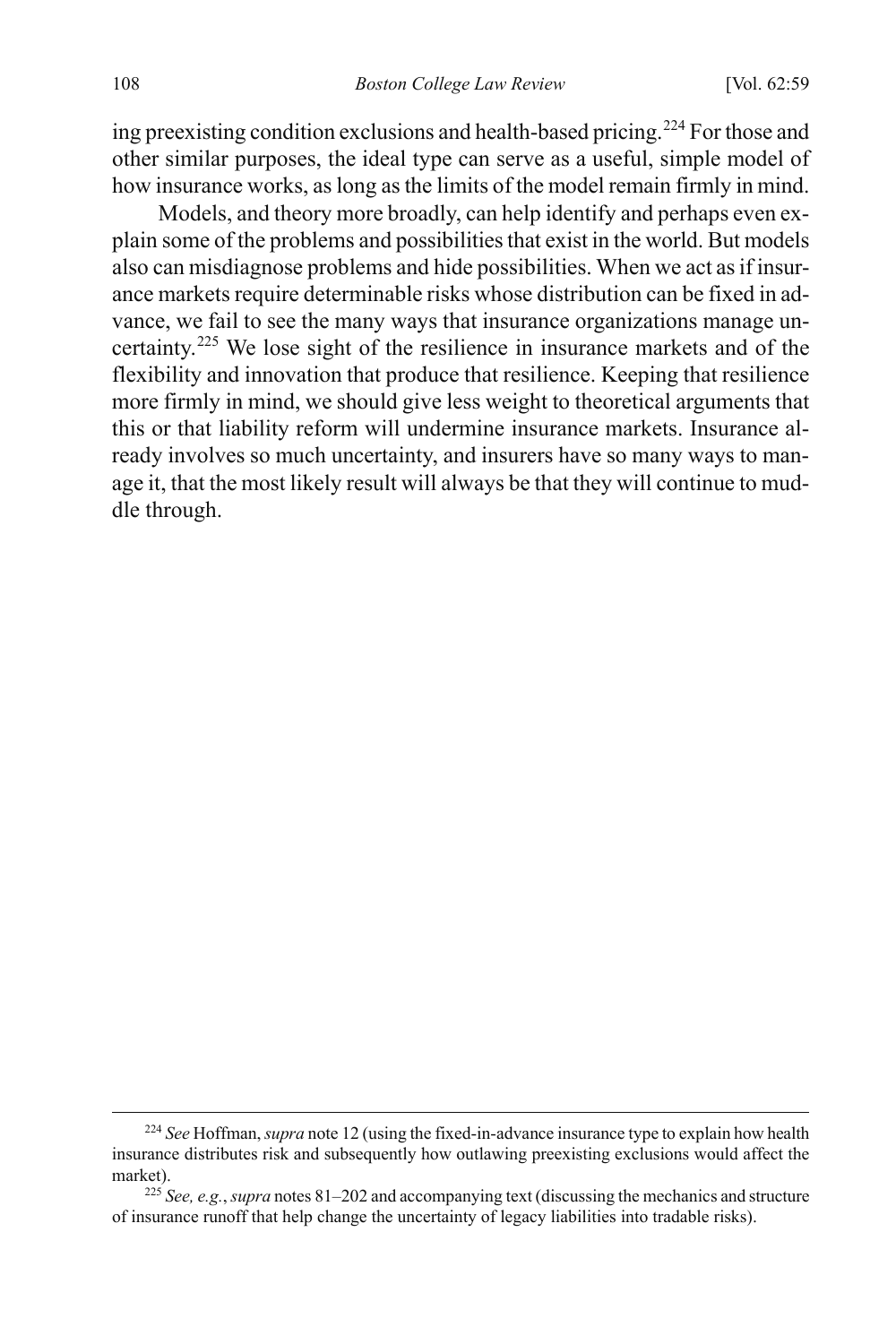ing preexisting condition exclusions and health-based pricing.[224] For those and other similar purposes, the ideal type can serve as a useful, simple model of how insurance works, as long as the limits of the model remain firmly in mind.

Models, and theory more broadly, can help identify and perhaps even explain some of the problems and possibilities that exist in the world. But models also can misdiagnose problems and hide possibilities. When we act as if insurance markets require determinable risks whose distribution can be fixed in advance, we fail to see the many ways that insurance organizations manage uncertainty.[225] We lose sight of the resilience in insurance markets and of the flexibility and innovation that produce that resilience. Keeping that resilience more firmly in mind, we should give less weight to theoretical arguments that this or that liability reform will undermine insurance markets. Insurance already involves so much uncertainty, and insurers have so many ways to manage it, that the most likely result will always be that they will continue to muddle through.

[224] *See* Hoffman, *supra* note 12 (using the fixed-in-advance insurance type to explain how health insurance distributes risk and subsequently how outlawing preexisting exclusions would affect the market).

[225] *See, e.g.*, *supra* notes 81–202 and accompanying text (discussing the mechanics and structure of insurance runoff that help change the uncertainty of legacy liabilities into tradable risks).